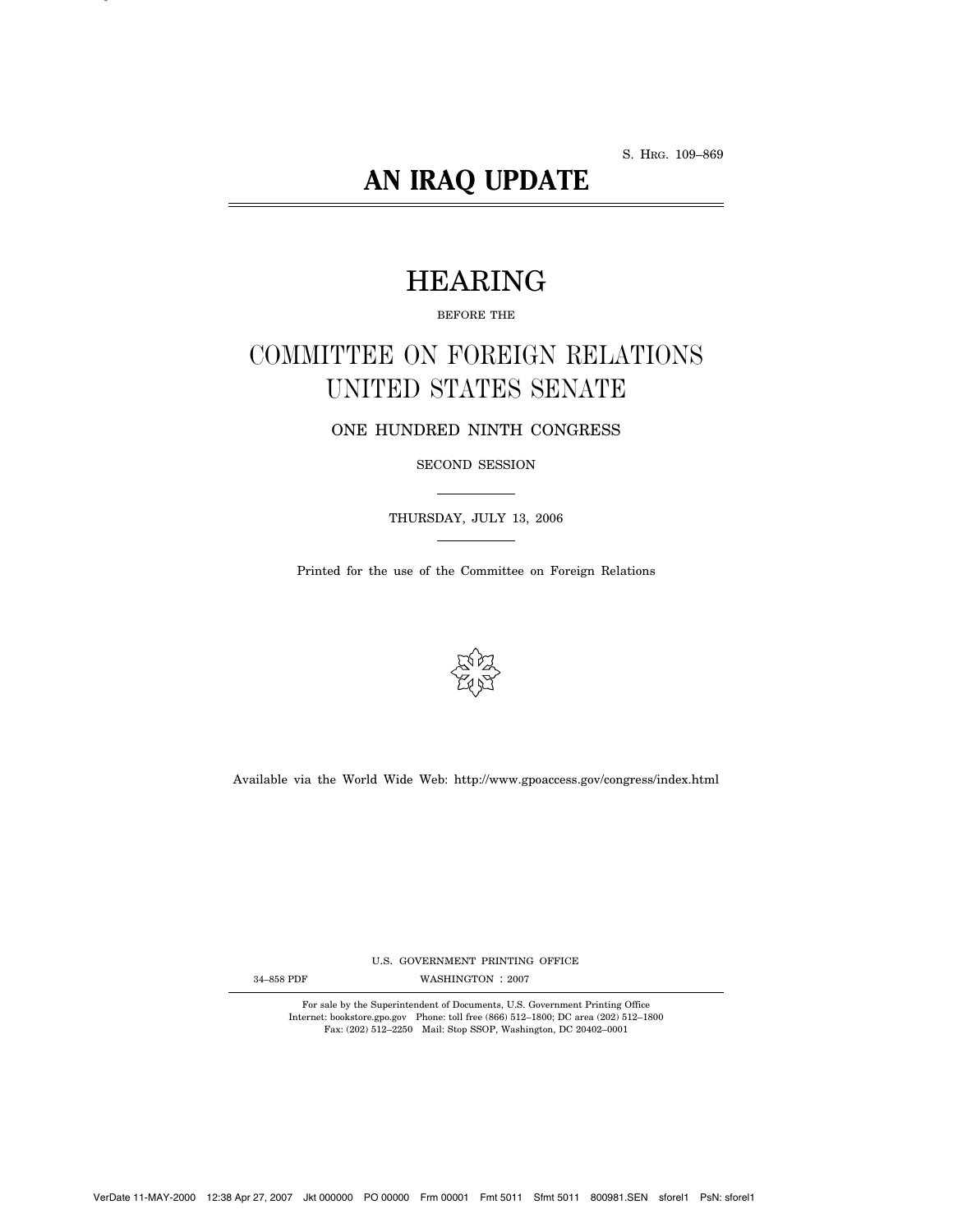S. HRG. 109–869

# AN IRAQ UPDATE

## HEARING

BEFORE THE

## COMMITTEE ON FOREIGN RELATIONS UNITED STATES SENATE

ONE HUNDRED NINTH CONGRESS

SECOND SESSION

THURSDAY, JULY 13, 2006

Printed for the use of the Committee on Foreign Relations

Available via the World Wide Web: http://www.gpoaccess.gov/congress/index.html

U.S. GOVERNMENT PRINTING OFFICE

34–858 PDF WASHINGTON : 2007

For sale by the Superintendent of Documents, U.S. Government Printing Office
Internet: bookstore.gpo.gov Phone: toll free (866) 512–1800; DC area (202) 512–1800
Fax: (202) 512–2250 Mail: Stop SSOP, Washington, DC 20402–0001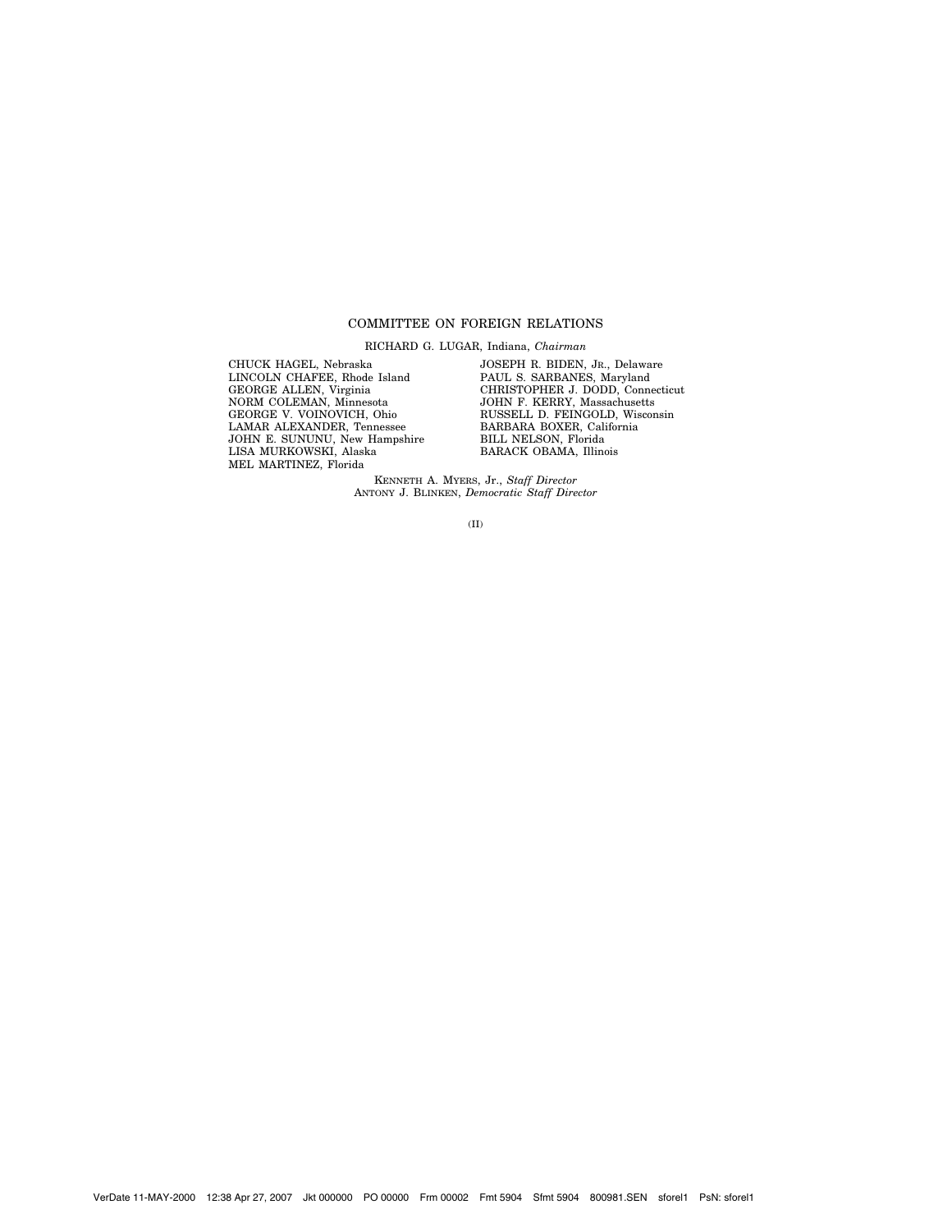## COMMITTEE ON FOREIGN RELATIONS

RICHARD G. LUGAR, Indiana, *Chairman*

CHUCK HAGEL, Nebraska
LINCOLN CHAFEE, Rhode Island
GEORGE ALLEN, Virginia
NORM COLEMAN, Minnesota
GEORGE V. VOINOVICH, Ohio
LAMAR ALEXANDER, Tennessee
JOHN E. SUNUNU, New Hampshire
LISA MURKOWSKI, Alaska
MEL MARTINEZ, Florida

JOSEPH R. BIDEN, JR., Delaware
PAUL S. SARBANES, Maryland
CHRISTOPHER J. DODD, Connecticut
JOHN F. KERRY, Massachusetts
RUSSELL D. FEINGOLD, Wisconsin
BARBARA BOXER, California
BILL NELSON, Florida
BARACK OBAMA, Illinois

KENNETH A. MYERS, Jr., *Staff Director*
ANTONY J. BLINKEN, *Democratic Staff Director*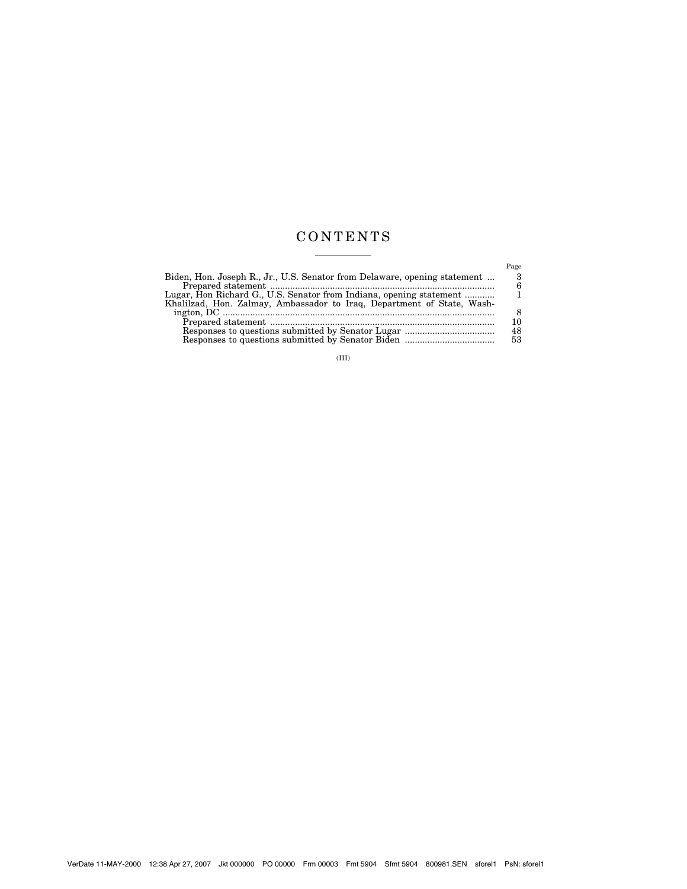# CONTENTS

| | Page |
|---|---|
| Biden, Hon. Joseph R., Jr., U.S. Senator from Delaware, opening statement | 3 |
| Prepared statement | 6 |
| Lugar, Hon Richard G., U.S. Senator from Indiana, opening statement | 1 |
| Khalilzad, Hon. Zalmay, Ambassador to Iraq, Department of State, Washington, DC | 8 |
| Prepared statement | 10 |
| Responses to questions submitted by Senator Lugar | 48 |
| Responses to questions submitted by Senator Biden | 53 |

(III)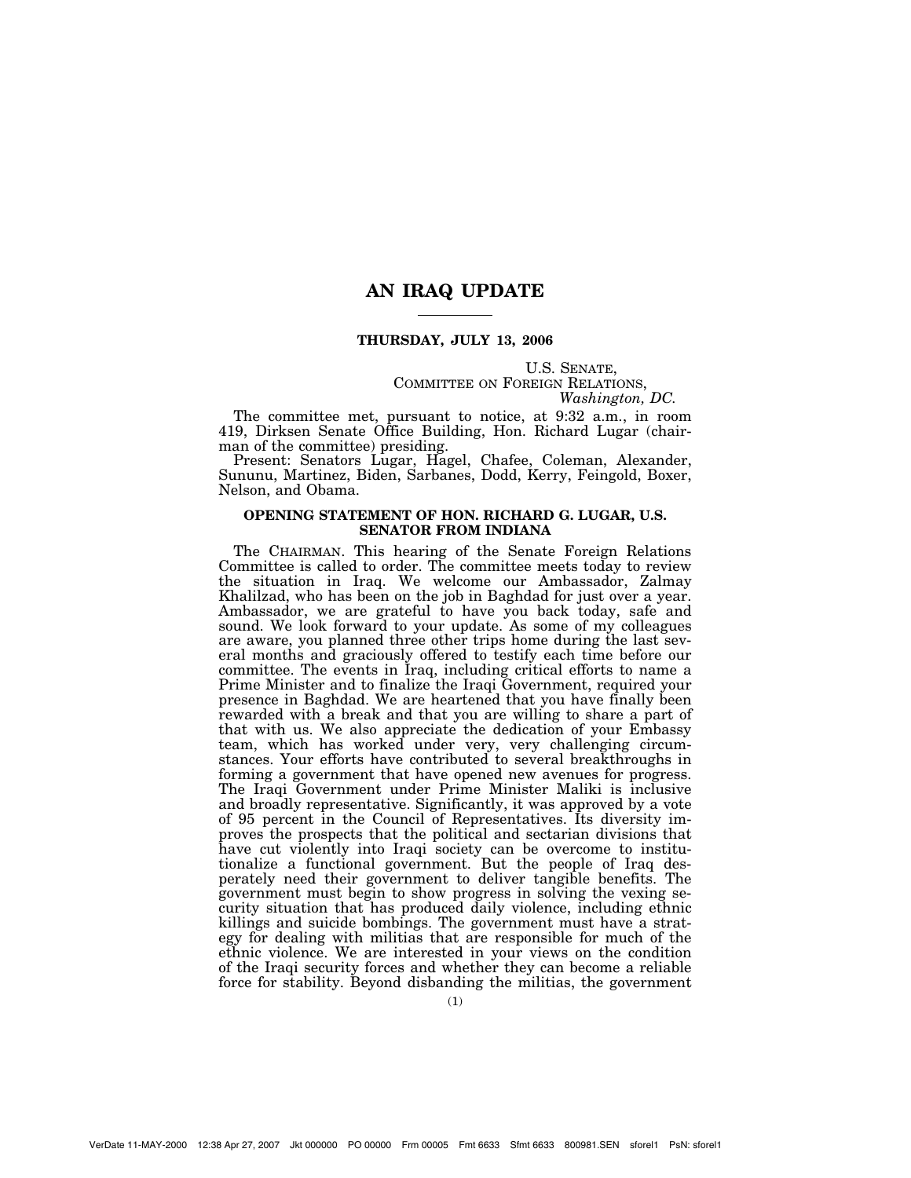# AN IRAQ UPDATE

**THURSDAY, JULY 13, 2006**

U.S. SENATE,
COMMITTEE ON FOREIGN RELATIONS,
*Washington, DC.*

The committee met, pursuant to notice, at 9:32 a.m., in room 419, Dirksen Senate Office Building, Hon. Richard Lugar (chairman of the committee) presiding.

Present: Senators Lugar, Hagel, Chafee, Coleman, Alexander, Sununu, Martinez, Biden, Sarbanes, Dodd, Kerry, Feingold, Boxer, Nelson, and Obama.

## OPENING STATEMENT OF HON. RICHARD G. LUGAR, U.S. SENATOR FROM INDIANA

The CHAIRMAN. This hearing of the Senate Foreign Relations Committee is called to order. The committee meets today to review the situation in Iraq. We welcome our Ambassador, Zalmay Khalilzad, who has been on the job in Baghdad for just over a year. Ambassador, we are grateful to have you back today, safe and sound. We look forward to your update. As some of my colleagues are aware, you planned three other trips home during the last several months and graciously offered to testify each time before our committee. The events in Iraq, including critical efforts to name a Prime Minister and to finalize the Iraqi Government, required your presence in Baghdad. We are heartened that you have finally been rewarded with a break and that you are willing to share a part of that with us. We also appreciate the dedication of your Embassy team, which has worked under very, very challenging circumstances. Your efforts have contributed to several breakthroughs in forming a government that have opened new avenues for progress. The Iraqi Government under Prime Minister Maliki is inclusive and broadly representative. Significantly, it was approved by a vote of 95 percent in the Council of Representatives. Its diversity improves the prospects that the political and sectarian divisions that have cut violently into Iraqi society can be overcome to institutionalize a functional government. But the people of Iraq desperately need their government to deliver tangible benefits. The government must begin to show progress in solving the vexing security situation that has produced daily violence, including ethnic killings and suicide bombings. The government must have a strategy for dealing with militias that are responsible for much of the ethnic violence. We are interested in your views on the condition of the Iraqi security forces and whether they can become a reliable force for stability. Beyond disbanding the militias, the government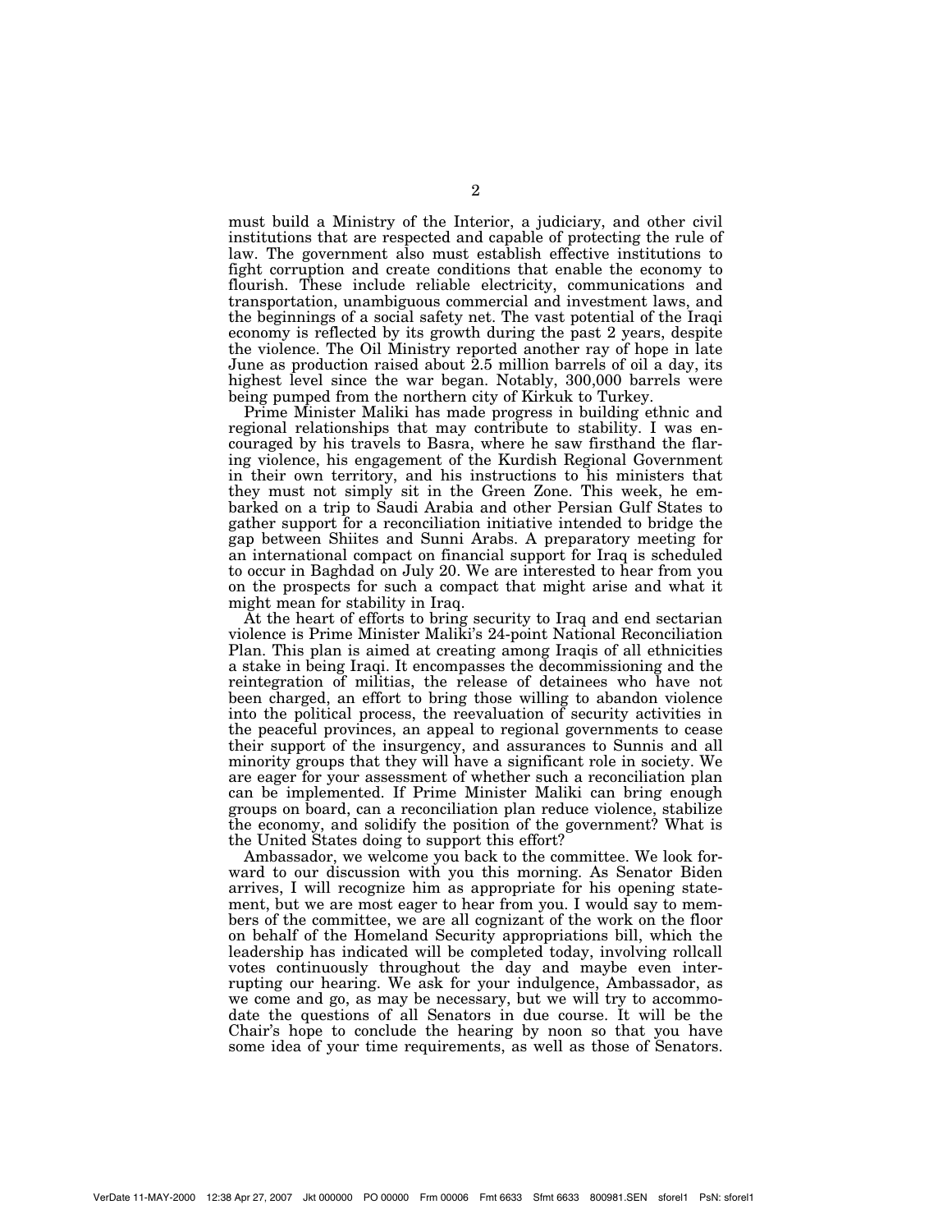must build a Ministry of the Interior, a judiciary, and other civil institutions that are respected and capable of protecting the rule of law. The government also must establish effective institutions to fight corruption and create conditions that enable the economy to flourish. These include reliable electricity, communications and transportation, unambiguous commercial and investment laws, and the beginnings of a social safety net. The vast potential of the Iraqi economy is reflected by its growth during the past 2 years, despite the violence. The Oil Ministry reported another ray of hope in late June as production raised about 2.5 million barrels of oil a day, its highest level since the war began. Notably, 300,000 barrels were being pumped from the northern city of Kirkuk to Turkey.

Prime Minister Maliki has made progress in building ethnic and regional relationships that may contribute to stability. I was encouraged by his travels to Basra, where he saw firsthand the flaring violence, his engagement of the Kurdish Regional Government in their own territory, and his instructions to his ministers that they must not simply sit in the Green Zone. This week, he embarked on a trip to Saudi Arabia and other Persian Gulf States to gather support for a reconciliation initiative intended to bridge the gap between Shiites and Sunni Arabs. A preparatory meeting for an international compact on financial support for Iraq is scheduled to occur in Baghdad on July 20. We are interested to hear from you on the prospects for such a compact that might arise and what it might mean for stability in Iraq.

At the heart of efforts to bring security to Iraq and end sectarian violence is Prime Minister Maliki's 24-point National Reconciliation Plan. This plan is aimed at creating among Iraqis of all ethnicities a stake in being Iraqi. It encompasses the decommissioning and the reintegration of militias, the release of detainees who have not been charged, an effort to bring those willing to abandon violence into the political process, the reevaluation of security activities in the peaceful provinces, an appeal to regional governments to cease their support of the insurgency, and assurances to Sunnis and all minority groups that they will have a significant role in society. We are eager for your assessment of whether such a reconciliation plan can be implemented. If Prime Minister Maliki can bring enough groups on board, can a reconciliation plan reduce violence, stabilize the economy, and solidify the position of the government? What is the United States doing to support this effort?

Ambassador, we welcome you back to the committee. We look forward to our discussion with you this morning. As Senator Biden arrives, I will recognize him as appropriate for his opening statement, but we are most eager to hear from you. I would say to members of the committee, we are all cognizant of the work on the floor on behalf of the Homeland Security appropriations bill, which the leadership has indicated will be completed today, involving rollcall votes continuously throughout the day and maybe even interrupting our hearing. We ask for your indulgence, Ambassador, as we come and go, as may be necessary, but we will try to accommodate the questions of all Senators in due course. It will be the Chair's hope to conclude the hearing by noon so that you have some idea of your time requirements, as well as those of Senators.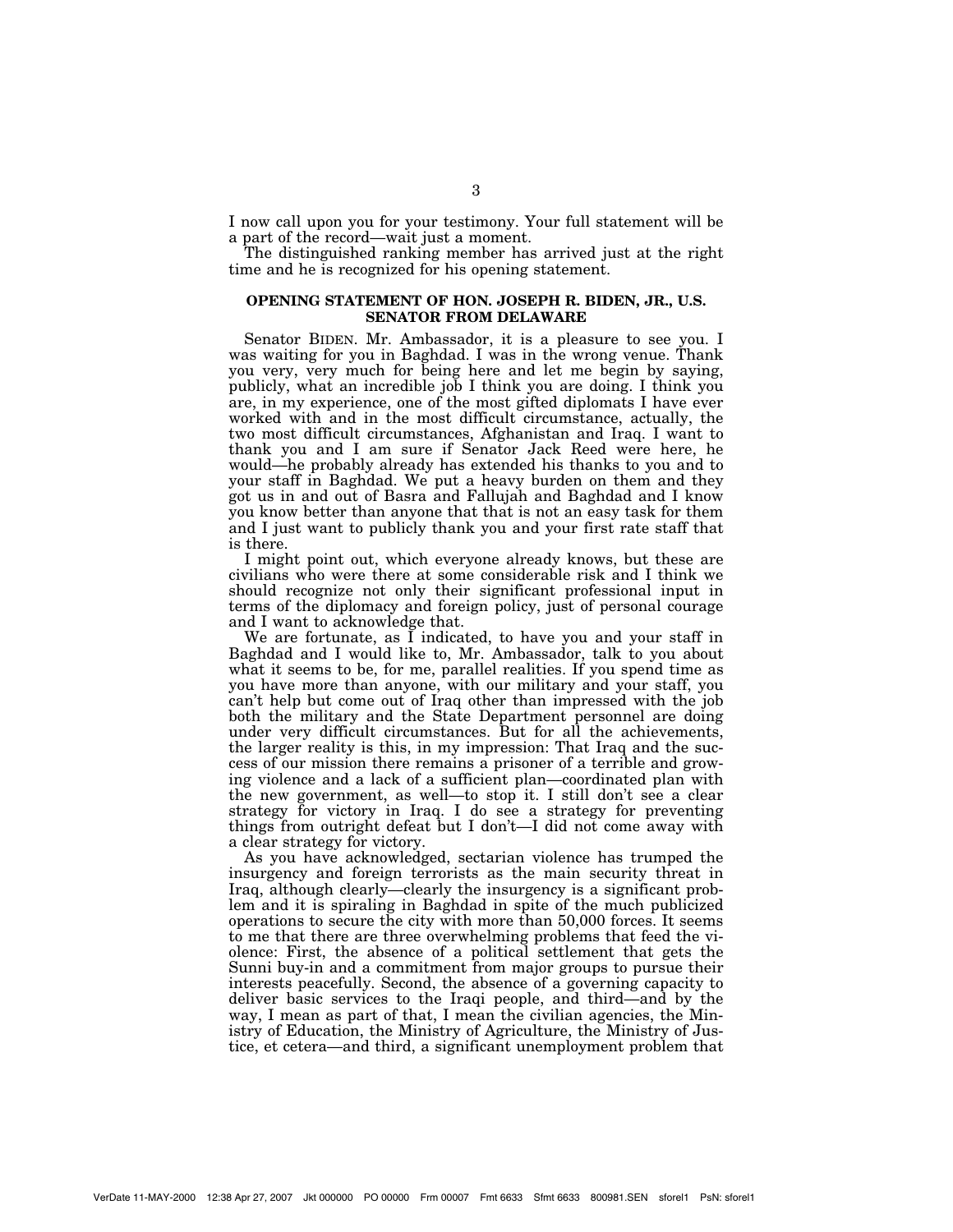I now call upon you for your testimony. Your full statement will be a part of the record—wait just a moment.

The distinguished ranking member has arrived just at the right time and he is recognized for his opening statement.

## OPENING STATEMENT OF HON. JOSEPH R. BIDEN, JR., U.S. SENATOR FROM DELAWARE

Senator BIDEN. Mr. Ambassador, it is a pleasure to see you. I was waiting for you in Baghdad. I was in the wrong venue. Thank you very, very much for being here and let me begin by saying, publicly, what an incredible job I think you are doing. I think you are, in my experience, one of the most gifted diplomats I have ever worked with and in the most difficult circumstance, actually, the two most difficult circumstances, Afghanistan and Iraq. I want to thank you and I am sure if Senator Jack Reed were here, he would—he probably already has extended his thanks to you and to your staff in Baghdad. We put a heavy burden on them and they got us in and out of Basra and Fallujah and Baghdad and I know you know better than anyone that that is not an easy task for them and I just want to publicly thank you and your first rate staff that is there.

I might point out, which everyone already knows, but these are civilians who were there at some considerable risk and I think we should recognize not only their significant professional input in terms of the diplomacy and foreign policy, just of personal courage and I want to acknowledge that.

We are fortunate, as I indicated, to have you and your staff in Baghdad and I would like to, Mr. Ambassador, talk to you about what it seems to be, for me, parallel realities. If you spend time as you have more than anyone, with our military and your staff, you can't help but come out of Iraq other than impressed with the job both the military and the State Department personnel are doing under very difficult circumstances. But for all the achievements, the larger reality is this, in my impression: That Iraq and the success of our mission there remains a prisoner of a terrible and growing violence and a lack of a sufficient plan—coordinated plan with the new government, as well—to stop it. I still don't see a clear strategy for victory in Iraq. I do see a strategy for preventing things from outright defeat but I don't—I did not come away with a clear strategy for victory.

As you have acknowledged, sectarian violence has trumped the insurgency and foreign terrorists as the main security threat in Iraq, although clearly—clearly the insurgency is a significant problem and it is spiraling in Baghdad in spite of the much publicized operations to secure the city with more than 50,000 forces. It seems to me that there are three overwhelming problems that feed the violence: First, the absence of a political settlement that gets the Sunni buy-in and a commitment from major groups to pursue their interests peacefully. Second, the absence of a governing capacity to deliver basic services to the Iraqi people, and third—and by the way, I mean as part of that, I mean the civilian agencies, the Ministry of Education, the Ministry of Agriculture, the Ministry of Justice, et cetera—and third, a significant unemployment problem that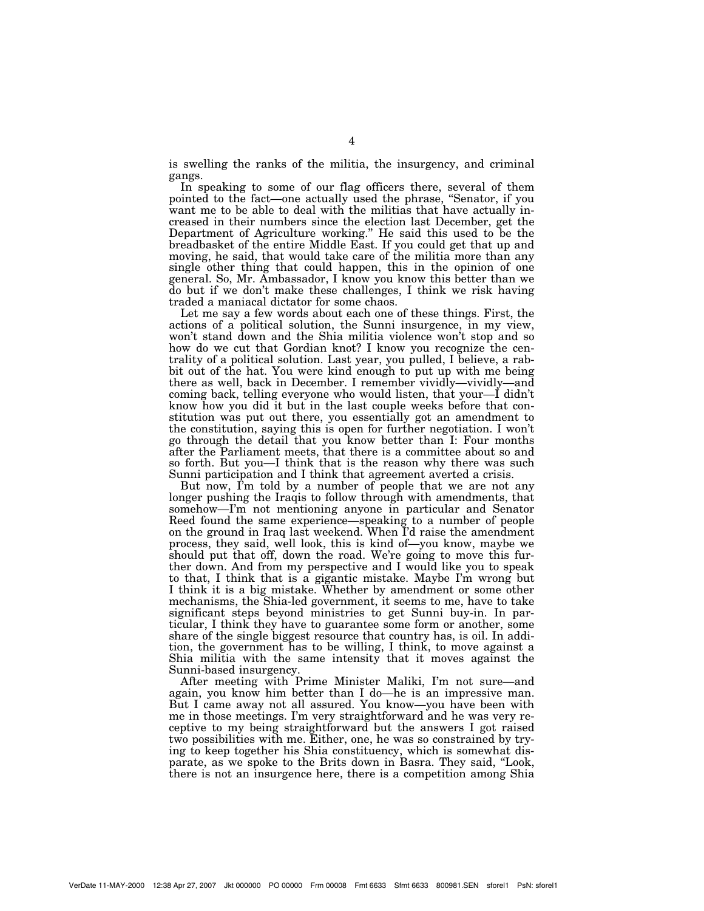is swelling the ranks of the militia, the insurgency, and criminal gangs.

In speaking to some of our flag officers there, several of them pointed to the fact—one actually used the phrase, "Senator, if you want me to be able to deal with the militias that have actually increased in their numbers since the election last December, get the Department of Agriculture working." He said this used to be the breadbasket of the entire Middle East. If you could get that up and moving, he said, that would take care of the militia more than any single other thing that could happen, this in the opinion of one general. So, Mr. Ambassador, I know you know this better than we do but if we don't make these challenges, I think we risk having traded a maniacal dictator for some chaos.

Let me say a few words about each one of these things. First, the actions of a political solution, the Sunni insurgence, in my view, won't stand down and the Shia militia violence won't stop and so how do we cut that Gordian knot? I know you recognize the centrality of a political solution. Last year, you pulled, I believe, a rabbit out of the hat. You were kind enough to put up with me being there as well, back in December. I remember vividly—vividly—and coming back, telling everyone who would listen, that your—I didn't know how you did it but in the last couple weeks before that constitution was put out there, you essentially got an amendment to the constitution, saying this is open for further negotiation. I won't go through the detail that you know better than I: Four months after the Parliament meets, that there is a committee about so and so forth. But you—I think that is the reason why there was such Sunni participation and I think that agreement averted a crisis.

But now, I'm told by a number of people that we are not any longer pushing the Iraqis to follow through with amendments, that somehow—I'm not mentioning anyone in particular and Senator Reed found the same experience—speaking to a number of people on the ground in Iraq last weekend. When I'd raise the amendment process, they said, well look, this is kind of—you know, maybe we should put that off, down the road. We're going to move this further down. And from my perspective and I would like you to speak to that, I think that is a gigantic mistake. Maybe I'm wrong but I think it is a big mistake. Whether by amendment or some other mechanisms, the Shia-led government, it seems to me, have to take significant steps beyond ministries to get Sunni buy-in. In particular, I think they have to guarantee some form or another, some share of the single biggest resource that country has, is oil. In addition, the government has to be willing, I think, to move against a Shia militia with the same intensity that it moves against the Sunni-based insurgency.

After meeting with Prime Minister Maliki, I'm not sure—and again, you know him better than I do—he is an impressive man. But I came away not all assured. You know—you have been with me in those meetings. I'm very straightforward and he was very receptive to my being straightforward but the answers I got raised two possibilities with me. Either, one, he was so constrained by trying to keep together his Shia constituency, which is somewhat disparate, as we spoke to the Brits down in Basra. They said, "Look, there is not an insurgence here, there is a competition among Shia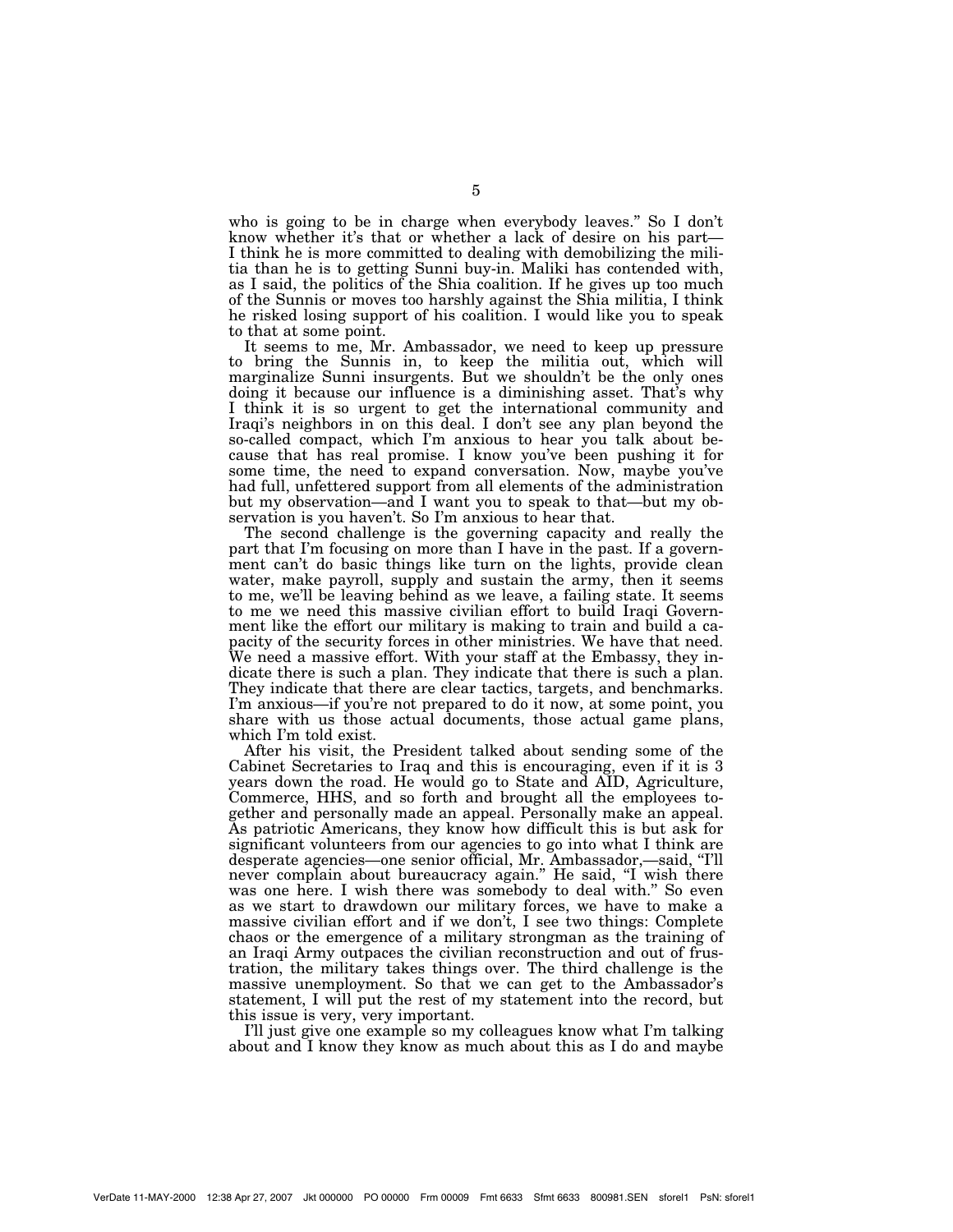who is going to be in charge when everybody leaves." So I don't know whether it's that or whether a lack of desire on his part—I think he is more committed to dealing with demobilizing the militia than he is to getting Sunni buy-in. Maliki has contended with, as I said, the politics of the Shia coalition. If he gives up too much of the Sunnis or moves too harshly against the Shia militia, I think he risked losing support of his coalition. I would like you to speak to that at some point.

It seems to me, Mr. Ambassador, we need to keep up pressure to bring the Sunnis in, to keep the militia out, which will marginalize Sunni insurgents. But we shouldn't be the only ones doing it because our influence is a diminishing asset. That's why I think it is so urgent to get the international community and Iraqi's neighbors in on this deal. I don't see any plan beyond the so-called compact, which I'm anxious to hear you talk about because that has real promise. I know you've been pushing it for some time, the need to expand conversation. Now, maybe you've had full, unfettered support from all elements of the administration but my observation—and I want you to speak to that—but my observation is you haven't. So I'm anxious to hear that.

The second challenge is the governing capacity and really the part that I'm focusing on more than I have in the past. If a government can't do basic things like turn on the lights, provide clean water, make payroll, supply and sustain the army, then it seems to me, we'll be leaving behind as we leave, a failing state. It seems to me we need this massive civilian effort to build Iraqi Government like the effort our military is making to train and build a capacity of the security forces in other ministries. We have that need. We need a massive effort. With your staff at the Embassy, they indicate there is such a plan. They indicate that there is such a plan. They indicate that there are clear tactics, targets, and benchmarks. I'm anxious—if you're not prepared to do it now, at some point, you share with us those actual documents, those actual game plans, which I'm told exist.

After his visit, the President talked about sending some of the Cabinet Secretaries to Iraq and this is encouraging, even if it is 3 years down the road. He would go to State and AID, Agriculture, Commerce, HHS, and so forth and brought all the employees together and personally made an appeal. Personally make an appeal. As patriotic Americans, they know how difficult this is but ask for significant volunteers from our agencies to go into what I think are desperate agencies—one senior official, Mr. Ambassador,—said, "I'll never complain about bureaucracy again." He said, "I wish there was one here. I wish there was somebody to deal with." So even as we start to drawdown our military forces, we have to make a massive civilian effort and if we don't, I see two things: Complete chaos or the emergence of a military strongman as the training of an Iraqi Army outpaces the civilian reconstruction and out of frustration, the military takes things over. The third challenge is the massive unemployment. So that we can get to the Ambassador's statement, I will put the rest of my statement into the record, but this issue is very, very important.

I'll just give one example so my colleagues know what I'm talking about and I know they know as much about this as I do and maybe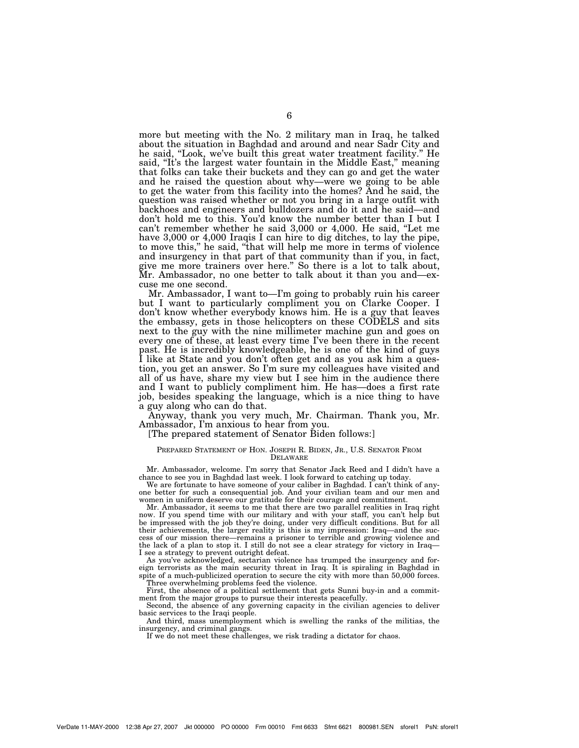more but meeting with the No. 2 military man in Iraq, he talked about the situation in Baghdad and around and near Sadr City and he said, "Look, we've built this great water treatment facility." He said, "It's the largest water fountain in the Middle East," meaning that folks can take their buckets and they can go and get the water and he raised the question about why—were we going to be able to get the water from this facility into the homes? And he said, the question was raised whether or not you bring in a large outfit with backhoes and engineers and bulldozers and do it and he said—and don't hold me to this. You'd know the number better than I but I can't remember whether he said 3,000 or 4,000. He said, "Let me have 3,000 or 4,000 Iraqis I can hire to dig ditches, to lay the pipe, to move this," he said, "that will help me more in terms of violence and insurgency in that part of that community than if you, in fact, give me more trainers over here." So there is a lot to talk about, Mr. Ambassador, no one better to talk about it than you and—excuse me one second.

Mr. Ambassador, I want to—I'm going to probably ruin his career but I want to particularly compliment you on Clarke Cooper. I don't know whether everybody knows him. He is a guy that leaves the embassy, gets in those helicopters on these CODELS and sits next to the guy with the nine millimeter machine gun and goes on every one of these, at least every time I've been there in the recent past. He is incredibly knowledgeable, he is one of the kind of guys I like at State and you don't often get and as you ask him a question, you get an answer. So I'm sure my colleagues have visited and all of us have, share my view but I see him in the audience there and I want to publicly compliment him. He has—does a first rate job, besides speaking the language, which is a nice thing to have a guy along who can do that.

Anyway, thank you very much, Mr. Chairman. Thank you, Mr. Ambassador, I'm anxious to hear from you.

[The prepared statement of Senator Biden follows:]

PREPARED STATEMENT OF HON. JOSEPH R. BIDEN, JR., U.S. SENATOR FROM DELAWARE

Mr. Ambassador, welcome. I'm sorry that Senator Jack Reed and I didn't have a chance to see you in Baghdad last week. I look forward to catching up today.

We are fortunate to have someone of your caliber in Baghdad. I can't think of anyone better for such a consequential job. And your civilian team and our men and women in uniform deserve our gratitude for their courage and commitment.

Mr. Ambassador, it seems to me that there are two parallel realities in Iraq right now. If you spend time with our military and with your staff, you can't help but be impressed with the job they're doing, under very difficult conditions. But for all their achievements, the larger reality is this is my impression: Iraq—and the success of our mission there—remains a prisoner to terrible and growing violence and the lack of a plan to stop it. I still do not see a clear strategy for victory in Iraq—I see a strategy to prevent outright defeat.

As you've acknowledged, sectarian violence has trumped the insurgency and foreign terrorists as the main security threat in Iraq. It is spiraling in Baghdad in spite of a much-publicized operation to secure the city with more than 50,000 forces.

Three overwhelming problems feed the violence.

First, the absence of a political settlement that gets Sunni buy-in and a commitment from the major groups to pursue their interests peacefully.

Second, the absence of any governing capacity in the civilian agencies to deliver basic services to the Iraqi people.

And third, mass unemployment which is swelling the ranks of the militias, the insurgency, and criminal gangs.

If we do not meet these challenges, we risk trading a dictator for chaos.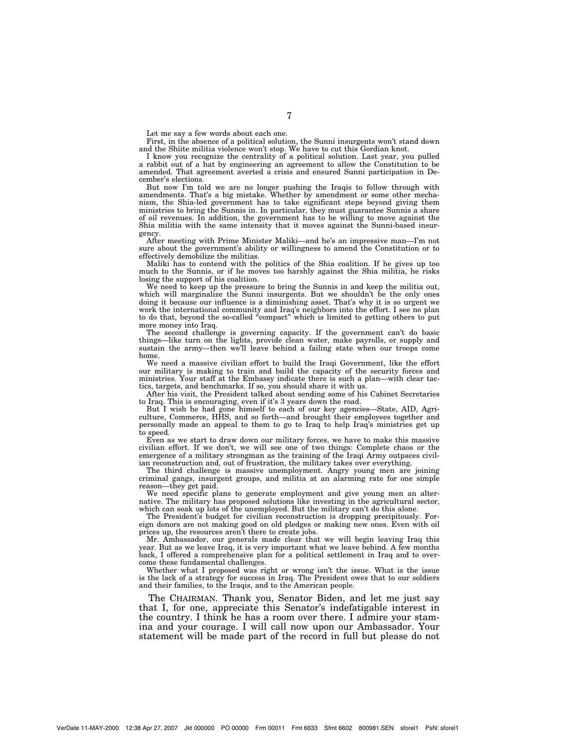Let me say a few words about each one.

First, in the absence of a political solution, the Sunni insurgents won't stand down and the Shiite militia violence won't stop. We have to cut this Gordian knot.

I know you recognize the centrality of a political solution. Last year, you pulled a rabbit out of a hat by engineering an agreement to allow the Constitution to be amended. That agreement averted a crisis and ensured Sunni participation in December's elections.

But now I'm told we are no longer pushing the Iraqis to follow through with amendments. That's a big mistake. Whether by amendment or some other mechanism, the Shia-led government has to take significant steps beyond giving them ministries to bring the Sunnis in. In particular, they must guarantee Sunnis a share of oil revenues. In addition, the government has to be willing to move against the Shia militia with the same intensity that it moves against the Sunni-based insurgency.

After meeting with Prime Minister Maliki—and he's an impressive man—I'm not sure about the government's ability or willingness to amend the Constitution or to effectively demobilize the militias.

Maliki has to contend with the politics of the Shia coalition. If he gives up too much to the Sunnis, or if he moves too harshly against the Shia militia, he risks losing the support of his coalition.

We need to keep up the pressure to bring the Sunnis in and keep the militia out, which will marginalize the Sunni insurgents. But we shouldn't be the only ones doing it because our influence is a diminishing asset. That's why it is so urgent we work the international community and Iraq's neighbors into the effort. I see no plan to do that, beyond the so-called "compact" which is limited to getting others to put more money into Iraq.

The second challenge is governing capacity. If the government can't do basic things—like turn on the lights, provide clean water, make payrolls, or supply and sustain the army—then we'll leave behind a failing state when our troops come home.

We need a massive civilian effort to build the Iraqi Government, like the effort our military is making to train and build the capacity of the security forces and ministries. Your staff at the Embassy indicate there is such a plan—with clear tactics, targets, and benchmarks. If so, you should share it with us.

After his visit, the President talked about sending some of his Cabinet Secretaries to Iraq. This is encouraging, even if it's 3 years down the road.

But I wish he had gone himself to each of our key agencies—State, AID, Agriculture, Commerce, HHS, and so forth—and brought their employees together and personally made an appeal to them to go to Iraq to help Iraq's ministries get up to speed.

Even as we start to draw down our military forces, we have to make this massive civilian effort. If we don't, we will see one of two things: Complete chaos or the emergence of a military strongman as the training of the Iraqi Army outpaces civilian reconstruction and, out of frustration, the military takes over everything.

The third challenge is massive unemployment. Angry young men are joining criminal gangs, insurgent groups, and militia at an alarming rate for one simple reason—they get paid.

We need specific plans to generate employment and give young men an alternative. The military has proposed solutions like investing in the agricultural sector, which can soak up lots of the unemployed. But the military can't do this alone.

The President's budget for civilian reconstruction is dropping precipitously. Foreign donors are not making good on old pledges or making new ones. Even with oil prices up, the resources aren't there to create jobs.

Mr. Ambassador, our generals made clear that we will begin leaving Iraq this year. But as we leave Iraq, it is very important what we leave behind. A few months back, I offered a comprehensive plan for a political settlement in Iraq and to overcome these fundamental challenges.

Whether what I proposed was right or wrong isn't the issue. What is the issue is the lack of a strategy for success in Iraq. The President owes that to our soldiers and their families, to the Iraqis, and to the American people.

The CHAIRMAN. Thank you, Senator Biden, and let me just say that I, for one, appreciate this Senator's indefatigable interest in the country. I think he has a room over there. I admire your stamina and your courage. I will call now upon our Ambassador. Your statement will be made part of the record in full but please do not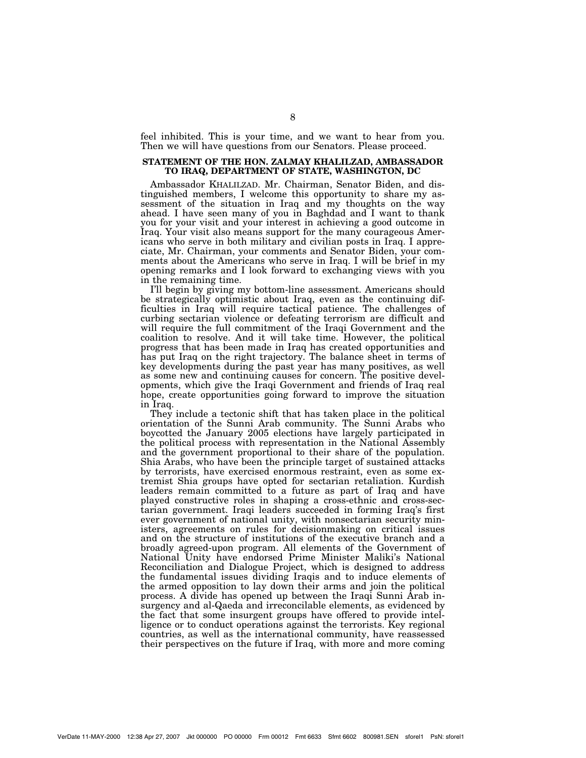feel inhibited. This is your time, and we want to hear from you. Then we will have questions from our Senators. Please proceed.

## STATEMENT OF THE HON. ZALMAY KHALILZAD, AMBASSADOR TO IRAQ, DEPARTMENT OF STATE, WASHINGTON, DC

Ambassador KHALILZAD. Mr. Chairman, Senator Biden, and distinguished members, I welcome this opportunity to share my assessment of the situation in Iraq and my thoughts on the way ahead. I have seen many of you in Baghdad and I want to thank you for your visit and your interest in achieving a good outcome in Iraq. Your visit also means support for the many courageous Americans who serve in both military and civilian posts in Iraq. I appreciate, Mr. Chairman, your comments and Senator Biden, your comments about the Americans who serve in Iraq. I will be brief in my opening remarks and I look forward to exchanging views with you in the remaining time.

I'll begin by giving my bottom-line assessment. Americans should be strategically optimistic about Iraq, even as the continuing difficulties in Iraq will require tactical patience. The challenges of curbing sectarian violence or defeating terrorism are difficult and will require the full commitment of the Iraqi Government and the coalition to resolve. And it will take time. However, the political progress that has been made in Iraq has created opportunities and has put Iraq on the right trajectory. The balance sheet in terms of key developments during the past year has many positives, as well as some new and continuing causes for concern. The positive developments, which give the Iraqi Government and friends of Iraq real hope, create opportunities going forward to improve the situation in Iraq.

They include a tectonic shift that has taken place in the political orientation of the Sunni Arab community. The Sunni Arabs who boycotted the January 2005 elections have largely participated in the political process with representation in the National Assembly and the government proportional to their share of the population. Shia Arabs, who have been the principle target of sustained attacks by terrorists, have exercised enormous restraint, even as some extremist Shia groups have opted for sectarian retaliation. Kurdish leaders remain committed to a future as part of Iraq and have played constructive roles in shaping a cross-ethnic and cross-sectarian government. Iraqi leaders succeeded in forming Iraq's first ever government of national unity, with nonsectarian security ministers, agreements on rules for decisionmaking on critical issues and on the structure of institutions of the executive branch and a broadly agreed-upon program. All elements of the Government of National Unity have endorsed Prime Minister Maliki's National Reconciliation and Dialogue Project, which is designed to address the fundamental issues dividing Iraqis and to induce elements of the armed opposition to lay down their arms and join the political process. A divide has opened up between the Iraqi Sunni Arab insurgency and al-Qaeda and irreconcilable elements, as evidenced by the fact that some insurgent groups have offered to provide intelligence or to conduct operations against the terrorists. Key regional countries, as well as the international community, have reassessed their perspectives on the future if Iraq, with more and more coming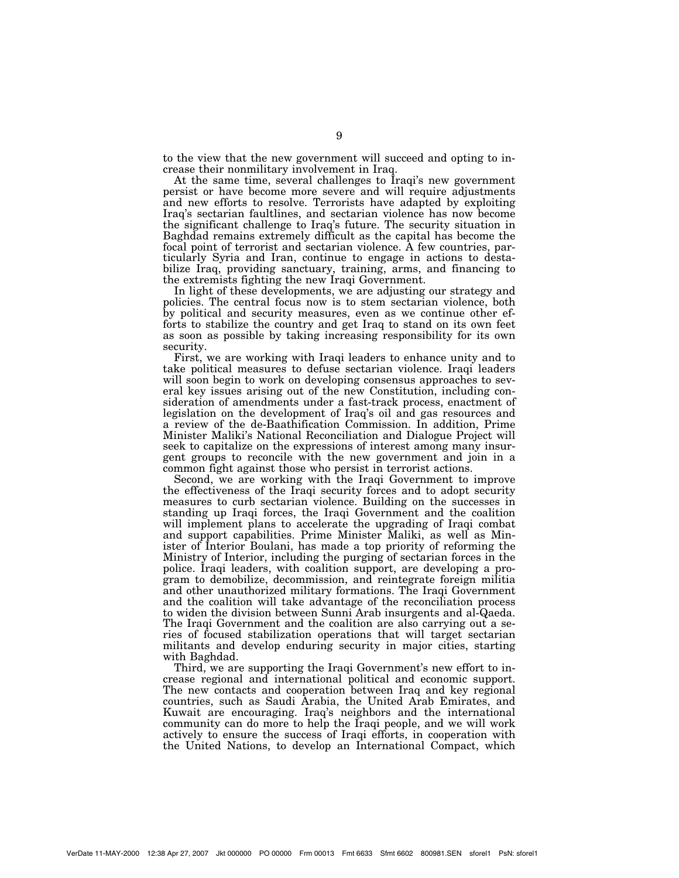to the view that the new government will succeed and opting to increase their nonmilitary involvement in Iraq.

At the same time, several challenges to Iraqi's new government persist or have become more severe and will require adjustments and new efforts to resolve. Terrorists have adapted by exploiting Iraq's sectarian faultlines, and sectarian violence has now become the significant challenge to Iraq's future. The security situation in Baghdad remains extremely difficult as the capital has become the focal point of terrorist and sectarian violence. A few countries, particularly Syria and Iran, continue to engage in actions to destabilize Iraq, providing sanctuary, training, arms, and financing to the extremists fighting the new Iraqi Government.

In light of these developments, we are adjusting our strategy and policies. The central focus now is to stem sectarian violence, both by political and security measures, even as we continue other efforts to stabilize the country and get Iraq to stand on its own feet as soon as possible by taking increasing responsibility for its own security.

First, we are working with Iraqi leaders to enhance unity and to take political measures to defuse sectarian violence. Iraqi leaders will soon begin to work on developing consensus approaches to several key issues arising out of the new Constitution, including consideration of amendments under a fast-track process, enactment of legislation on the development of Iraq's oil and gas resources and a review of the de-Baathification Commission. In addition, Prime Minister Maliki's National Reconciliation and Dialogue Project will seek to capitalize on the expressions of interest among many insurgent groups to reconcile with the new government and join in a common fight against those who persist in terrorist actions.

Second, we are working with the Iraqi Government to improve the effectiveness of the Iraqi security forces and to adopt security measures to curb sectarian violence. Building on the successes in standing up Iraqi forces, the Iraqi Government and the coalition will implement plans to accelerate the upgrading of Iraqi combat and support capabilities. Prime Minister Maliki, as well as Minister of Interior Boulani, has made a top priority of reforming the Ministry of Interior, including the purging of sectarian forces in the police. Iraqi leaders, with coalition support, are developing a program to demobilize, decommission, and reintegrate foreign militia and other unauthorized military formations. The Iraqi Government and the coalition will take advantage of the reconciliation process to widen the division between Sunni Arab insurgents and al-Qaeda. The Iraqi Government and the coalition are also carrying out a series of focused stabilization operations that will target sectarian militants and develop enduring security in major cities, starting with Baghdad.

Third, we are supporting the Iraqi Government's new effort to increase regional and international political and economic support. The new contacts and cooperation between Iraq and key regional countries, such as Saudi Arabia, the United Arab Emirates, and Kuwait are encouraging. Iraq's neighbors and the international community can do more to help the Iraqi people, and we will work actively to ensure the success of Iraqi efforts, in cooperation with the United Nations, to develop an International Compact, which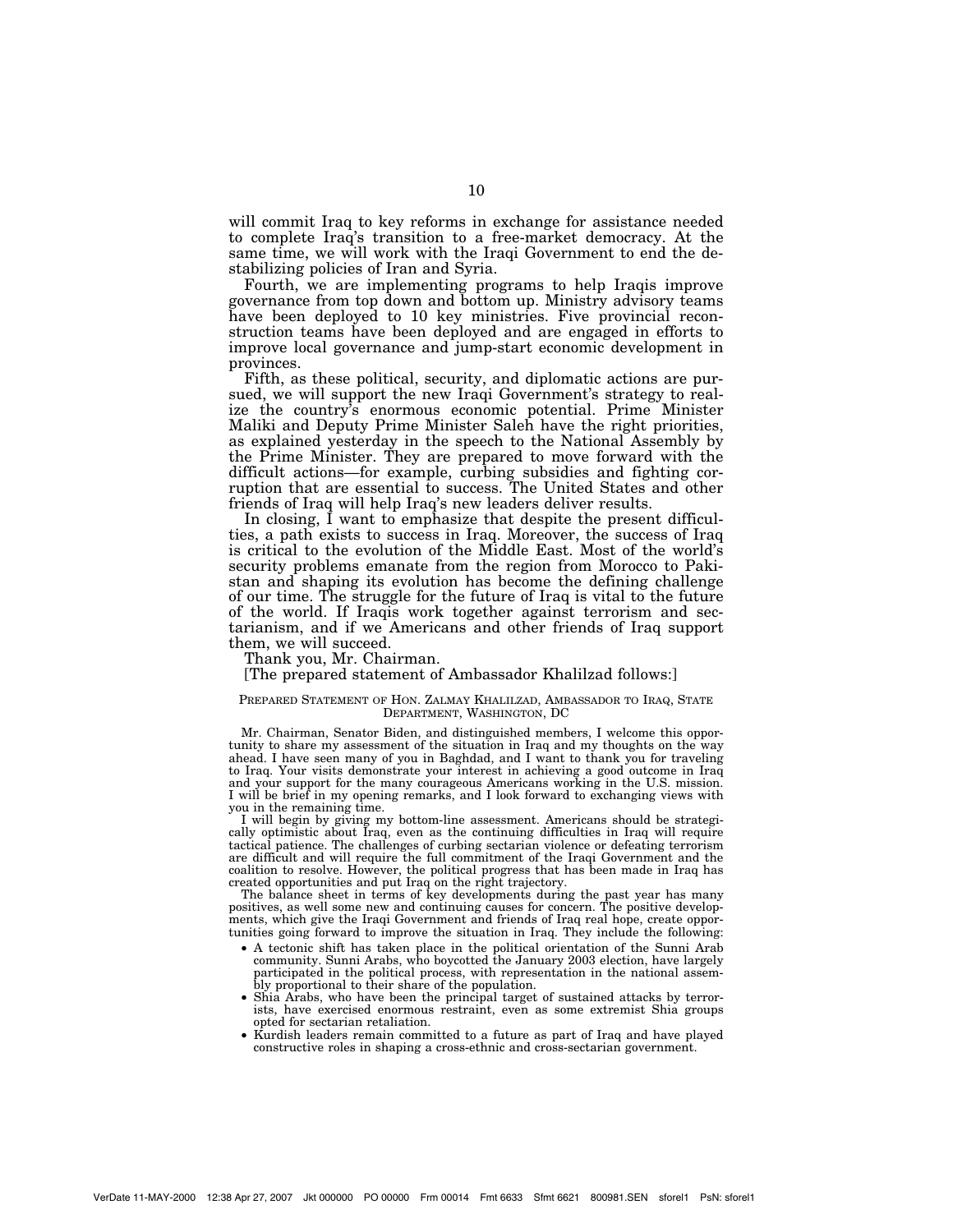will commit Iraq to key reforms in exchange for assistance needed to complete Iraq's transition to a free-market democracy. At the same time, we will work with the Iraqi Government to end the destabilizing policies of Iran and Syria.

Fourth, we are implementing programs to help Iraqis improve governance from top down and bottom up. Ministry advisory teams have been deployed to 10 key ministries. Five provincial reconstruction teams have been deployed and are engaged in efforts to improve local governance and jump-start economic development in provinces.

Fifth, as these political, security, and diplomatic actions are pursued, we will support the new Iraqi Government's strategy to realize the country's enormous economic potential. Prime Minister Maliki and Deputy Prime Minister Saleh have the right priorities, as explained yesterday in the speech to the National Assembly by the Prime Minister. They are prepared to move forward with the difficult actions—for example, curbing subsidies and fighting corruption that are essential to success. The United States and other friends of Iraq will help Iraq's new leaders deliver results.

In closing, I want to emphasize that despite the present difficulties, a path exists to success in Iraq. Moreover, the success of Iraq is critical to the evolution of the Middle East. Most of the world's security problems emanate from the region from Morocco to Pakistan and shaping its evolution has become the defining challenge of our time. The struggle for the future of Iraq is vital to the future of the world. If Iraqis work together against terrorism and sectarianism, and if we Americans and other friends of Iraq support them, we will succeed.

Thank you, Mr. Chairman.

[The prepared statement of Ambassador Khalilzad follows:]

PREPARED STATEMENT OF HON. ZALMAY KHALILZAD, AMBASSADOR TO IRAQ, STATE DEPARTMENT, WASHINGTON, DC

Mr. Chairman, Senator Biden, and distinguished members, I welcome this opportunity to share my assessment of the situation in Iraq and my thoughts on the way ahead. I have seen many of you in Baghdad, and I want to thank you for traveling to Iraq. Your visits demonstrate your interest in achieving a good outcome in Iraq and your support for the many courageous Americans working in the U.S. mission. I will be brief in my opening remarks, and I look forward to exchanging views with you in the remaining time.

I will begin by giving my bottom-line assessment. Americans should be strategically optimistic about Iraq, even as the continuing difficulties in Iraq will require tactical patience. The challenges of curbing sectarian violence or defeating terrorism are difficult and will require the full commitment of the Iraqi Government and the coalition to resolve. However, the political progress that has been made in Iraq has created opportunities and put Iraq on the right trajectory.

The balance sheet in terms of key developments during the past year has many positives, as well some new and continuing causes for concern. The positive developments, which give the Iraqi Government and friends of Iraq real hope, create opportunities going forward to improve the situation in Iraq. They include the following:

- A tectonic shift has taken place in the political orientation of the Sunni Arab community. Sunni Arabs, who boycotted the January 2003 election, have largely participated in the political process, with representation in the national assembly proportional to their share of the population.
- Shia Arabs, who have been the principal target of sustained attacks by terrorists, have exercised enormous restraint, even as some extremist Shia groups opted for sectarian retaliation.
- Kurdish leaders remain committed to a future as part of Iraq and have played constructive roles in shaping a cross-ethnic and cross-sectarian government.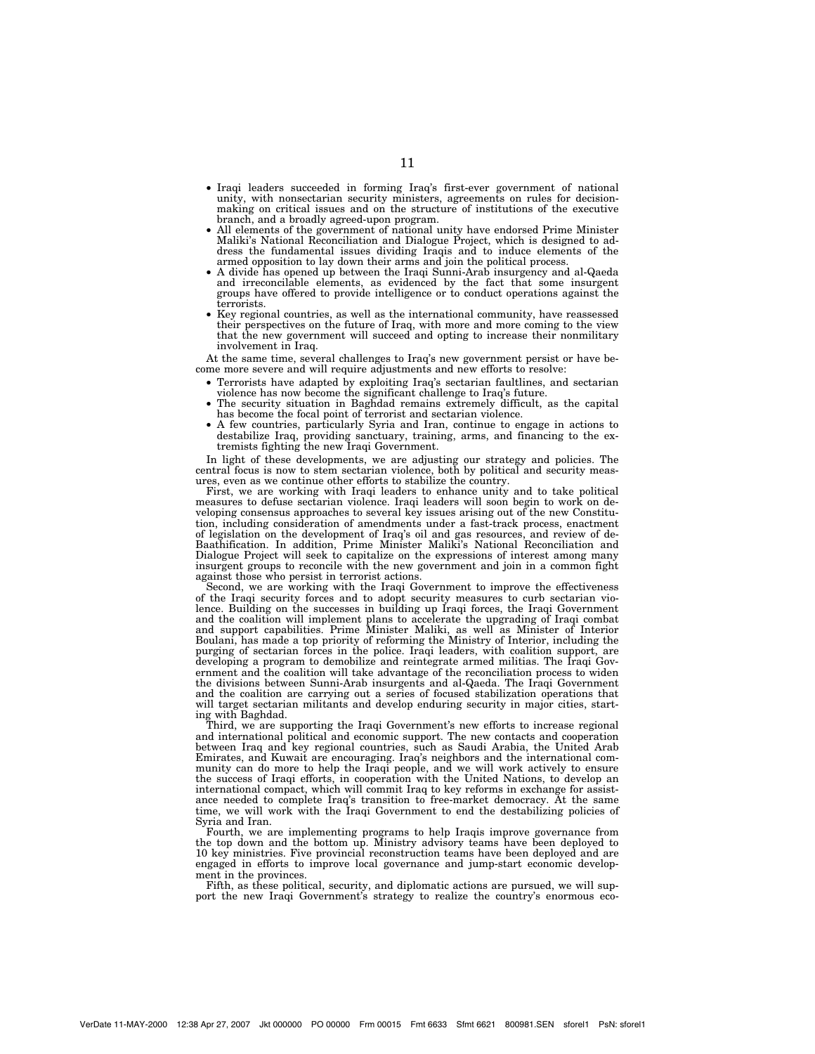- Iraqi leaders succeeded in forming Iraq's first-ever government of national unity, with nonsectarian security ministers, agreements on rules for decision-making on critical issues and on the structure of institutions of the executive branch, and a broadly agreed-upon program.
- All elements of the government of national unity have endorsed Prime Minister Maliki's National Reconciliation and Dialogue Project, which is designed to address the fundamental issues dividing Iraqis and to induce elements of the armed opposition to lay down their arms and join the political process.
- A divide has opened up between the Iraqi Sunni-Arab insurgency and al-Qaeda and irreconcilable elements, as evidenced by the fact that some insurgent groups have offered to provide intelligence or to conduct operations against the terrorists.
- Key regional countries, as well as the international community, have reassessed their perspectives on the future of Iraq, with more and more coming to the view that the new government will succeed and opting to increase their nonmilitary involvement in Iraq.

At the same time, several challenges to Iraq's new government persist or have become more severe and will require adjustments and new efforts to resolve:

- Terrorists have adapted by exploiting Iraq's sectarian faultlines, and sectarian violence has now become the significant challenge to Iraq's future.
- The security situation in Baghdad remains extremely difficult, as the capital has become the focal point of terrorist and sectarian violence.
- A few countries, particularly Syria and Iran, continue to engage in actions to destabilize Iraq, providing sanctuary, training, arms, and financing to the extremists fighting the new Iraqi Government.

In light of these developments, we are adjusting our strategy and policies. The central focus is now to stem sectarian violence, both by political and security measures, even as we continue other efforts to stabilize the country.

First, we are working with Iraqi leaders to enhance unity and to take political measures to defuse sectarian violence. Iraqi leaders will soon begin to work on developing consensus approaches to several key issues arising out of the new Constitution, including consideration of amendments under a fast-track process, enactment of legislation on the development of Iraq's oil and gas resources, and review of de-Baathification. In addition, Prime Minister Maliki's National Reconciliation and Dialogue Project will seek to capitalize on the expressions of interest among many insurgent groups to reconcile with the new government and join in a common fight against those who persist in terrorist actions.

Second, we are working with the Iraqi Government to improve the effectiveness of the Iraqi security forces and to adopt security measures to curb sectarian violence. Building on the successes in building up Iraqi forces, the Iraqi Government and the coalition will implement plans to accelerate the upgrading of Iraqi combat and support capabilities. Prime Minister Maliki, as well as Minister of Interior Boulani, has made a top priority of reforming the Ministry of Interior, including the purging of sectarian forces in the police. Iraqi leaders, with coalition support, are developing a program to demobilize and reintegrate armed militias. The Iraqi Government and the coalition will take advantage of the reconciliation process to widen the divisions between Sunni-Arab insurgents and al-Qaeda. The Iraqi Government and the coalition are carrying out a series of focused stabilization operations that will target sectarian militants and develop enduring security in major cities, starting with Baghdad.

Third, we are supporting the Iraqi Government's new efforts to increase regional and international political and economic support. The new contacts and cooperation between Iraq and key regional countries, such as Saudi Arabia, the United Arab Emirates, and Kuwait are encouraging. Iraq's neighbors and the international community can do more to help the Iraqi people, and we will work actively to ensure the success of Iraqi efforts, in cooperation with the United Nations, to develop an international compact, which will commit Iraq to key reforms in exchange for assistance needed to complete Iraq's transition to free-market democracy. At the same time, we will work with the Iraqi Government to end the destabilizing policies of Syria and Iran.

Fourth, we are implementing programs to help Iraqis improve governance from the top down and the bottom up. Ministry advisory teams have been deployed to 10 key ministries. Five provincial reconstruction teams have been deployed and are engaged in efforts to improve local governance and jump-start economic development in the provinces.

Fifth, as these political, security, and diplomatic actions are pursued, we will support the new Iraqi Government's strategy to realize the country's enormous eco-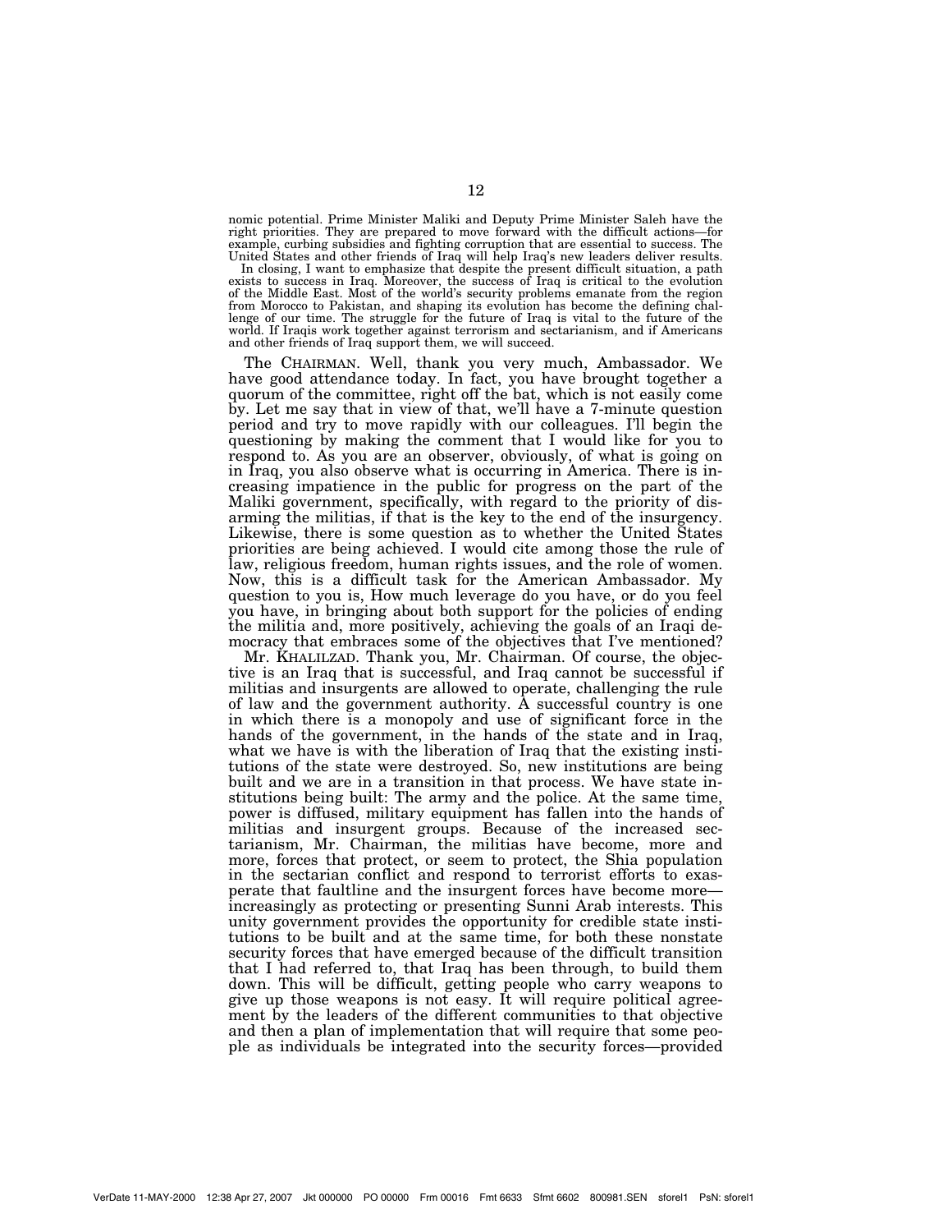nomic potential. Prime Minister Maliki and Deputy Prime Minister Saleh have the right priorities. They are prepared to move forward with the difficult actions—for example, curbing subsidies and fighting corruption that are essential to success. The United States and other friends of Iraq will help Iraq's new leaders deliver results.

In closing, I want to emphasize that despite the present difficult situation, a path exists to success in Iraq. Moreover, the success of Iraq is critical to the evolution of the Middle East. Most of the world's security problems emanate from the region from Morocco to Pakistan, and shaping its evolution has become the defining challenge of our time. The struggle for the future of Iraq is vital to the future of the world. If Iraqis work together against terrorism and sectarianism, and if Americans and other friends of Iraq support them, we will succeed.

The CHAIRMAN. Well, thank you very much, Ambassador. We have good attendance today. In fact, you have brought together a quorum of the committee, right off the bat, which is not easily come by. Let me say that in view of that, we'll have a 7-minute question period and try to move rapidly with our colleagues. I'll begin the questioning by making the comment that I would like for you to respond to. As you are an observer, obviously, of what is going on in Iraq, you also observe what is occurring in America. There is increasing impatience in the public for progress on the part of the Maliki government, specifically, with regard to the priority of disarming the militias, if that is the key to the end of the insurgency. Likewise, there is some question as to whether the United States priorities are being achieved. I would cite among those the rule of law, religious freedom, human rights issues, and the role of women. Now, this is a difficult task for the American Ambassador. My question to you is, How much leverage do you have, or do you feel you have, in bringing about both support for the policies of ending the militia and, more positively, achieving the goals of an Iraqi democracy that embraces some of the objectives that I've mentioned?

Mr. KHALILZAD. Thank you, Mr. Chairman. Of course, the objective is an Iraq that is successful, and Iraq cannot be successful if militias and insurgents are allowed to operate, challenging the rule of law and the government authority. A successful country is one in which there is a monopoly and use of significant force in the hands of the government, in the hands of the state and in Iraq, what we have is with the liberation of Iraq that the existing institutions of the state were destroyed. So, new institutions are being built and we are in a transition in that process. We have state institutions being built: The army and the police. At the same time, power is diffused, military equipment has fallen into the hands of militias and insurgent groups. Because of the increased sectarianism, Mr. Chairman, the militias have become, more and more, forces that protect, or seem to protect, the Shia population in the sectarian conflict and respond to terrorist efforts to exasperate that faultline and the insurgent forces have become more—increasingly as protecting or presenting Sunni Arab interests. This unity government provides the opportunity for credible state institutions to be built and at the same time, for both these nonstate security forces that have emerged because of the difficult transition that I had referred to, that Iraq has been through, to build them down. This will be difficult, getting people who carry weapons to give up those weapons is not easy. It will require political agreement by the leaders of the different communities to that objective and then a plan of implementation that will require that some people as individuals be integrated into the security forces—provided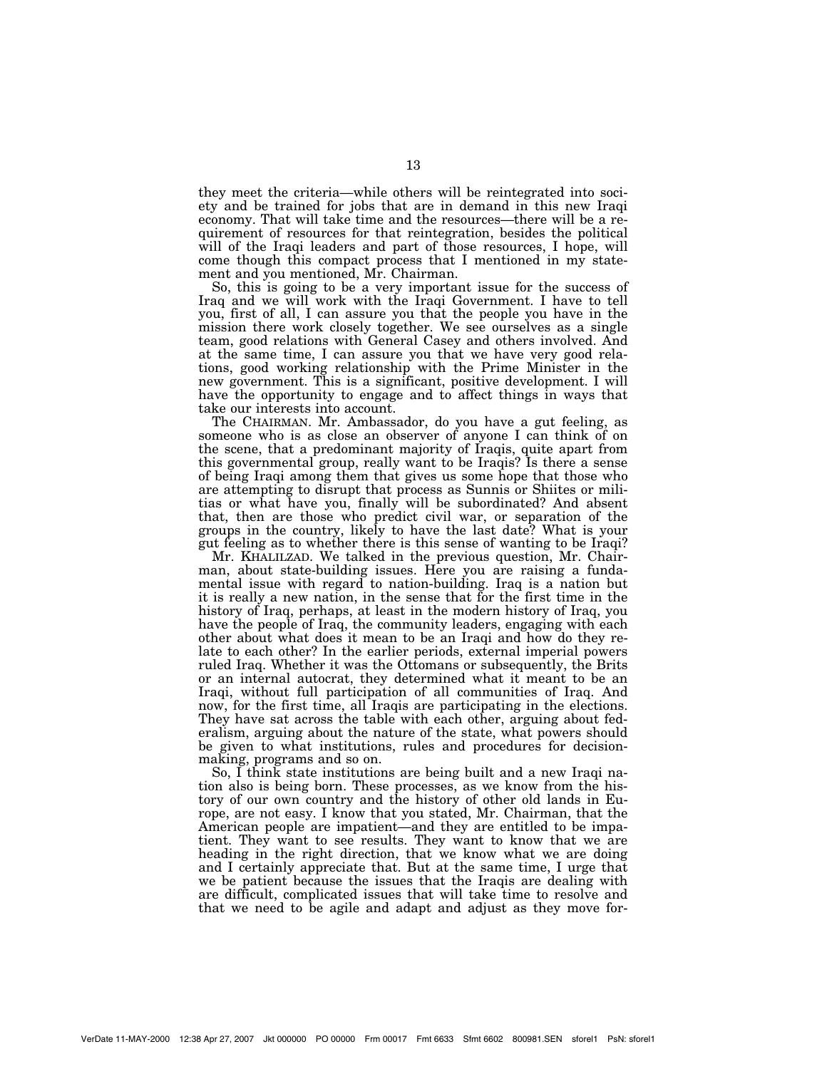they meet the criteria—while others will be reintegrated into society and be trained for jobs that are in demand in this new Iraqi economy. That will take time and the resources—there will be a requirement of resources for that reintegration, besides the political will of the Iraqi leaders and part of those resources, I hope, will come though this compact process that I mentioned in my statement and you mentioned, Mr. Chairman.

So, this is going to be a very important issue for the success of Iraq and we will work with the Iraqi Government. I have to tell you, first of all, I can assure you that the people you have in the mission there work closely together. We see ourselves as a single team, good relations with General Casey and others involved. And at the same time, I can assure you that we have very good relations, good working relationship with the Prime Minister in the new government. This is a significant, positive development. I will have the opportunity to engage and to affect things in ways that take our interests into account.

The CHAIRMAN. Mr. Ambassador, do you have a gut feeling, as someone who is as close an observer of anyone I can think of on the scene, that a predominant majority of Iraqis, quite apart from this governmental group, really want to be Iraqis? Is there a sense of being Iraqi among them that gives us some hope that those who are attempting to disrupt that process as Sunnis or Shiites or militias or what have you, finally will be subordinated? And absent that, then are those who predict civil war, or separation of the groups in the country, likely to have the last date? What is your gut feeling as to whether there is this sense of wanting to be Iraqi?

Mr. KHALILZAD. We talked in the previous question, Mr. Chairman, about state-building issues. Here you are raising a fundamental issue with regard to nation-building. Iraq is a nation but it is really a new nation, in the sense that for the first time in the history of Iraq, perhaps, at least in the modern history of Iraq, you have the people of Iraq, the community leaders, engaging with each other about what does it mean to be an Iraqi and how do they relate to each other? In the earlier periods, external imperial powers ruled Iraq. Whether it was the Ottomans or subsequently, the Brits or an internal autocrat, they determined what it meant to be an Iraqi, without full participation of all communities of Iraq. And now, for the first time, all Iraqis are participating in the elections. They have sat across the table with each other, arguing about federalism, arguing about the nature of the state, what powers should be given to what institutions, rules and procedures for decision-making, programs and so on.

So, I think state institutions are being built and a new Iraqi nation also is being born. These processes, as we know from the history of our own country and the history of other old lands in Europe, are not easy. I know that you stated, Mr. Chairman, that the American people are impatient—and they are entitled to be impatient. They want to see results. They want to know that we are heading in the right direction, that we know what we are doing and I certainly appreciate that. But at the same time, I urge that we be patient because the issues that the Iraqis are dealing with are difficult, complicated issues that will take time to resolve and that we need to be agile and adapt and adjust as they move for-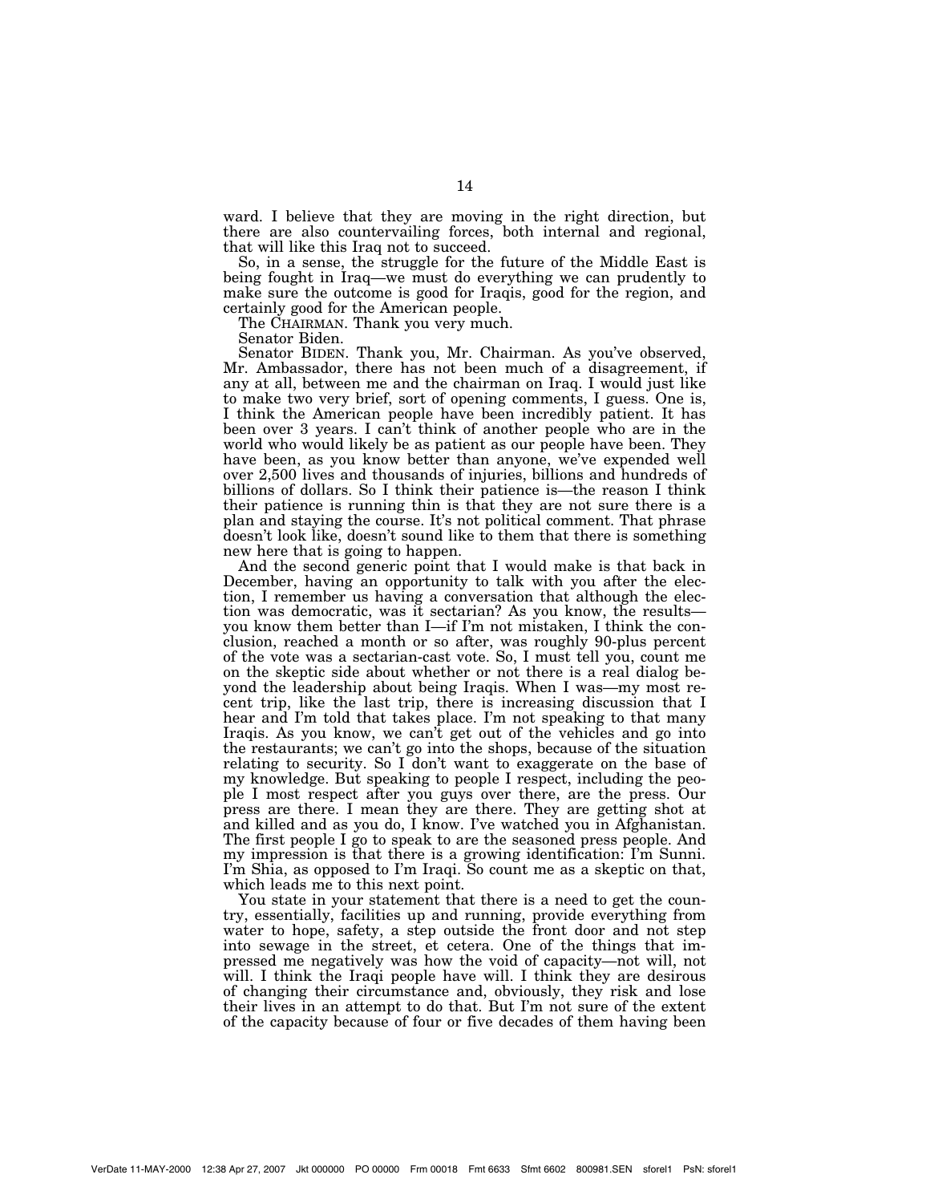ward. I believe that they are moving in the right direction, but there are also countervailing forces, both internal and regional, that will like this Iraq not to succeed.

So, in a sense, the struggle for the future of the Middle East is being fought in Iraq—we must do everything we can prudently to make sure the outcome is good for Iraqis, good for the region, and certainly good for the American people.

The CHAIRMAN. Thank you very much.

Senator Biden.

Senator BIDEN. Thank you, Mr. Chairman. As you've observed, Mr. Ambassador, there has not been much of a disagreement, if any at all, between me and the chairman on Iraq. I would just like to make two very brief, sort of opening comments, I guess. One is, I think the American people have been incredibly patient. It has been over 3 years. I can't think of another people who are in the world who would likely be as patient as our people have been. They have been, as you know better than anyone, we've expended well over 2,500 lives and thousands of injuries, billions and hundreds of billions of dollars. So I think their patience is—the reason I think their patience is running thin is that they are not sure there is a plan and staying the course. It's not political comment. That phrase doesn't look like, doesn't sound like to them that there is something new here that is going to happen.

And the second generic point that I would make is that back in December, having an opportunity to talk with you after the election, I remember us having a conversation that although the election was democratic, was it sectarian? As you know, the results—you know them better than I—if I'm not mistaken, I think the conclusion, reached a month or so after, was roughly 90-plus percent of the vote was a sectarian-cast vote. So, I must tell you, count me on the skeptic side about whether or not there is a real dialog beyond the leadership about being Iraqis. When I was—my most recent trip, like the last trip, there is increasing discussion that I hear and I'm told that takes place. I'm not speaking to that many Iraqis. As you know, we can't get out of the vehicles and go into the restaurants; we can't go into the shops, because of the situation relating to security. So I don't want to exaggerate on the base of my knowledge. But speaking to people I respect, including the people I most respect after you guys over there, are the press. Our press are there. I mean they are there. They are getting shot at and killed and as you do, I know. I've watched you in Afghanistan. The first people I go to speak to are the seasoned press people. And my impression is that there is a growing identification: I'm Sunni. I'm Shia, as opposed to I'm Iraqi. So count me as a skeptic on that, which leads me to this next point.

You state in your statement that there is a need to get the country, essentially, facilities up and running, provide everything from water to hope, safety, a step outside the front door and not step into sewage in the street, et cetera. One of the things that impressed me negatively was how the void of capacity—not will, not will. I think the Iraqi people have will. I think they are desirous of changing their circumstance and, obviously, they risk and lose their lives in an attempt to do that. But I'm not sure of the extent of the capacity because of four or five decades of them having been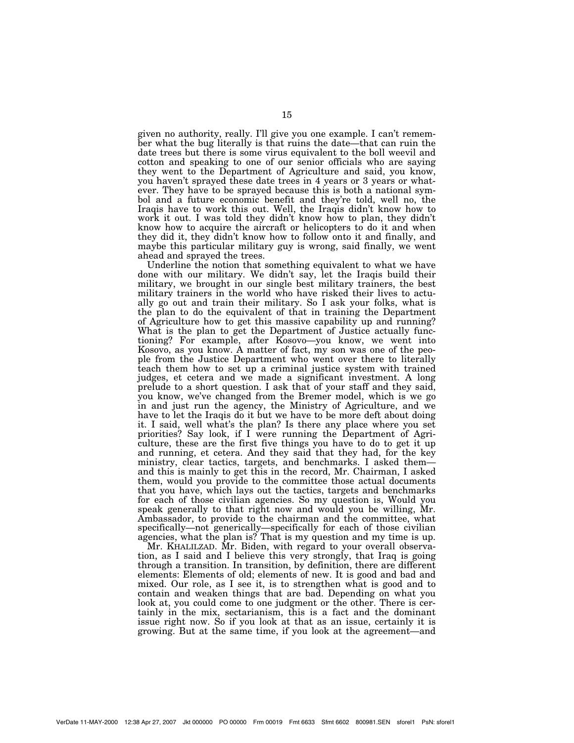given no authority, really. I'll give you one example. I can't remember what the bug literally is that ruins the date—that can ruin the date trees but there is some virus equivalent to the boll weevil and cotton and speaking to one of our senior officials who are saying they went to the Department of Agriculture and said, you know, you haven't sprayed these date trees in 4 years or 3 years or whatever. They have to be sprayed because this is both a national symbol and a future economic benefit and they're told, well no, the Iraqis have to work this out. Well, the Iraqis didn't know how to work it out. I was told they didn't know how to plan, they didn't know how to acquire the aircraft or helicopters to do it and when they did it, they didn't know how to follow onto it and finally, and maybe this particular military guy is wrong, said finally, we went ahead and sprayed the trees.

Underline the notion that something equivalent to what we have done with our military. We didn't say, let the Iraqis build their military, we brought in our single best military trainers, the best military trainers in the world who have risked their lives to actually go out and train their military. So I ask your folks, what is the plan to do the equivalent of that in training the Department of Agriculture how to get this massive capability up and running? What is the plan to get the Department of Justice actually functioning? For example, after Kosovo—you know, we went into Kosovo, as you know. A matter of fact, my son was one of the people from the Justice Department who went over there to literally teach them how to set up a criminal justice system with trained judges, et cetera and we made a significant investment. A long prelude to a short question. I ask that of your staff and they said, you know, we've changed from the Bremer model, which is we go in and just run the agency, the Ministry of Agriculture, and we have to let the Iraqis do it but we have to be more deft about doing it. I said, well what's the plan? Is there any place where you set priorities? Say look, if I were running the Department of Agriculture, these are the first five things you have to do to get it up and running, et cetera. And they said that they had, for the key ministry, clear tactics, targets, and benchmarks. I asked them—and this is mainly to get this in the record, Mr. Chairman, I asked them, would you provide to the committee those actual documents that you have, which lays out the tactics, targets and benchmarks for each of those civilian agencies. So my question is, Would you speak generally to that right now and would you be willing, Mr. Ambassador, to provide to the chairman and the committee, what specifically—not generically—specifically for each of those civilian agencies, what the plan is? That is my question and my time is up.

Mr. KHALILZAD. Mr. Biden, with regard to your overall observation, as I said and I believe this very strongly, that Iraq is going through a transition. In transition, by definition, there are different elements: Elements of old; elements of new. It is good and bad and mixed. Our role, as I see it, is to strengthen what is good and to contain and weaken things that are bad. Depending on what you look at, you could come to one judgment or the other. There is certainly in the mix, sectarianism, this is a fact and the dominant issue right now. So if you look at that as an issue, certainly it is growing. But at the same time, if you look at the agreement—and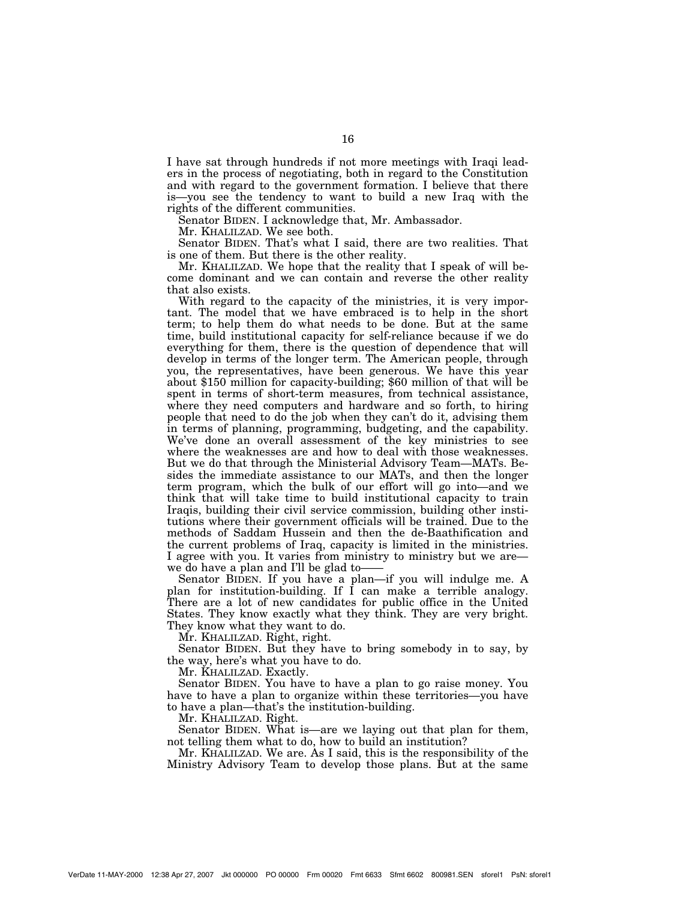I have sat through hundreds if not more meetings with Iraqi leaders in the process of negotiating, both in regard to the Constitution and with regard to the government formation. I believe that there is—you see the tendency to want to build a new Iraq with the rights of the different communities.

Senator BIDEN. I acknowledge that, Mr. Ambassador.

Mr. KHALILZAD. We see both.

Senator BIDEN. That's what I said, there are two realities. That is one of them. But there is the other reality.

Mr. KHALILZAD. We hope that the reality that I speak of will become dominant and we can contain and reverse the other reality that also exists.

With regard to the capacity of the ministries, it is very important. The model that we have embraced is to help in the short term; to help them do what needs to be done. But at the same time, build institutional capacity for self-reliance because if we do everything for them, there is the question of dependence that will develop in terms of the longer term. The American people, through you, the representatives, have been generous. We have this year about $150 million for capacity-building; $60 million of that will be spent in terms of short-term measures, from technical assistance, where they need computers and hardware and so forth, to hiring people that need to do the job when they can't do it, advising them in terms of planning, programming, budgeting, and the capability. We've done an overall assessment of the key ministries to see where the weaknesses are and how to deal with those weaknesses. But we do that through the Ministerial Advisory Team—MATs. Besides the immediate assistance to our MATs, and then the longer term program, which the bulk of our effort will go into—and we think that will take time to build institutional capacity to train Iraqis, building their civil service commission, building other institutions where their government officials will be trained. Due to the methods of Saddam Hussein and then the de-Baathification and the current problems of Iraq, capacity is limited in the ministries. I agree with you. It varies from ministry to ministry but we are—we do have a plan and I'll be glad to——

Senator BIDEN. If you have a plan—if you will indulge me. A plan for institution-building. If I can make a terrible analogy. There are a lot of new candidates for public office in the United States. They know exactly what they think. They are very bright. They know what they want to do.

Mr. KHALILZAD. Right, right.

Senator BIDEN. But they have to bring somebody in to say, by the way, here's what you have to do.

Mr. KHALILZAD. Exactly.

Senator BIDEN. You have to have a plan to go raise money. You have to have a plan to organize within these territories—you have to have a plan—that's the institution-building.

Mr. KHALILZAD. Right.

Senator BIDEN. What is—are we laying out that plan for them, not telling them what to do, how to build an institution?

Mr. KHALILZAD. We are. As I said, this is the responsibility of the Ministry Advisory Team to develop those plans. But at the same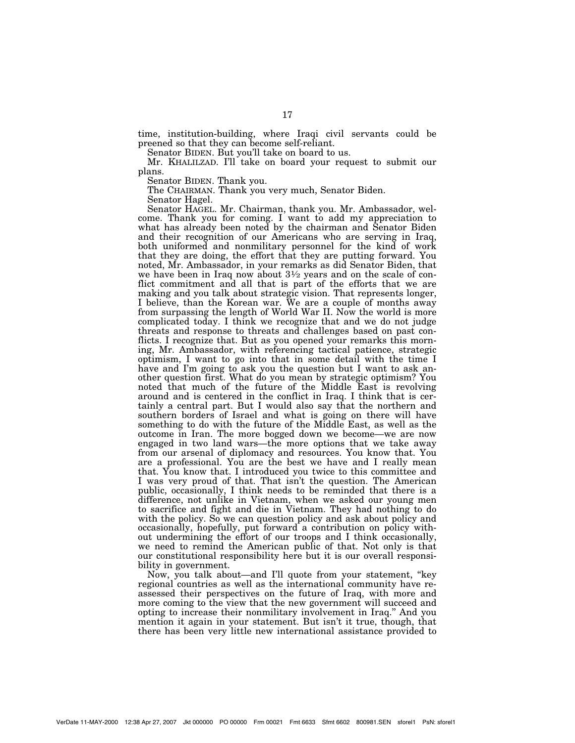time, institution-building, where Iraqi civil servants could be preened so that they can become self-reliant.

Senator BIDEN. But you'll take on board to us.

Mr. KHALILZAD. I'll take on board your request to submit our plans.

Senator BIDEN. Thank you.

The CHAIRMAN. Thank you very much, Senator Biden.

Senator Hagel.

Senator HAGEL. Mr. Chairman, thank you. Mr. Ambassador, welcome. Thank you for coming. I want to add my appreciation to what has already been noted by the chairman and Senator Biden and their recognition of our Americans who are serving in Iraq, both uniformed and nonmilitary personnel for the kind of work that they are doing, the effort that they are putting forward. You noted, Mr. Ambassador, in your remarks as did Senator Biden, that we have been in Iraq now about 3½ years and on the scale of conflict commitment and all that is part of the efforts that we are making and you talk about strategic vision. That represents longer, I believe, than the Korean war. We are a couple of months away from surpassing the length of World War II. Now the world is more complicated today. I think we recognize that and we do not judge threats and response to threats and challenges based on past conflicts. I recognize that. But as you opened your remarks this morning, Mr. Ambassador, with referencing tactical patience, strategic optimism, I want to go into that in some detail with the time I have and I'm going to ask you the question but I want to ask another question first. What do you mean by strategic optimism? You noted that much of the future of the Middle East is revolving around and is centered in the conflict in Iraq. I think that is certainly a central part. But I would also say that the northern and southern borders of Israel and what is going on there will have something to do with the future of the Middle East, as well as the outcome in Iran. The more bogged down we become—we are now engaged in two land wars—the more options that we take away from our arsenal of diplomacy and resources. You know that. You are a professional. You are the best we have and I really mean that. You know that. I introduced you twice to this committee and I was very proud of that. That isn't the question. The American public, occasionally, I think needs to be reminded that there is a difference, not unlike in Vietnam, when we asked our young men to sacrifice and fight and die in Vietnam. They had nothing to do with the policy. So we can question policy and ask about policy and occasionally, hopefully, put forward a contribution on policy without undermining the effort of our troops and I think occasionally, we need to remind the American public of that. Not only is that our constitutional responsibility here but it is our overall responsibility in government.

Now, you talk about—and I'll quote from your statement, "key regional countries as well as the international community have reassessed their perspectives on the future of Iraq, with more and more coming to the view that the new government will succeed and opting to increase their nonmilitary involvement in Iraq." And you mention it again in your statement. But isn't it true, though, that there has been very little new international assistance provided to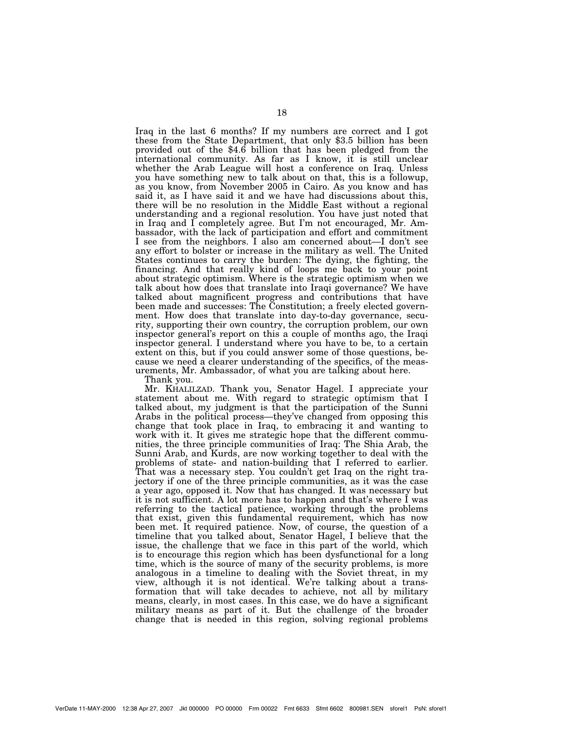Iraq in the last 6 months? If my numbers are correct and I got these from the State Department, that only $3.5 billion has been provided out of the $4.6 billion that has been pledged from the international community. As far as I know, it is still unclear whether the Arab League will host a conference on Iraq. Unless you have something new to talk about on that, this is a followup, as you know, from November 2005 in Cairo. As you know and has said it, as I have said it and we have had discussions about this, there will be no resolution in the Middle East without a regional understanding and a regional resolution. You have just noted that in Iraq and I completely agree. But I'm not encouraged, Mr. Ambassador, with the lack of participation and effort and commitment I see from the neighbors. I also am concerned about—I don't see any effort to bolster or increase in the military as well. The United States continues to carry the burden: The dying, the fighting, the financing. And that really kind of loops me back to your point about strategic optimism. Where is the strategic optimism when we talk about how does that translate into Iraqi governance? We have talked about magnificent progress and contributions that have been made and successes: The Constitution; a freely elected government. How does that translate into day-to-day governance, security, supporting their own country, the corruption problem, our own inspector general's report on this a couple of months ago, the Iraqi inspector general. I understand where you have to be, to a certain extent on this, but if you could answer some of those questions, because we need a clearer understanding of the specifics, of the measurements, Mr. Ambassador, of what you are talking about here.

Thank you.

Mr. KHALILZAD. Thank you, Senator Hagel. I appreciate your statement about me. With regard to strategic optimism that I talked about, my judgment is that the participation of the Sunni Arabs in the political process—they've changed from opposing this change that took place in Iraq, to embracing it and wanting to work with it. It gives me strategic hope that the different communities, the three principle communities of Iraq: The Shia Arab, the Sunni Arab, and Kurds, are now working together to deal with the problems of state- and nation-building that I referred to earlier. That was a necessary step. You couldn't get Iraq on the right trajectory if one of the three principle communities, as it was the case a year ago, opposed it. Now that has changed. It was necessary but it is not sufficient. A lot more has to happen and that's where I was referring to the tactical patience, working through the problems that exist, given this fundamental requirement, which has now been met. It required patience. Now, of course, the question of a timeline that you talked about, Senator Hagel, I believe that the issue, the challenge that we face in this part of the world, which is to encourage this region which has been dysfunctional for a long time, which is the source of many of the security problems, is more analogous in a timeline to dealing with the Soviet threat, in my view, although it is not identical. We're talking about a transformation that will take decades to achieve, not all by military means, clearly, in most cases. In this case, we do have a significant military means as part of it. But the challenge of the broader change that is needed in this region, solving regional problems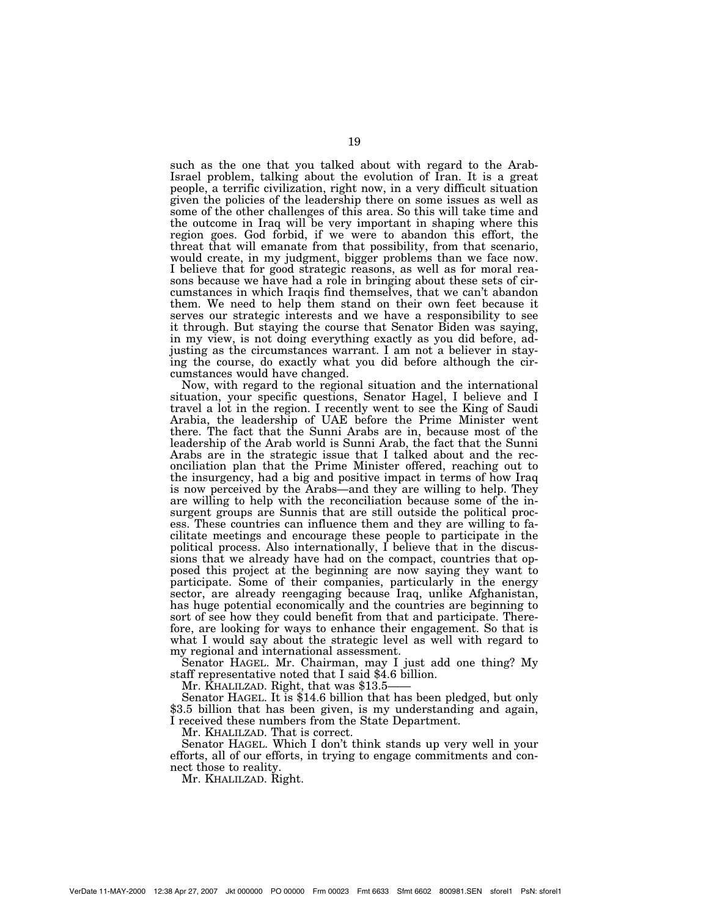such as the one that you talked about with regard to the Arab-Israel problem, talking about the evolution of Iran. It is a great people, a terrific civilization, right now, in a very difficult situation given the policies of the leadership there on some issues as well as some of the other challenges of this area. So this will take time and the outcome in Iraq will be very important in shaping where this region goes. God forbid, if we were to abandon this effort, the threat that will emanate from that possibility, from that scenario, would create, in my judgment, bigger problems than we face now. I believe that for good strategic reasons, as well as for moral reasons because we have had a role in bringing about these sets of circumstances in which Iraqis find themselves, that we can't abandon them. We need to help them stand on their own feet because it serves our strategic interests and we have a responsibility to see it through. But staying the course that Senator Biden was saying, in my view, is not doing everything exactly as you did before, adjusting as the circumstances warrant. I am not a believer in staying the course, do exactly what you did before although the circumstances would have changed.

Now, with regard to the regional situation and the international situation, your specific questions, Senator Hagel, I believe and I travel a lot in the region. I recently went to see the King of Saudi Arabia, the leadership of UAE before the Prime Minister went there. The fact that the Sunni Arabs are in, because most of the leadership of the Arab world is Sunni Arab, the fact that the Sunni Arabs are in the strategic issue that I talked about and the reconciliation plan that the Prime Minister offered, reaching out to the insurgency, had a big and positive impact in terms of how Iraq is now perceived by the Arabs—and they are willing to help. They are willing to help with the reconciliation because some of the insurgent groups are Sunnis that are still outside the political process. These countries can influence them and they are willing to facilitate meetings and encourage these people to participate in the political process. Also internationally, I believe that in the discussions that we already have had on the compact, countries that opposed this project at the beginning are now saying they want to participate. Some of their companies, particularly in the energy sector, are already reengaging because Iraq, unlike Afghanistan, has huge potential economically and the countries are beginning to sort of see how they could benefit from that and participate. Therefore, are looking for ways to enhance their engagement. So that is what I would say about the strategic level as well with regard to my regional and international assessment.

Senator HAGEL. Mr. Chairman, may I just add one thing? My staff representative noted that I said $4.6 billion.

Mr. KHALILZAD. Right, that was $13.5——

Senator HAGEL. It is $14.6 billion that has been pledged, but only $3.5 billion that has been given, is my understanding and again, I received these numbers from the State Department.

Mr. KHALILZAD. That is correct.

Senator HAGEL. Which I don't think stands up very well in your efforts, all of our efforts, in trying to engage commitments and connect those to reality.

Mr. KHALILZAD. Right.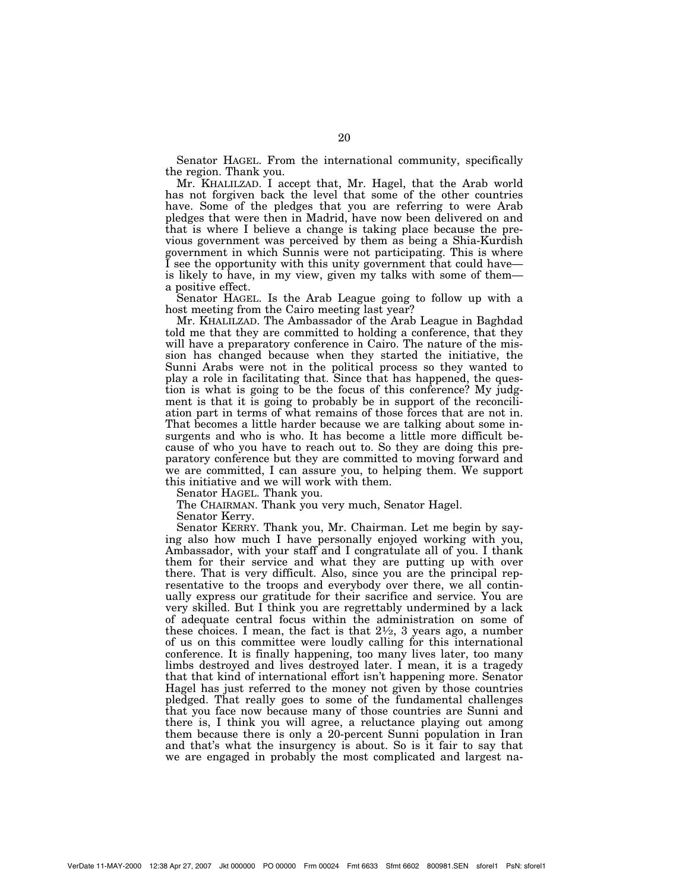Senator HAGEL. From the international community, specifically the region. Thank you.

Mr. KHALILZAD. I accept that, Mr. Hagel, that the Arab world has not forgiven back the level that some of the other countries have. Some of the pledges that you are referring to were Arab pledges that were then in Madrid, have now been delivered on and that is where I believe a change is taking place because the previous government was perceived by them as being a Shia-Kurdish government in which Sunnis were not participating. This is where I see the opportunity with this unity government that could have— is likely to have, in my view, given my talks with some of them— a positive effect.

Senator HAGEL. Is the Arab League going to follow up with a host meeting from the Cairo meeting last year?

Mr. KHALILZAD. The Ambassador of the Arab League in Baghdad told me that they are committed to holding a conference, that they will have a preparatory conference in Cairo. The nature of the mission has changed because when they started the initiative, the Sunni Arabs were not in the political process so they wanted to play a role in facilitating that. Since that has happened, the question is what is going to be the focus of this conference? My judgment is that it is going to probably be in support of the reconciliation part in terms of what remains of those forces that are not in. That becomes a little harder because we are talking about some insurgents and who is who. It has become a little more difficult because of who you have to reach out to. So they are doing this preparatory conference but they are committed to moving forward and we are committed, I can assure you, to helping them. We support this initiative and we will work with them.

Senator HAGEL. Thank you.

The CHAIRMAN. Thank you very much, Senator Hagel.

Senator Kerry.

Senator KERRY. Thank you, Mr. Chairman. Let me begin by saying also how much I have personally enjoyed working with you, Ambassador, with your staff and I congratulate all of you. I thank them for their service and what they are putting up with over there. That is very difficult. Also, since you are the principal representative to the troops and everybody over there, we all continually express our gratitude for their sacrifice and service. You are very skilled. But I think you are regrettably undermined by a lack of adequate central focus within the administration on some of these choices. I mean, the fact is that 2½, 3 years ago, a number of us on this committee were loudly calling for this international conference. It is finally happening, too many lives later, too many limbs destroyed and lives destroyed later. I mean, it is a tragedy that that kind of international effort isn't happening more. Senator Hagel has just referred to the money not given by those countries pledged. That really goes to some of the fundamental challenges that you face now because many of those countries are Sunni and there is, I think you will agree, a reluctance playing out among them because there is only a 20-percent Sunni population in Iran and that's what the insurgency is about. So is it fair to say that we are engaged in probably the most complicated and largest na-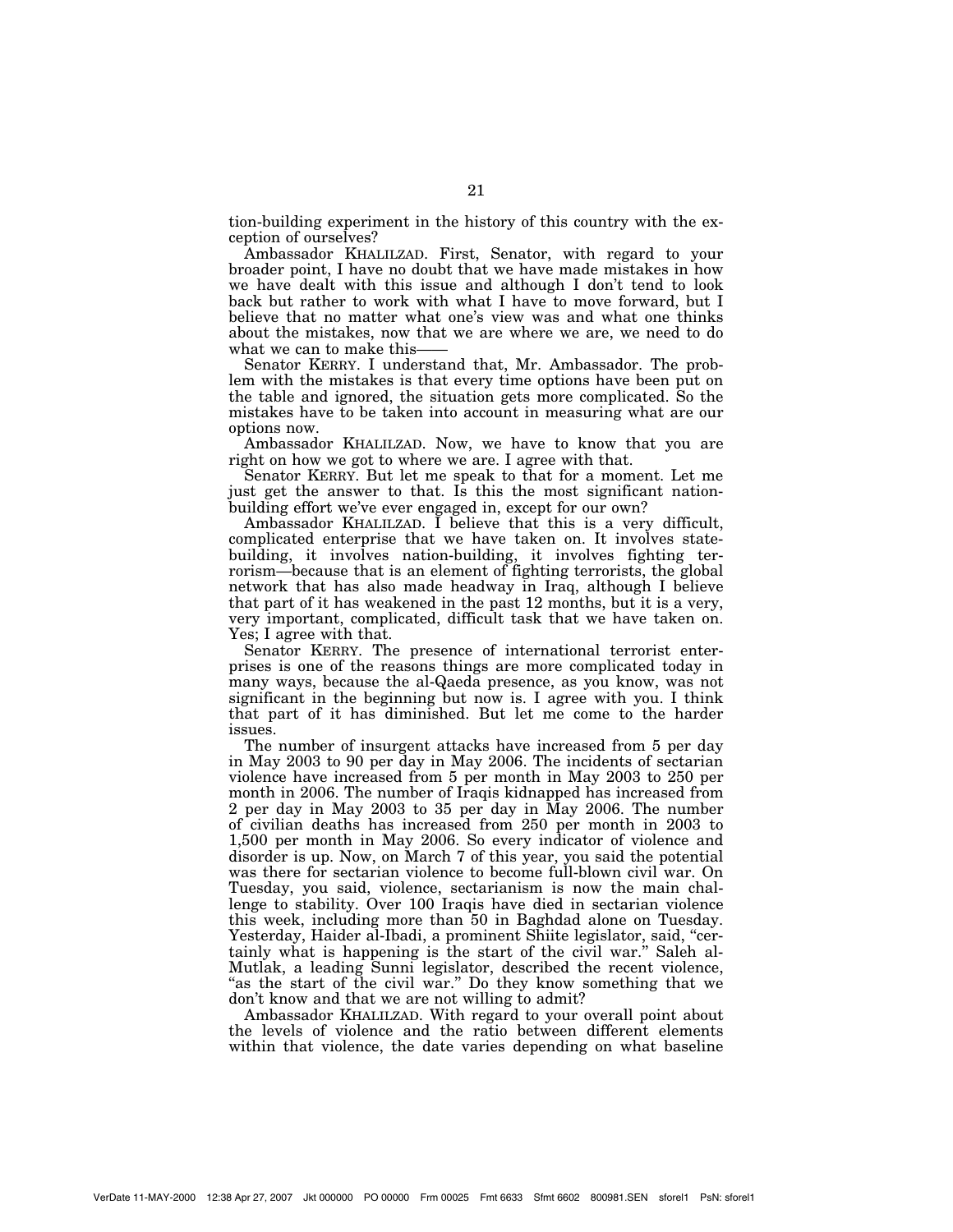tion-building experiment in the history of this country with the exception of ourselves?

Ambassador KHALILZAD. First, Senator, with regard to your broader point, I have no doubt that we have made mistakes in how we have dealt with this issue and although I don't tend to look back but rather to work with what I have to move forward, but I believe that no matter what one's view was and what one thinks about the mistakes, now that we are where we are, we need to do what we can to make this——

Senator KERRY. I understand that, Mr. Ambassador. The problem with the mistakes is that every time options have been put on the table and ignored, the situation gets more complicated. So the mistakes have to be taken into account in measuring what are our options now.

Ambassador KHALILZAD. Now, we have to know that you are right on how we got to where we are. I agree with that.

Senator KERRY. But let me speak to that for a moment. Let me just get the answer to that. Is this the most significant nation-building effort we've ever engaged in, except for our own?

Ambassador KHALILZAD. I believe that this is a very difficult, complicated enterprise that we have taken on. It involves state-building, it involves nation-building, it involves fighting terrorism—because that is an element of fighting terrorists, the global network that has also made headway in Iraq, although I believe that part of it has weakened in the past 12 months, but it is a very, very important, complicated, difficult task that we have taken on. Yes; I agree with that.

Senator KERRY. The presence of international terrorist enterprises is one of the reasons things are more complicated today in many ways, because the al-Qaeda presence, as you know, was not significant in the beginning but now is. I agree with you. I think that part of it has diminished. But let me come to the harder issues.

The number of insurgent attacks have increased from 5 per day in May 2003 to 90 per day in May 2006. The incidents of sectarian violence have increased from 5 per month in May 2003 to 250 per month in 2006. The number of Iraqis kidnapped has increased from 2 per day in May 2003 to 35 per day in May 2006. The number of civilian deaths has increased from 250 per month in 2003 to 1,500 per month in May 2006. So every indicator of violence and disorder is up. Now, on March 7 of this year, you said the potential was there for sectarian violence to become full-blown civil war. On Tuesday, you said, violence, sectarianism is now the main challenge to stability. Over 100 Iraqis have died in sectarian violence this week, including more than 50 in Baghdad alone on Tuesday. Yesterday, Haider al-Ibadi, a prominent Shiite legislator, said, "certainly what is happening is the start of the civil war." Saleh al-Mutlak, a leading Sunni legislator, described the recent violence, "as the start of the civil war." Do they know something that we don't know and that we are not willing to admit?

Ambassador KHALILZAD. With regard to your overall point about the levels of violence and the ratio between different elements within that violence, the date varies depending on what baseline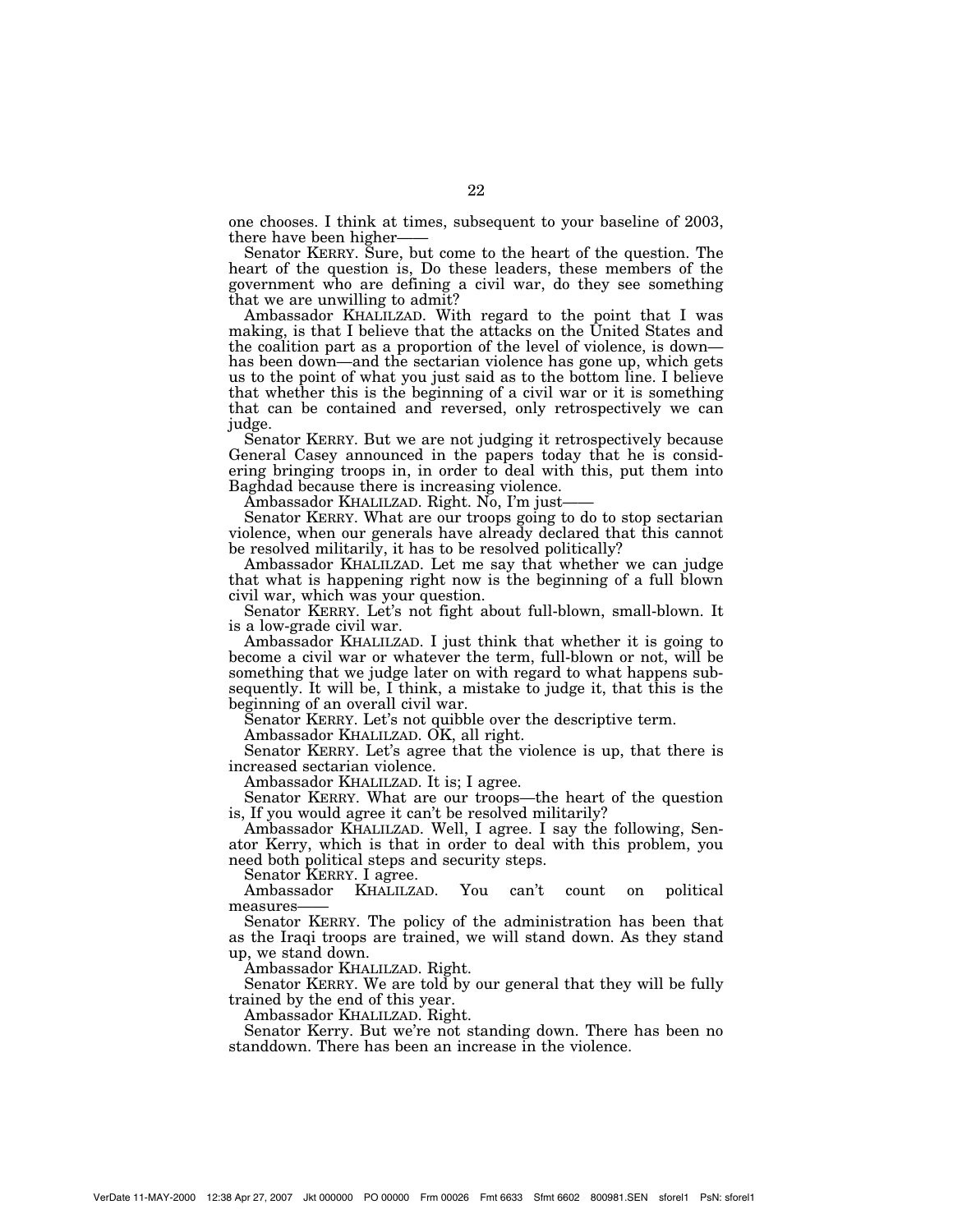one chooses. I think at times, subsequent to your baseline of 2003, there have been higher——

Senator KERRY. Sure, but come to the heart of the question. The heart of the question is, Do these leaders, these members of the government who are defining a civil war, do they see something that we are unwilling to admit?

Ambassador KHALILZAD. With regard to the point that I was making, is that I believe that the attacks on the United States and the coalition part as a proportion of the level of violence, is down—has been down—and the sectarian violence has gone up, which gets us to the point of what you just said as to the bottom line. I believe that whether this is the beginning of a civil war or it is something that can be contained and reversed, only retrospectively we can judge.

Senator KERRY. But we are not judging it retrospectively because General Casey announced in the papers today that he is considering bringing troops in, in order to deal with this, put them into Baghdad because there is increasing violence.

Ambassador KHALILZAD. Right. No, I'm just——

Senator KERRY. What are our troops going to do to stop sectarian violence, when our generals have already declared that this cannot be resolved militarily, it has to be resolved politically?

Ambassador KHALILZAD. Let me say that whether we can judge that what is happening right now is the beginning of a full blown civil war, which was your question.

Senator KERRY. Let's not fight about full-blown, small-blown. It is a low-grade civil war.

Ambassador KHALILZAD. I just think that whether it is going to become a civil war or whatever the term, full-blown or not, will be something that we judge later on with regard to what happens subsequently. It will be, I think, a mistake to judge it, that this is the beginning of an overall civil war.

Senator KERRY. Let's not quibble over the descriptive term.

Ambassador KHALILZAD. OK, all right.

Senator KERRY. Let's agree that the violence is up, that there is increased sectarian violence.

Ambassador KHALILZAD. It is; I agree.

Senator KERRY. What are our troops—the heart of the question is, If you would agree it can't be resolved militarily?

Ambassador KHALILZAD. Well, I agree. I say the following, Senator Kerry, which is that in order to deal with this problem, you need both political steps and security steps.

Senator KERRY. I agree.

Ambassador KHALILZAD. You can't count on political measures——

Senator KERRY. The policy of the administration has been that as the Iraqi troops are trained, we will stand down. As they stand up, we stand down.

Ambassador KHALILZAD. Right.

Senator KERRY. We are told by our general that they will be fully trained by the end of this year.

Ambassador KHALILZAD. Right.

Senator Kerry. But we're not standing down. There has been no standdown. There has been an increase in the violence.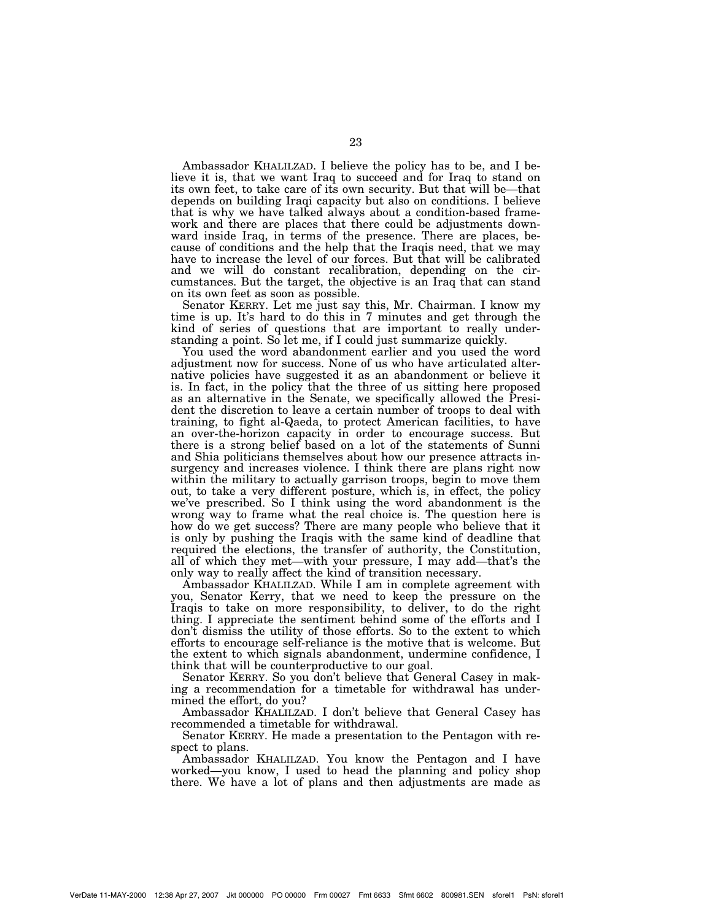Ambassador KHALILZAD. I believe the policy has to be, and I believe it is, that we want Iraq to succeed and for Iraq to stand on its own feet, to take care of its own security. But that will be—that depends on building Iraqi capacity but also on conditions. I believe that is why we have talked always about a condition-based framework and there are places that there could be adjustments downward inside Iraq, in terms of the presence. There are places, because of conditions and the help that the Iraqis need, that we may have to increase the level of our forces. But that will be calibrated and we will do constant recalibration, depending on the circumstances. But the target, the objective is an Iraq that can stand on its own feet as soon as possible.

Senator KERRY. Let me just say this, Mr. Chairman. I know my time is up. It's hard to do this in 7 minutes and get through the kind of series of questions that are important to really understanding a point. So let me, if I could just summarize quickly.

You used the word abandonment earlier and you used the word adjustment now for success. None of us who have articulated alternative policies have suggested it as an abandonment or believe it is. In fact, in the policy that the three of us sitting here proposed as an alternative in the Senate, we specifically allowed the President the discretion to leave a certain number of troops to deal with training, to fight al-Qaeda, to protect American facilities, to have an over-the-horizon capacity in order to encourage success. But there is a strong belief based on a lot of the statements of Sunni and Shia politicians themselves about how our presence attracts insurgency and increases violence. I think there are plans right now within the military to actually garrison troops, begin to move them out, to take a very different posture, which is, in effect, the policy we've prescribed. So I think using the word abandonment is the wrong way to frame what the real choice is. The question here is how do we get success? There are many people who believe that it is only by pushing the Iraqis with the same kind of deadline that required the elections, the transfer of authority, the Constitution, all of which they met—with your pressure, I may add—that's the only way to really affect the kind of transition necessary.

Ambassador KHALILZAD. While I am in complete agreement with you, Senator Kerry, that we need to keep the pressure on the Iraqis to take on more responsibility, to deliver, to do the right thing. I appreciate the sentiment behind some of the efforts and I don't dismiss the utility of those efforts. So to the extent to which efforts to encourage self-reliance is the motive that is welcome. But the extent to which signals abandonment, undermine confidence, I think that will be counterproductive to our goal.

Senator KERRY. So you don't believe that General Casey in making a recommendation for a timetable for withdrawal has undermined the effort, do you?

Ambassador KHALILZAD. I don't believe that General Casey has recommended a timetable for withdrawal.

Senator KERRY. He made a presentation to the Pentagon with respect to plans.

Ambassador KHALILZAD. You know the Pentagon and I have worked—you know, I used to head the planning and policy shop there. We have a lot of plans and then adjustments are made as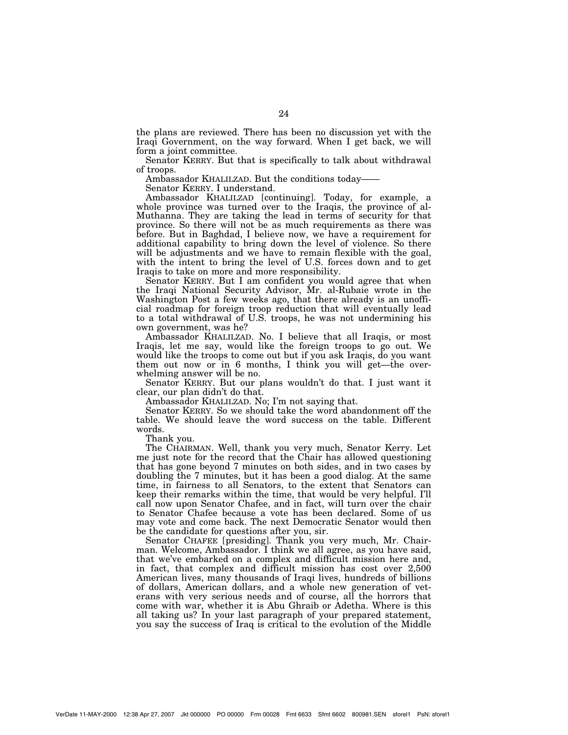the plans are reviewed. There has been no discussion yet with the Iraqi Government, on the way forward. When I get back, we will form a joint committee.

Senator KERRY. But that is specifically to talk about withdrawal of troops.

Ambassador KHALILZAD. But the conditions today——

Senator KERRY. I understand.

Ambassador KHALILZAD [continuing]. Today, for example, a whole province was turned over to the Iraqis, the province of al-Muthanna. They are taking the lead in terms of security for that province. So there will not be as much requirements as there was before. But in Baghdad, I believe now, we have a requirement for additional capability to bring down the level of violence. So there will be adjustments and we have to remain flexible with the goal, with the intent to bring the level of U.S. forces down and to get Iraqis to take on more and more responsibility.

Senator KERRY. But I am confident you would agree that when the Iraqi National Security Advisor, Mr. al-Rubaie wrote in the Washington Post a few weeks ago, that there already is an unofficial roadmap for foreign troop reduction that will eventually lead to a total withdrawal of U.S. troops, he was not undermining his own government, was he?

Ambassador KHALILZAD. No. I believe that all Iraqis, or most Iraqis, let me say, would like the foreign troops to go out. We would like the troops to come out but if you ask Iraqis, do you want them out now or in 6 months, I think you will get—the overwhelming answer will be no.

Senator KERRY. But our plans wouldn't do that. I just want it clear, our plan didn't do that.

Ambassador KHALILZAD. No; I'm not saying that.

Senator KERRY. So we should take the word abandonment off the table. We should leave the word success on the table. Different words.

Thank you.

The CHAIRMAN. Well, thank you very much, Senator Kerry. Let me just note for the record that the Chair has allowed questioning that has gone beyond 7 minutes on both sides, and in two cases by doubling the 7 minutes, but it has been a good dialog. At the same time, in fairness to all Senators, to the extent that Senators can keep their remarks within the time, that would be very helpful. I'll call now upon Senator Chafee, and in fact, will turn over the chair to Senator Chafee because a vote has been declared. Some of us may vote and come back. The next Democratic Senator would then be the candidate for questions after you, sir.

Senator CHAFEE [presiding]. Thank you very much, Mr. Chairman. Welcome, Ambassador. I think we all agree, as you have said, that we've embarked on a complex and difficult mission here and, in fact, that complex and difficult mission has cost over 2,500 American lives, many thousands of Iraqi lives, hundreds of billions of dollars, American dollars, and a whole new generation of veterans with very serious needs and of course, all the horrors that come with war, whether it is Abu Ghraib or Adetha. Where is this all taking us? In your last paragraph of your prepared statement, you say the success of Iraq is critical to the evolution of the Middle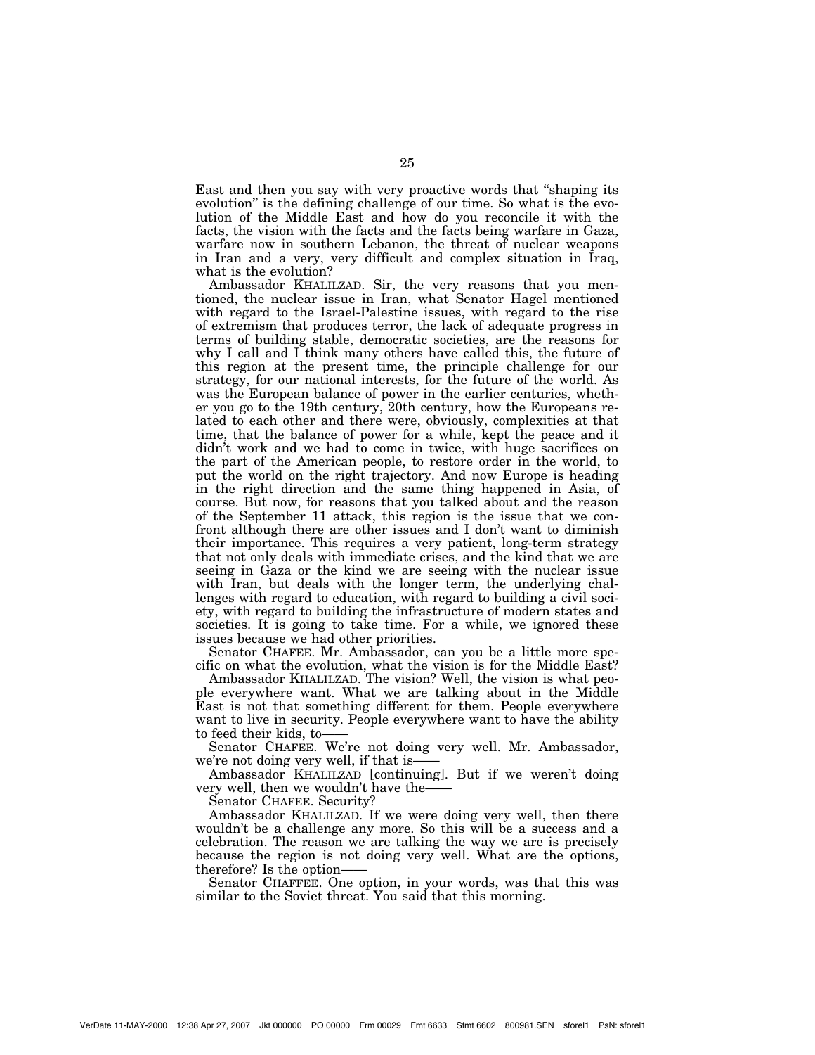East and then you say with very proactive words that "shaping its evolution" is the defining challenge of our time. So what is the evolution of the Middle East and how do you reconcile it with the facts, the vision with the facts and the facts being warfare in Gaza, warfare now in southern Lebanon, the threat of nuclear weapons in Iran and a very, very difficult and complex situation in Iraq, what is the evolution?

Ambassador KHALILZAD. Sir, the very reasons that you mentioned, the nuclear issue in Iran, what Senator Hagel mentioned with regard to the Israel-Palestine issues, with regard to the rise of extremism that produces terror, the lack of adequate progress in terms of building stable, democratic societies, are the reasons for why I call and I think many others have called this, the future of this region at the present time, the principle challenge for our strategy, for our national interests, for the future of the world. As was the European balance of power in the earlier centuries, whether you go to the 19th century, 20th century, how the Europeans related to each other and there were, obviously, complexities at that time, that the balance of power for a while, kept the peace and it didn't work and we had to come in twice, with huge sacrifices on the part of the American people, to restore order in the world, to put the world on the right trajectory. And now Europe is heading in the right direction and the same thing happened in Asia, of course. But now, for reasons that you talked about and the reason of the September 11 attack, this region is the issue that we confront although there are other issues and I don't want to diminish their importance. This requires a very patient, long-term strategy that not only deals with immediate crises, and the kind that we are seeing in Gaza or the kind we are seeing with the nuclear issue with Iran, but deals with the longer term, the underlying challenges with regard to education, with regard to building a civil society, with regard to building the infrastructure of modern states and societies. It is going to take time. For a while, we ignored these issues because we had other priorities.

Senator CHAFEE. Mr. Ambassador, can you be a little more specific on what the evolution, what the vision is for the Middle East?

Ambassador KHALILZAD. The vision? Well, the vision is what people everywhere want. What we are talking about in the Middle East is not that something different for them. People everywhere want to live in security. People everywhere want to have the ability to feed their kids, to——

Senator CHAFEE. We're not doing very well. Mr. Ambassador, we're not doing very well, if that is——

Ambassador KHALILZAD [continuing]. But if we weren't doing very well, then we wouldn't have the——

Senator CHAFEE. Security?

Ambassador KHALILZAD. If we were doing very well, then there wouldn't be a challenge any more. So this will be a success and a celebration. The reason we are talking the way we are is precisely because the region is not doing very well. What are the options, therefore? Is the option——

Senator CHAFFEE. One option, in your words, was that this was similar to the Soviet threat. You said that this morning.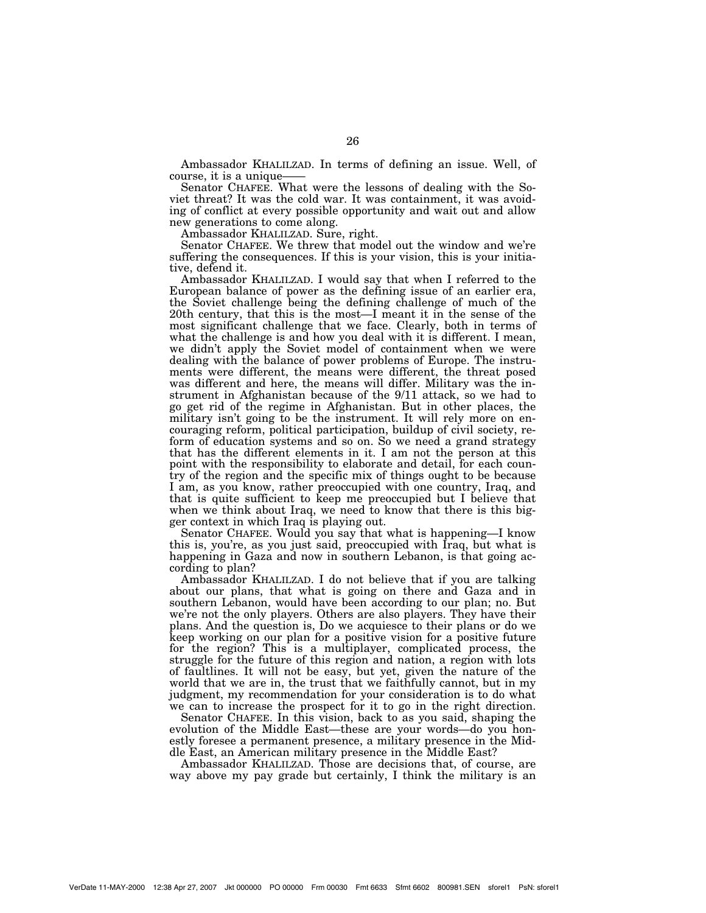Ambassador KHALILZAD. In terms of defining an issue. Well, of course, it is a unique——

Senator CHAFEE. What were the lessons of dealing with the Soviet threat? It was the cold war. It was containment, it was avoiding of conflict at every possible opportunity and wait out and allow new generations to come along.

Ambassador KHALILZAD. Sure, right.

Senator CHAFEE. We threw that model out the window and we're suffering the consequences. If this is your vision, this is your initiative, defend it.

Ambassador KHALILZAD. I would say that when I referred to the European balance of power as the defining issue of an earlier era, the Soviet challenge being the defining challenge of much of the 20th century, that this is the most—I meant it in the sense of the most significant challenge that we face. Clearly, both in terms of what the challenge is and how you deal with it is different. I mean, we didn't apply the Soviet model of containment when we were dealing with the balance of power problems of Europe. The instruments were different, the means were different, the threat posed was different and here, the means will differ. Military was the instrument in Afghanistan because of the 9/11 attack, so we had to go get rid of the regime in Afghanistan. But in other places, the military isn't going to be the instrument. It will rely more on encouraging reform, political participation, buildup of civil society, reform of education systems and so on. So we need a grand strategy that has the different elements in it. I am not the person at this point with the responsibility to elaborate and detail, for each country of the region and the specific mix of things ought to be because I am, as you know, rather preoccupied with one country, Iraq, and that is quite sufficient to keep me preoccupied but I believe that when we think about Iraq, we need to know that there is this bigger context in which Iraq is playing out.

Senator CHAFEE. Would you say that what is happening—I know this is, you're, as you just said, preoccupied with Iraq, but what is happening in Gaza and now in southern Lebanon, is that going according to plan?

Ambassador KHALILZAD. I do not believe that if you are talking about our plans, that what is going on there and Gaza and in southern Lebanon, would have been according to our plan; no. But we're not the only players. Others are also players. They have their plans. And the question is, Do we acquiesce to their plans or do we keep working on our plan for a positive vision for a positive future for the region? This is a multiplayer, complicated process, the struggle for the future of this region and nation, a region with lots of faultlines. It will not be easy, but yet, given the nature of the world that we are in, the trust that we faithfully cannot, but in my judgment, my recommendation for your consideration is to do what we can to increase the prospect for it to go in the right direction.

Senator CHAFEE. In this vision, back to as you said, shaping the evolution of the Middle East—these are your words—do you honestly foresee a permanent presence, a military presence in the Middle East, an American military presence in the Middle East?

Ambassador KHALILZAD. Those are decisions that, of course, are way above my pay grade but certainly, I think the military is an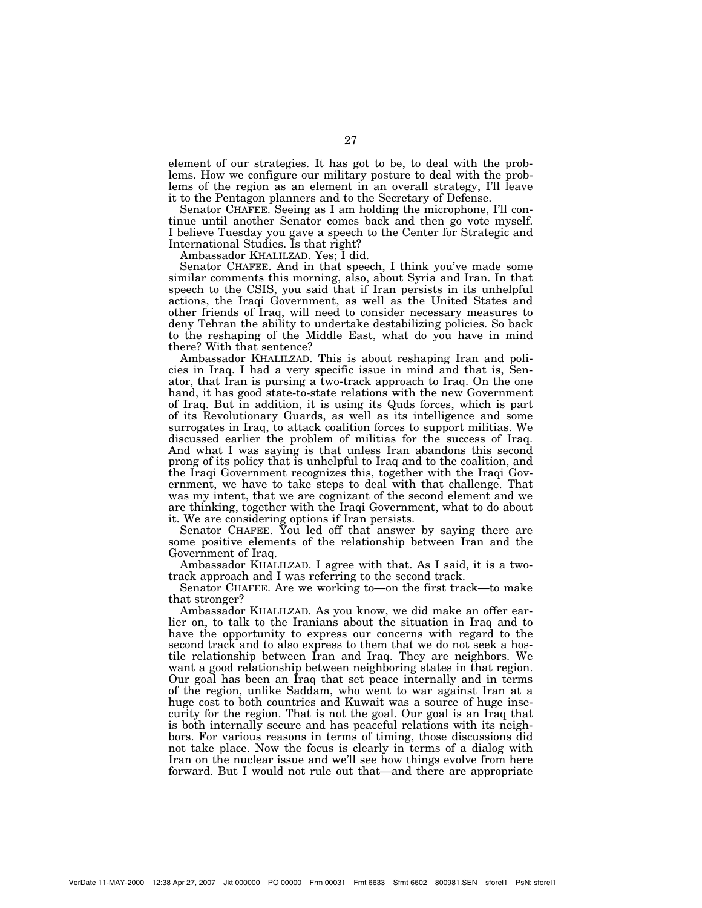element of our strategies. It has got to be, to deal with the problems. How we configure our military posture to deal with the problems of the region as an element in an overall strategy, I'll leave it to the Pentagon planners and to the Secretary of Defense.

Senator CHAFEE. Seeing as I am holding the microphone, I'll continue until another Senator comes back and then go vote myself. I believe Tuesday you gave a speech to the Center for Strategic and International Studies. Is that right?

Ambassador KHALILZAD. Yes; I did.

Senator CHAFEE. And in that speech, I think you've made some similar comments this morning, also, about Syria and Iran. In that speech to the CSIS, you said that if Iran persists in its unhelpful actions, the Iraqi Government, as well as the United States and other friends of Iraq, will need to consider necessary measures to deny Tehran the ability to undertake destabilizing policies. So back to the reshaping of the Middle East, what do you have in mind there? With that sentence?

Ambassador KHALILZAD. This is about reshaping Iran and policies in Iraq. I had a very specific issue in mind and that is, Senator, that Iran is pursing a two-track approach to Iraq. On the one hand, it has good state-to-state relations with the new Government of Iraq. But in addition, it is using its Quds forces, which is part of its Revolutionary Guards, as well as its intelligence and some surrogates in Iraq, to attack coalition forces to support militias. We discussed earlier the problem of militias for the success of Iraq. And what I was saying is that unless Iran abandons this second prong of its policy that is unhelpful to Iraq and to the coalition, and the Iraqi Government recognizes this, together with the Iraqi Government, we have to take steps to deal with that challenge. That was my intent, that we are cognizant of the second element and we are thinking, together with the Iraqi Government, what to do about it. We are considering options if Iran persists.

Senator CHAFEE. You led off that answer by saying there are some positive elements of the relationship between Iran and the Government of Iraq.

Ambassador KHALILZAD. I agree with that. As I said, it is a two-track approach and I was referring to the second track.

Senator CHAFEE. Are we working to—on the first track—to make that stronger?

Ambassador KHALILZAD. As you know, we did make an offer earlier on, to talk to the Iranians about the situation in Iraq and to have the opportunity to express our concerns with regard to the second track and to also express to them that we do not seek a hostile relationship between Iran and Iraq. They are neighbors. We want a good relationship between neighboring states in that region. Our goal has been an Iraq that set peace internally and in terms of the region, unlike Saddam, who went to war against Iran at a huge cost to both countries and Kuwait was a source of huge insecurity for the region. That is not the goal. Our goal is an Iraq that is both internally secure and has peaceful relations with its neighbors. For various reasons in terms of timing, those discussions did not take place. Now the focus is clearly in terms of a dialog with Iran on the nuclear issue and we'll see how things evolve from here forward. But I would not rule out that—and there are appropriate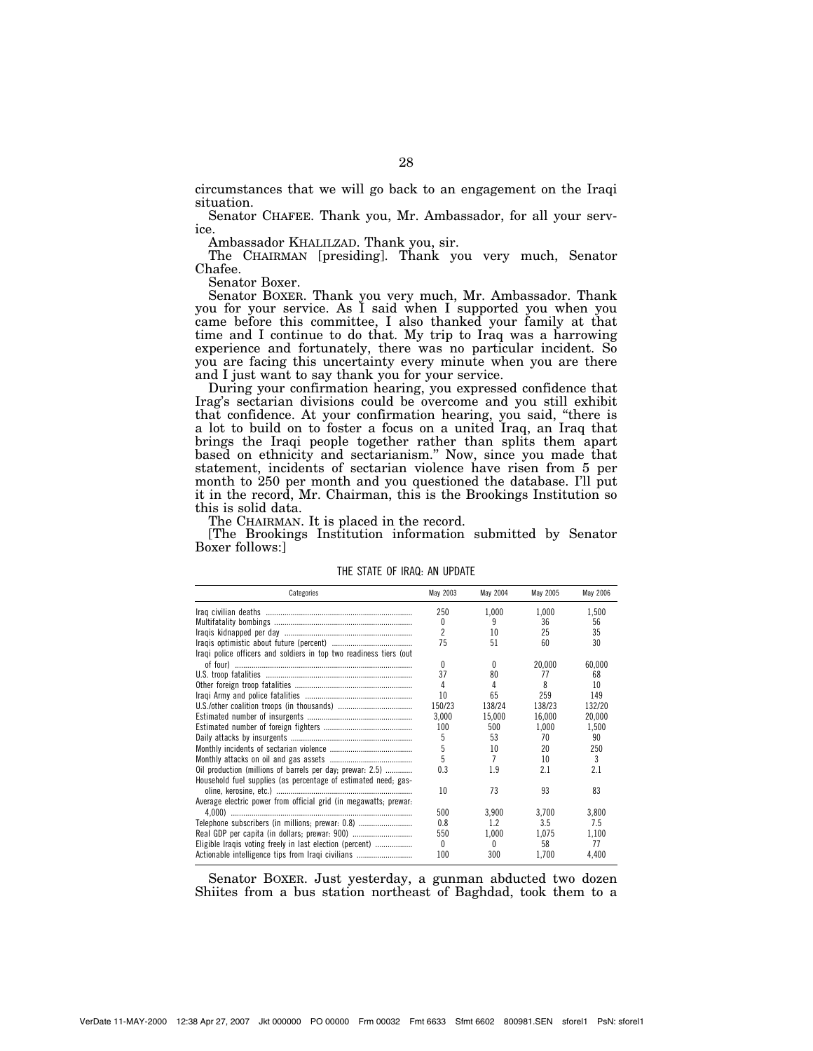circumstances that we will go back to an engagement on the Iraqi situation.

Senator CHAFEE. Thank you, Mr. Ambassador, for all your service.

Ambassador KHALILZAD. Thank you, sir.

The CHAIRMAN [presiding]. Thank you very much, Senator Chafee.

Senator Boxer.

Senator BOXER. Thank you very much, Mr. Ambassador. Thank you for your service. As I said when I supported you when you came before this committee, I also thanked your family at that time and I continue to do that. My trip to Iraq was a harrowing experience and fortunately, there was no particular incident. So you are facing this uncertainty every minute when you are there and I just want to say thank you for your service.

During your confirmation hearing, you expressed confidence that Irag's sectarian divisions could be overcome and you still exhibit that confidence. At your confirmation hearing, you said, "there is a lot to build on to foster a focus on a united Iraq, an Iraq that brings the Iraqi people together rather than splits them apart based on ethnicity and sectarianism." Now, since you made that statement, incidents of sectarian violence have risen from 5 per month to 250 per month and you questioned the database. I'll put it in the record, Mr. Chairman, this is the Brookings Institution so this is solid data.

The CHAIRMAN. It is placed in the record.

[The Brookings Institution information submitted by Senator Boxer follows:]

THE STATE OF IRAQ: AN UPDATE

| Categories | May 2003 | May 2004 | May 2005 | May 2006 |
|---|---|---|---|---|
| Iraq civilian deaths | 250 | 1,000 | 1,000 | 1,500 |
| Multifatality bombings | 0 | 9 | 36 | 56 |
| Iraqis kidnapped per day | 2 | 10 | 25 | 35 |
| Iraqis optimistic about future (percent) | 75 | 51 | 60 | 30 |
| Iraqi police officers and soldiers in top two readiness tiers (out of four) | 0 | 0 | 20,000 | 60,000 |
| U.S. troop fatalities | 37 | 80 | 77 | 68 |
| Other foreign troop fatalities | 4 | 4 | 8 | 10 |
| Iraqi Army and police fatalities | 10 | 65 | 259 | 149 |
| U.S./other coalition troops (in thousands) | 150/23 | 138/24 | 138/23 | 132/20 |
| Estimated number of insurgents | 3,000 | 15,000 | 16,000 | 20,000 |
| Estimated number of foreign fighters | 100 | 500 | 1,000 | 1,500 |
| Daily attacks by insurgents | 5 | 53 | 70 | 90 |
| Monthly incidents of sectarian violence | 5 | 10 | 20 | 250 |
| Monthly attacks on oil and gas assets | 5 | 7 | 10 | 3 |
| Oil production (millions of barrels per day; prewar: 2.5) | 0.3 | 1.9 | 2.1 | 2.1 |
| Household fuel supplies (as percentage of estimated need; gasoline, kerosine, etc.) | 10 | 73 | 93 | 83 |
| Average electric power from official grid (in megawatts; prewar: 4,000) | 500 | 3,900 | 3,700 | 3,800 |
| Telephone subscribers (in millions; prewar: 0.8) | 0.8 | 1.2 | 3.5 | 7.5 |
| Real GDP per capita (in dollars; prewar: 900) | 550 | 1,000 | 1,075 | 1,100 |
| Eligible Iraqis voting freely in last election (percent) | 0 | 0 | 58 | 77 |
| Actionable intelligence tips from Iraqi civilians | 100 | 300 | 1,700 | 4,400 |

Senator BOXER. Just yesterday, a gunman abducted two dozen Shiites from a bus station northeast of Baghdad, took them to a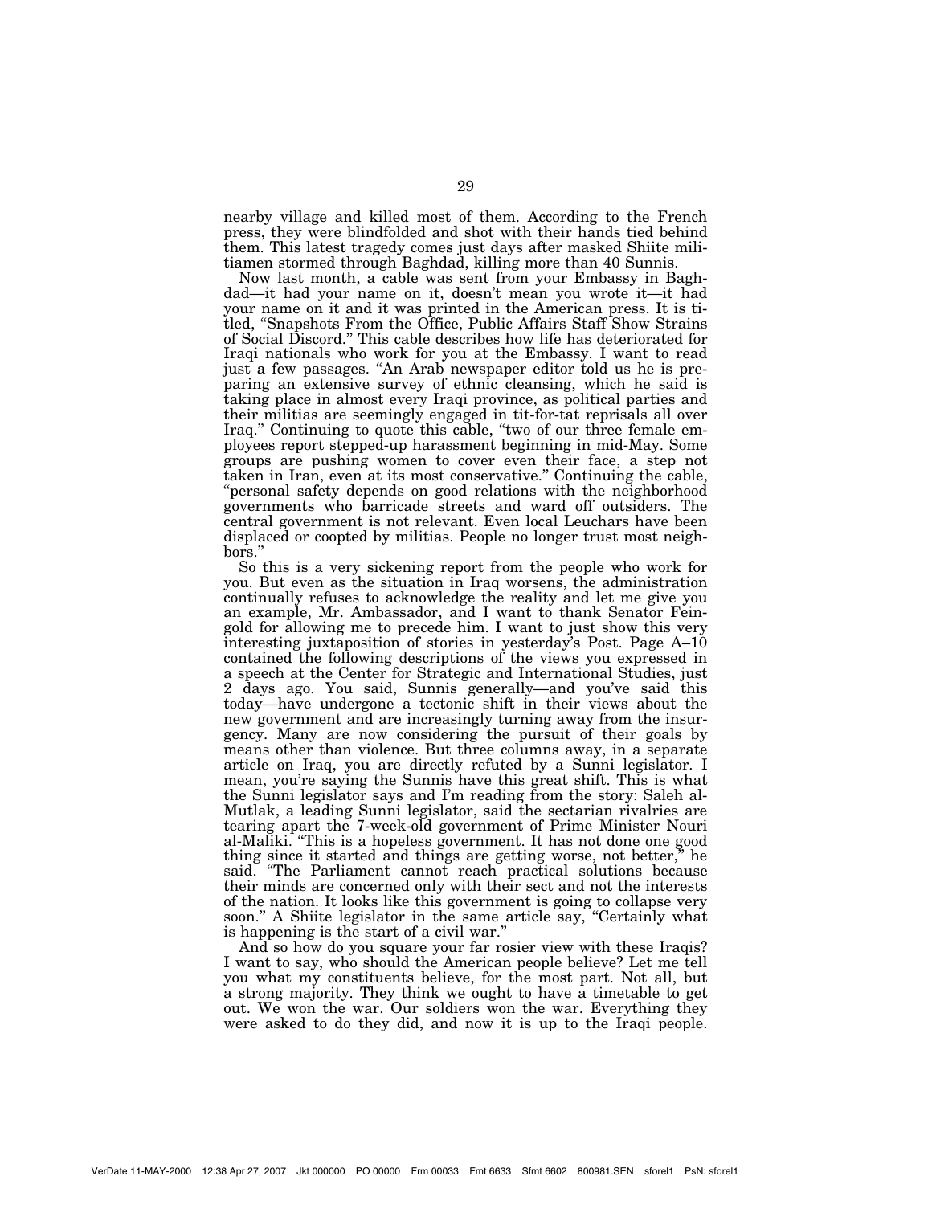nearby village and killed most of them. According to the French press, they were blindfolded and shot with their hands tied behind them. This latest tragedy comes just days after masked Shiite militiamen stormed through Baghdad, killing more than 40 Sunnis.

Now last month, a cable was sent from your Embassy in Baghdad—it had your name on it, doesn't mean you wrote it—it had your name on it and it was printed in the American press. It is titled, "Snapshots From the Office, Public Affairs Staff Show Strains of Social Discord." This cable describes how life has deteriorated for Iraqi nationals who work for you at the Embassy. I want to read just a few passages. "An Arab newspaper editor told us he is preparing an extensive survey of ethnic cleansing, which he said is taking place in almost every Iraqi province, as political parties and their militias are seemingly engaged in tit-for-tat reprisals all over Iraq." Continuing to quote this cable, "two of our three female employees report stepped-up harassment beginning in mid-May. Some groups are pushing women to cover even their face, a step not taken in Iran, even at its most conservative." Continuing the cable, "personal safety depends on good relations with the neighborhood governments who barricade streets and ward off outsiders. The central government is not relevant. Even local Leuchars have been displaced or coopted by militias. People no longer trust most neighbors."

So this is a very sickening report from the people who work for you. But even as the situation in Iraq worsens, the administration continually refuses to acknowledge the reality and let me give you an example, Mr. Ambassador, and I want to thank Senator Feingold for allowing me to precede him. I want to just show this very interesting juxtaposition of stories in yesterday's Post. Page A–10 contained the following descriptions of the views you expressed in a speech at the Center for Strategic and International Studies, just 2 days ago. You said, Sunnis generally—and you've said this today—have undergone a tectonic shift in their views about the new government and are increasingly turning away from the insurgency. Many are now considering the pursuit of their goals by means other than violence. But three columns away, in a separate article on Iraq, you are directly refuted by a Sunni legislator. I mean, you're saying the Sunnis have this great shift. This is what the Sunni legislator says and I'm reading from the story: Saleh al-Mutlak, a leading Sunni legislator, said the sectarian rivalries are tearing apart the 7-week-old government of Prime Minister Nouri al-Maliki. "This is a hopeless government. It has not done one good thing since it started and things are getting worse, not better," he said. "The Parliament cannot reach practical solutions because their minds are concerned only with their sect and not the interests of the nation. It looks like this government is going to collapse very soon." A Shiite legislator in the same article say, "Certainly what is happening is the start of a civil war."

And so how do you square your far rosier view with these Iraqis? I want to say, who should the American people believe? Let me tell you what my constituents believe, for the most part. Not all, but a strong majority. They think we ought to have a timetable to get out. We won the war. Our soldiers won the war. Everything they were asked to do they did, and now it is up to the Iraqi people.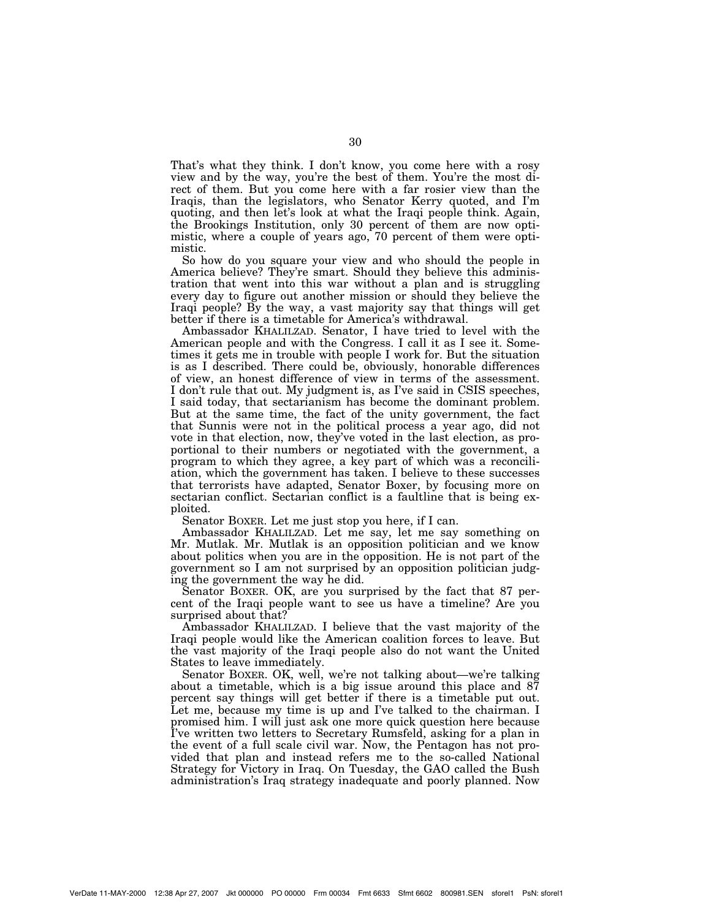That's what they think. I don't know, you come here with a rosy view and by the way, you're the best of them. You're the most direct of them. But you come here with a far rosier view than the Iraqis, than the legislators, who Senator Kerry quoted, and I'm quoting, and then let's look at what the Iraqi people think. Again, the Brookings Institution, only 30 percent of them are now optimistic, where a couple of years ago, 70 percent of them were optimistic.

So how do you square your view and who should the people in America believe? They're smart. Should they believe this administration that went into this war without a plan and is struggling every day to figure out another mission or should they believe the Iraqi people? By the way, a vast majority say that things will get better if there is a timetable for America's withdrawal.

Ambassador KHALILZAD. Senator, I have tried to level with the American people and with the Congress. I call it as I see it. Sometimes it gets me in trouble with people I work for. But the situation is as I described. There could be, obviously, honorable differences of view, an honest difference of view in terms of the assessment. I don't rule that out. My judgment is, as I've said in CSIS speeches, I said today, that sectarianism has become the dominant problem. But at the same time, the fact of the unity government, the fact that Sunnis were not in the political process a year ago, did not vote in that election, now, they've voted in the last election, as proportional to their numbers or negotiated with the government, a program to which they agree, a key part of which was a reconciliation, which the government has taken. I believe to these successes that terrorists have adapted, Senator Boxer, by focusing more on sectarian conflict. Sectarian conflict is a faultline that is being exploited.

Senator BOXER. Let me just stop you here, if I can.

Ambassador KHALILZAD. Let me say, let me say something on Mr. Mutlak. Mr. Mutlak is an opposition politician and we know about politics when you are in the opposition. He is not part of the government so I am not surprised by an opposition politician judging the government the way he did.

Senator BOXER. OK, are you surprised by the fact that 87 percent of the Iraqi people want to see us have a timeline? Are you surprised about that?

Ambassador KHALILZAD. I believe that the vast majority of the Iraqi people would like the American coalition forces to leave. But the vast majority of the Iraqi people also do not want the United States to leave immediately.

Senator BOXER. OK, well, we're not talking about—we're talking about a timetable, which is a big issue around this place and 87 percent say things will get better if there is a timetable put out. Let me, because my time is up and I've talked to the chairman. I promised him. I will just ask one more quick question here because I've written two letters to Secretary Rumsfeld, asking for a plan in the event of a full scale civil war. Now, the Pentagon has not provided that plan and instead refers me to the so-called National Strategy for Victory in Iraq. On Tuesday, the GAO called the Bush administration's Iraq strategy inadequate and poorly planned. Now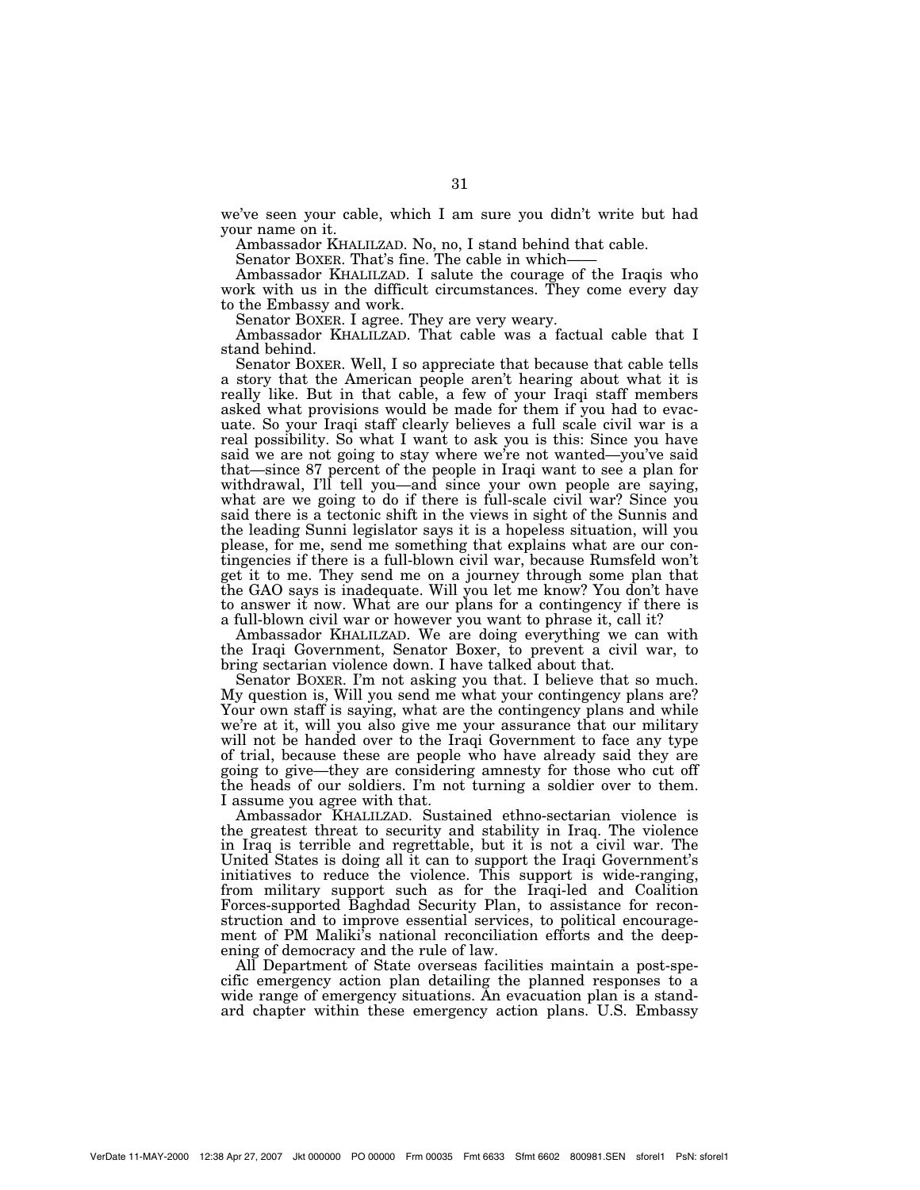we've seen your cable, which I am sure you didn't write but had your name on it.

Ambassador KHALILZAD. No, no, I stand behind that cable.

Senator BOXER. That's fine. The cable in which——

Ambassador KHALILZAD. I salute the courage of the Iraqis who work with us in the difficult circumstances. They come every day to the Embassy and work.

Senator BOXER. I agree. They are very weary.

Ambassador KHALILZAD. That cable was a factual cable that I stand behind.

Senator BOXER. Well, I so appreciate that because that cable tells a story that the American people aren't hearing about what it is really like. But in that cable, a few of your Iraqi staff members asked what provisions would be made for them if you had to evacuate. So your Iraqi staff clearly believes a full scale civil war is a real possibility. So what I want to ask you is this: Since you have said we are not going to stay where we're not wanted—you've said that—since 87 percent of the people in Iraqi want to see a plan for withdrawal, I'll tell you—and since your own people are saying, what are we going to do if there is full-scale civil war? Since you said there is a tectonic shift in the views in sight of the Sunnis and the leading Sunni legislator says it is a hopeless situation, will you please, for me, send me something that explains what are our contingencies if there is a full-blown civil war, because Rumsfeld won't get it to me. They send me on a journey through some plan that the GAO says is inadequate. Will you let me know? You don't have to answer it now. What are our plans for a contingency if there is a full-blown civil war or however you want to phrase it, call it?

Ambassador KHALILZAD. We are doing everything we can with the Iraqi Government, Senator Boxer, to prevent a civil war, to bring sectarian violence down. I have talked about that.

Senator BOXER. I'm not asking you that. I believe that so much. My question is, Will you send me what your contingency plans are? Your own staff is saying, what are the contingency plans and while we're at it, will you also give me your assurance that our military will not be handed over to the Iraqi Government to face any type of trial, because these are people who have already said they are going to give—they are considering amnesty for those who cut off the heads of our soldiers. I'm not turning a soldier over to them. I assume you agree with that.

Ambassador KHALILZAD. Sustained ethno-sectarian violence is the greatest threat to security and stability in Iraq. The violence in Iraq is terrible and regrettable, but it is not a civil war. The United States is doing all it can to support the Iraqi Government's initiatives to reduce the violence. This support is wide-ranging, from military support such as for the Iraqi-led and Coalition Forces-supported Baghdad Security Plan, to assistance for reconstruction and to improve essential services, to political encouragement of PM Maliki's national reconciliation efforts and the deepening of democracy and the rule of law.

All Department of State overseas facilities maintain a post-specific emergency action plan detailing the planned responses to a wide range of emergency situations. An evacuation plan is a standard chapter within these emergency action plans. U.S. Embassy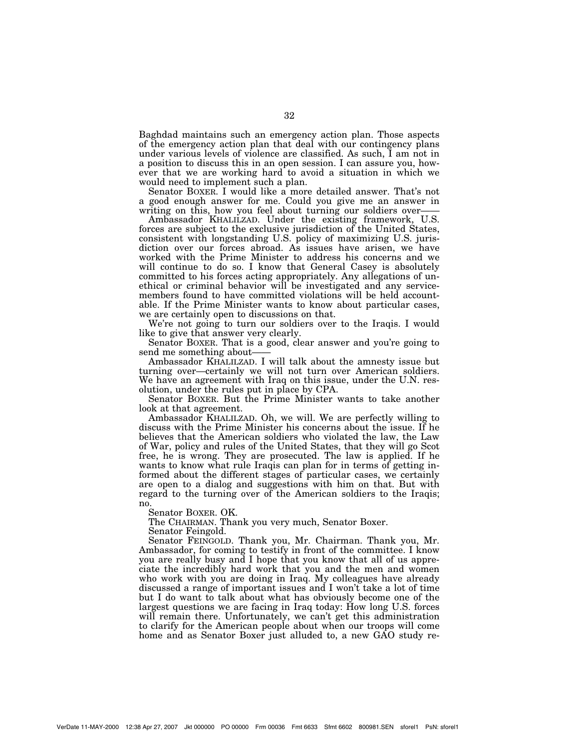Baghdad maintains such an emergency action plan. Those aspects of the emergency action plan that deal with our contingency plans under various levels of violence are classified. As such, I am not in a position to discuss this in an open session. I can assure you, however that we are working hard to avoid a situation in which we would need to implement such a plan.

Senator BOXER. I would like a more detailed answer. That's not a good enough answer for me. Could you give me an answer in writing on this, how you feel about turning our soldiers over——

Ambassador KHALILZAD. Under the existing framework, U.S. forces are subject to the exclusive jurisdiction of the United States, consistent with longstanding U.S. policy of maximizing U.S. jurisdiction over our forces abroad. As issues have arisen, we have worked with the Prime Minister to address his concerns and we will continue to do so. I know that General Casey is absolutely committed to his forces acting appropriately. Any allegations of unethical or criminal behavior will be investigated and any servicemembers found to have committed violations will be held accountable. If the Prime Minister wants to know about particular cases, we are certainly open to discussions on that.

We're not going to turn our soldiers over to the Iraqis. I would like to give that answer very clearly.

Senator BOXER. That is a good, clear answer and you're going to send me something about——

Ambassador KHALILZAD. I will talk about the amnesty issue but turning over—certainly we will not turn over American soldiers. We have an agreement with Iraq on this issue, under the U.N. resolution, under the rules put in place by CPA.

Senator BOXER. But the Prime Minister wants to take another look at that agreement.

Ambassador KHALILZAD. Oh, we will. We are perfectly willing to discuss with the Prime Minister his concerns about the issue. If he believes that the American soldiers who violated the law, the Law of War, policy and rules of the United States, that they will go Scot free, he is wrong. They are prosecuted. The law is applied. If he wants to know what rule Iraqis can plan for in terms of getting informed about the different stages of particular cases, we certainly are open to a dialog and suggestions with him on that. But with regard to the turning over of the American soldiers to the Iraqis; no.

Senator BOXER. OK.

The CHAIRMAN. Thank you very much, Senator Boxer.

Senator Feingold.

Senator FEINGOLD. Thank you, Mr. Chairman. Thank you, Mr. Ambassador, for coming to testify in front of the committee. I know you are really busy and I hope that you know that all of us appreciate the incredibly hard work that you and the men and women who work with you are doing in Iraq. My colleagues have already discussed a range of important issues and I won't take a lot of time but I do want to talk about what has obviously become one of the largest questions we are facing in Iraq today: How long U.S. forces will remain there. Unfortunately, we can't get this administration to clarify for the American people about when our troops will come home and as Senator Boxer just alluded to, a new GAO study re-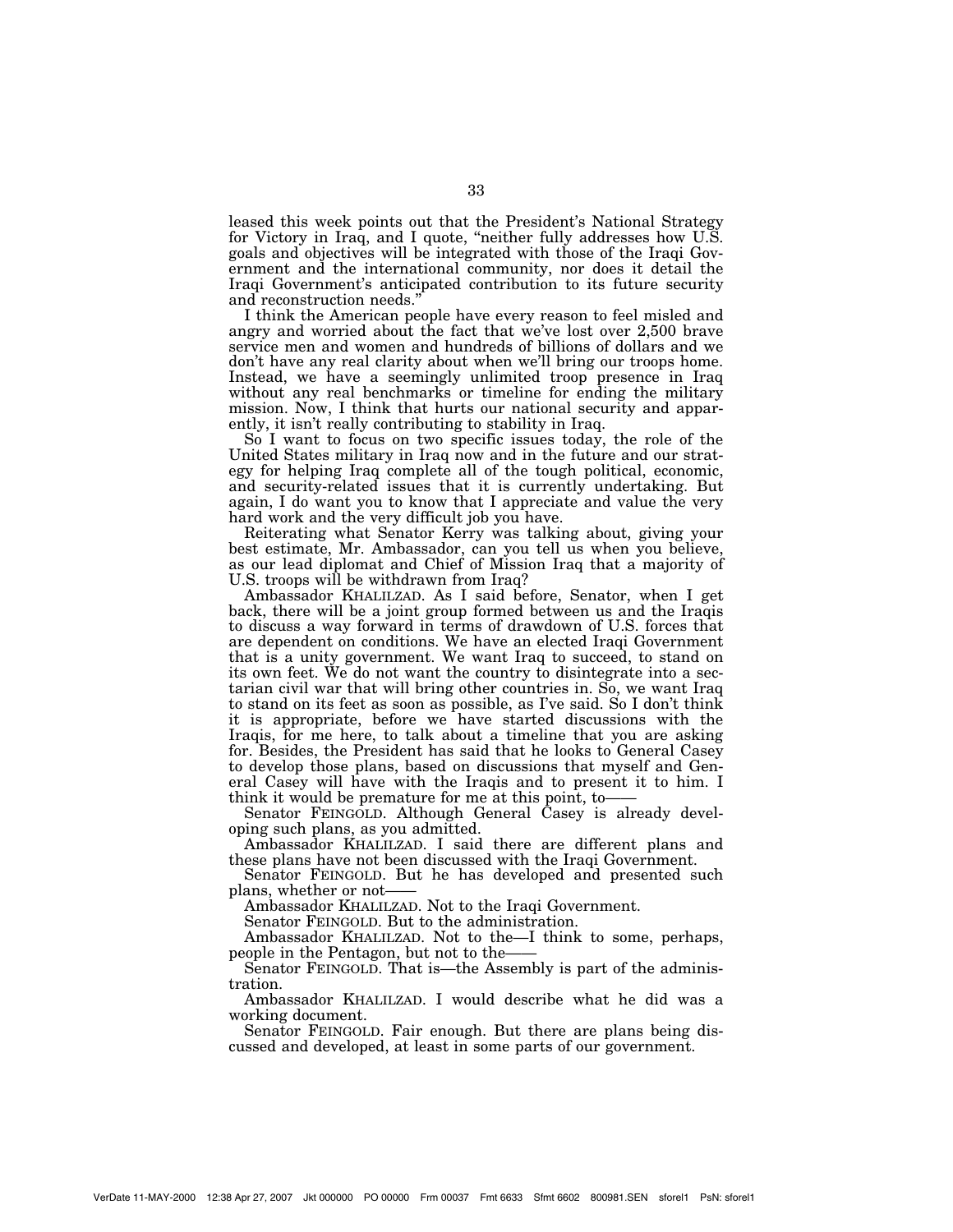leased this week points out that the President's National Strategy for Victory in Iraq, and I quote, "neither fully addresses how U.S. goals and objectives will be integrated with those of the Iraqi Government and the international community, nor does it detail the Iraqi Government's anticipated contribution to its future security and reconstruction needs."

I think the American people have every reason to feel misled and angry and worried about the fact that we've lost over 2,500 brave service men and women and hundreds of billions of dollars and we don't have any real clarity about when we'll bring our troops home. Instead, we have a seemingly unlimited troop presence in Iraq without any real benchmarks or timeline for ending the military mission. Now, I think that hurts our national security and apparently, it isn't really contributing to stability in Iraq.

So I want to focus on two specific issues today, the role of the United States military in Iraq now and in the future and our strategy for helping Iraq complete all of the tough political, economic, and security-related issues that it is currently undertaking. But again, I do want you to know that I appreciate and value the very hard work and the very difficult job you have.

Reiterating what Senator Kerry was talking about, giving your best estimate, Mr. Ambassador, can you tell us when you believe, as our lead diplomat and Chief of Mission Iraq that a majority of U.S. troops will be withdrawn from Iraq?

Ambassador KHALILZAD. As I said before, Senator, when I get back, there will be a joint group formed between us and the Iraqis to discuss a way forward in terms of drawdown of U.S. forces that are dependent on conditions. We have an elected Iraqi Government that is a unity government. We want Iraq to succeed, to stand on its own feet. We do not want the country to disintegrate into a sectarian civil war that will bring other countries in. So, we want Iraq to stand on its feet as soon as possible, as I've said. So I don't think it is appropriate, before we have started discussions with the Iraqis, for me here, to talk about a timeline that you are asking for. Besides, the President has said that he looks to General Casey to develop those plans, based on discussions that myself and General Casey will have with the Iraqis and to present it to him. I think it would be premature for me at this point, to——

Senator FEINGOLD. Although General Casey is already developing such plans, as you admitted.

Ambassador KHALILZAD. I said there are different plans and these plans have not been discussed with the Iraqi Government.

Senator FEINGOLD. But he has developed and presented such plans, whether or not——

Ambassador KHALILZAD. Not to the Iraqi Government.

Senator FEINGOLD. But to the administration.

Ambassador KHALILZAD. Not to the—I think to some, perhaps, people in the Pentagon, but not to the——

Senator FEINGOLD. That is—the Assembly is part of the administration.

Ambassador KHALILZAD. I would describe what he did was a working document.

Senator FEINGOLD. Fair enough. But there are plans being discussed and developed, at least in some parts of our government.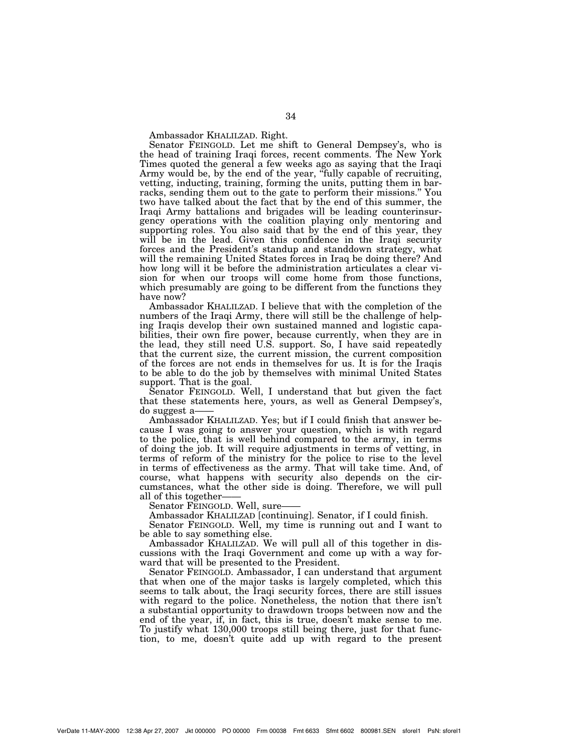Ambassador KHALILZAD. Right.

Senator FEINGOLD. Let me shift to General Dempsey's, who is the head of training Iraqi forces, recent comments. The New York Times quoted the general a few weeks ago as saying that the Iraqi Army would be, by the end of the year, "fully capable of recruiting, vetting, inducting, training, forming the units, putting them in barracks, sending them out to the gate to perform their missions." You two have talked about the fact that by the end of this summer, the Iraqi Army battalions and brigades will be leading counterinsurgency operations with the coalition playing only mentoring and supporting roles. You also said that by the end of this year, they will be in the lead. Given this confidence in the Iraqi security forces and the President's standup and standdown strategy, what will the remaining United States forces in Iraq be doing there? And how long will it be before the administration articulates a clear vision for when our troops will come home from those functions, which presumably are going to be different from the functions they have now?

Ambassador KHALILZAD. I believe that with the completion of the numbers of the Iraqi Army, there will still be the challenge of helping Iraqis develop their own sustained manned and logistic capabilities, their own fire power, because currently, when they are in the lead, they still need U.S. support. So, I have said repeatedly that the current size, the current mission, the current composition of the forces are not ends in themselves for us. It is for the Iraqis to be able to do the job by themselves with minimal United States support. That is the goal.

Senator FEINGOLD. Well, I understand that but given the fact that these statements here, yours, as well as General Dempsey's, do suggest a——

Ambassador KHALILZAD. Yes; but if I could finish that answer because I was going to answer your question, which is with regard to the police, that is well behind compared to the army, in terms of doing the job. It will require adjustments in terms of vetting, in terms of reform of the ministry for the police to rise to the level in terms of effectiveness as the army. That will take time. And, of course, what happens with security also depends on the circumstances, what the other side is doing. Therefore, we will pull all of this together——

Senator FEINGOLD. Well, sure——

Ambassador KHALILZAD [continuing]. Senator, if I could finish.

Senator FEINGOLD. Well, my time is running out and I want to be able to say something else.

Ambassador KHALILZAD. We will pull all of this together in discussions with the Iraqi Government and come up with a way forward that will be presented to the President.

Senator FEINGOLD. Ambassador, I can understand that argument that when one of the major tasks is largely completed, which this seems to talk about, the Iraqi security forces, there are still issues with regard to the police. Nonetheless, the notion that there isn't a substantial opportunity to drawdown troops between now and the end of the year, if, in fact, this is true, doesn't make sense to me. To justify what 130,000 troops still being there, just for that function, to me, doesn't quite add up with regard to the present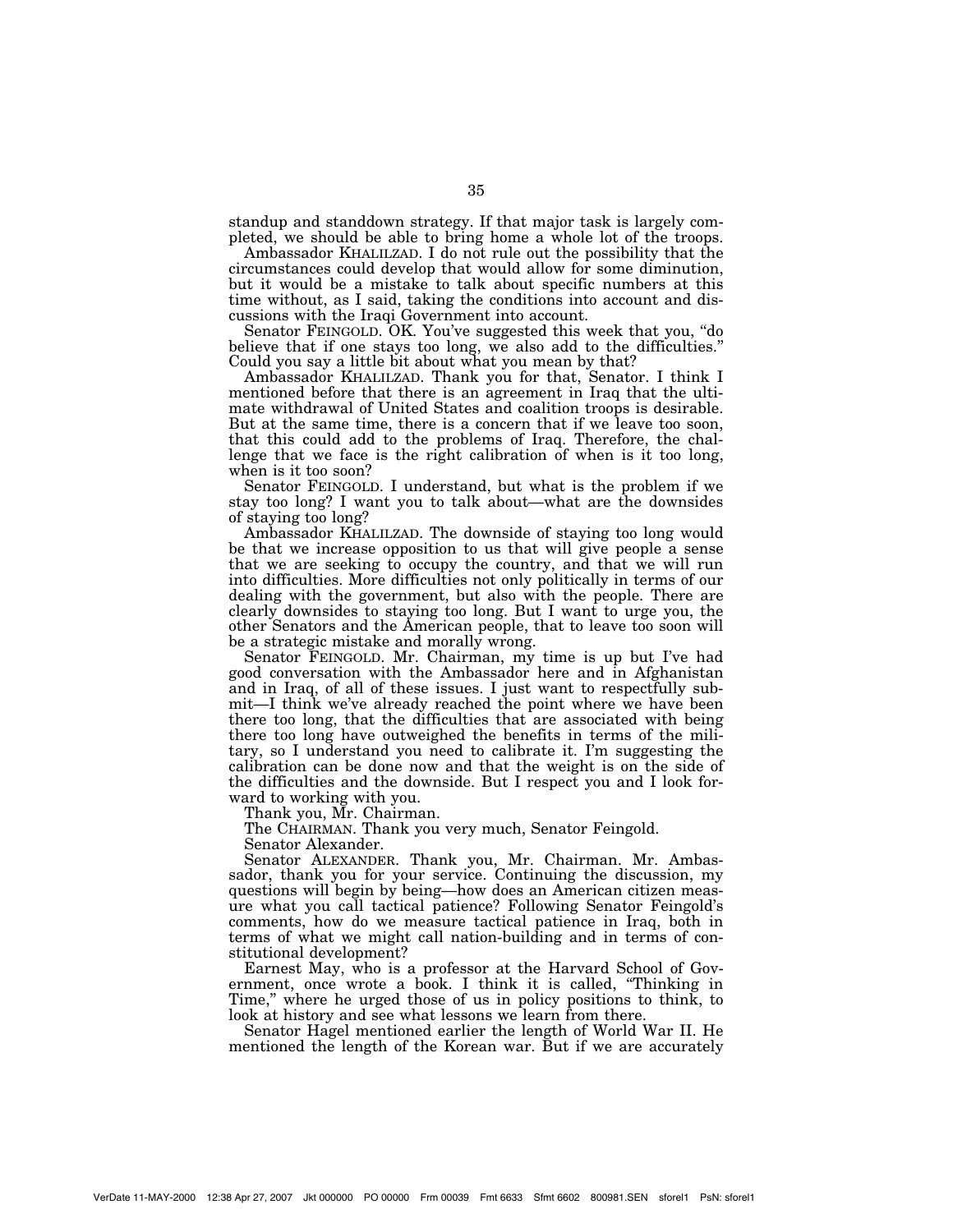standup and standdown strategy. If that major task is largely completed, we should be able to bring home a whole lot of the troops.

Ambassador KHALILZAD. I do not rule out the possibility that the circumstances could develop that would allow for some diminution, but it would be a mistake to talk about specific numbers at this time without, as I said, taking the conditions into account and discussions with the Iraqi Government into account.

Senator FEINGOLD. OK. You've suggested this week that you, "do believe that if one stays too long, we also add to the difficulties." Could you say a little bit about what you mean by that?

Ambassador KHALILZAD. Thank you for that, Senator. I think I mentioned before that there is an agreement in Iraq that the ultimate withdrawal of United States and coalition troops is desirable. But at the same time, there is a concern that if we leave too soon, that this could add to the problems of Iraq. Therefore, the challenge that we face is the right calibration of when is it too long, when is it too soon?

Senator FEINGOLD. I understand, but what is the problem if we stay too long? I want you to talk about—what are the downsides of staying too long?

Ambassador KHALILZAD. The downside of staying too long would be that we increase opposition to us that will give people a sense that we are seeking to occupy the country, and that we will run into difficulties. More difficulties not only politically in terms of our dealing with the government, but also with the people. There are clearly downsides to staying too long. But I want to urge you, the other Senators and the American people, that to leave too soon will be a strategic mistake and morally wrong.

Senator FEINGOLD. Mr. Chairman, my time is up but I've had good conversation with the Ambassador here and in Afghanistan and in Iraq, of all of these issues. I just want to respectfully submit—I think we've already reached the point where we have been there too long, that the difficulties that are associated with being there too long have outweighed the benefits in terms of the military, so I understand you need to calibrate it. I'm suggesting the calibration can be done now and that the weight is on the side of the difficulties and the downside. But I respect you and I look forward to working with you.

Thank you, Mr. Chairman.

The CHAIRMAN. Thank you very much, Senator Feingold.

Senator Alexander.

Senator ALEXANDER. Thank you, Mr. Chairman. Mr. Ambassador, thank you for your service. Continuing the discussion, my questions will begin by being—how does an American citizen measure what you call tactical patience? Following Senator Feingold's comments, how do we measure tactical patience in Iraq, both in terms of what we might call nation-building and in terms of constitutional development?

Earnest May, who is a professor at the Harvard School of Government, once wrote a book. I think it is called, "Thinking in Time," where he urged those of us in policy positions to think, to look at history and see what lessons we learn from there.

Senator Hagel mentioned earlier the length of World War II. He mentioned the length of the Korean war. But if we are accurately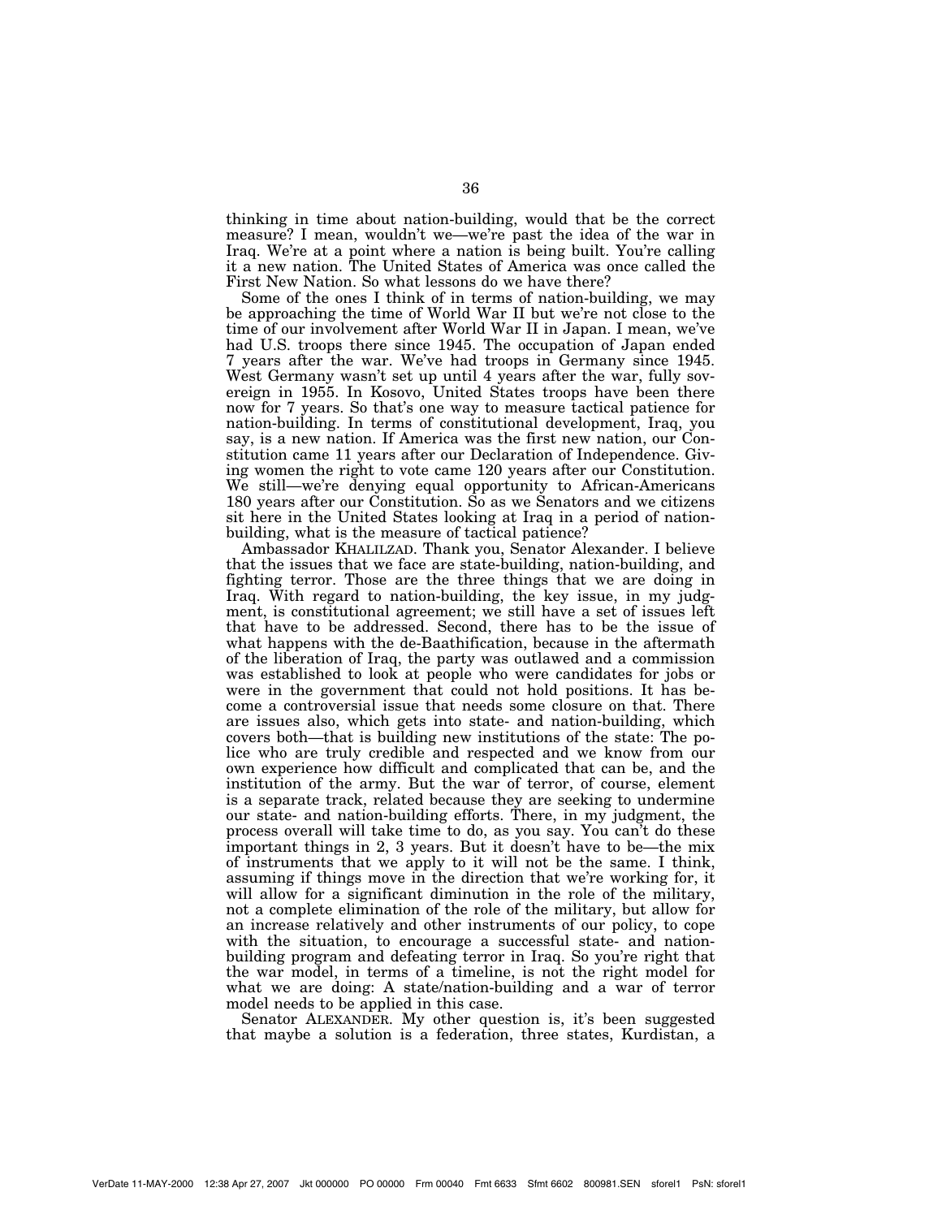thinking in time about nation-building, would that be the correct measure? I mean, wouldn't we—we're past the idea of the war in Iraq. We're at a point where a nation is being built. You're calling it a new nation. The United States of America was once called the First New Nation. So what lessons do we have there?

Some of the ones I think of in terms of nation-building, we may be approaching the time of World War II but we're not close to the time of our involvement after World War II in Japan. I mean, we've had U.S. troops there since 1945. The occupation of Japan ended 7 years after the war. We've had troops in Germany since 1945. West Germany wasn't set up until 4 years after the war, fully sovereign in 1955. In Kosovo, United States troops have been there now for 7 years. So that's one way to measure tactical patience for nation-building. In terms of constitutional development, Iraq, you say, is a new nation. If America was the first new nation, our Constitution came 11 years after our Declaration of Independence. Giving women the right to vote came 120 years after our Constitution. We still—we're denying equal opportunity to African-Americans 180 years after our Constitution. So as we Senators and we citizens sit here in the United States looking at Iraq in a period of nation-building, what is the measure of tactical patience?

Ambassador KHALILZAD. Thank you, Senator Alexander. I believe that the issues that we face are state-building, nation-building, and fighting terror. Those are the three things that we are doing in Iraq. With regard to nation-building, the key issue, in my judgment, is constitutional agreement; we still have a set of issues left that have to be addressed. Second, there has to be the issue of what happens with the de-Baathification, because in the aftermath of the liberation of Iraq, the party was outlawed and a commission was established to look at people who were candidates for jobs or were in the government that could not hold positions. It has become a controversial issue that needs some closure on that. There are issues also, which gets into state- and nation-building, which covers both—that is building new institutions of the state: The police who are truly credible and respected and we know from our own experience how difficult and complicated that can be, and the institution of the army. But the war of terror, of course, element is a separate track, related because they are seeking to undermine our state- and nation-building efforts. There, in my judgment, the process overall will take time to do, as you say. You can't do these important things in 2, 3 years. But it doesn't have to be—the mix of instruments that we apply to it will not be the same. I think, assuming if things move in the direction that we're working for, it will allow for a significant diminution in the role of the military, not a complete elimination of the role of the military, but allow for an increase relatively and other instruments of our policy, to cope with the situation, to encourage a successful state- and nation-building program and defeating terror in Iraq. So you're right that the war model, in terms of a timeline, is not the right model for what we are doing: A state/nation-building and a war of terror model needs to be applied in this case.

Senator ALEXANDER. My other question is, it's been suggested that maybe a solution is a federation, three states, Kurdistan, a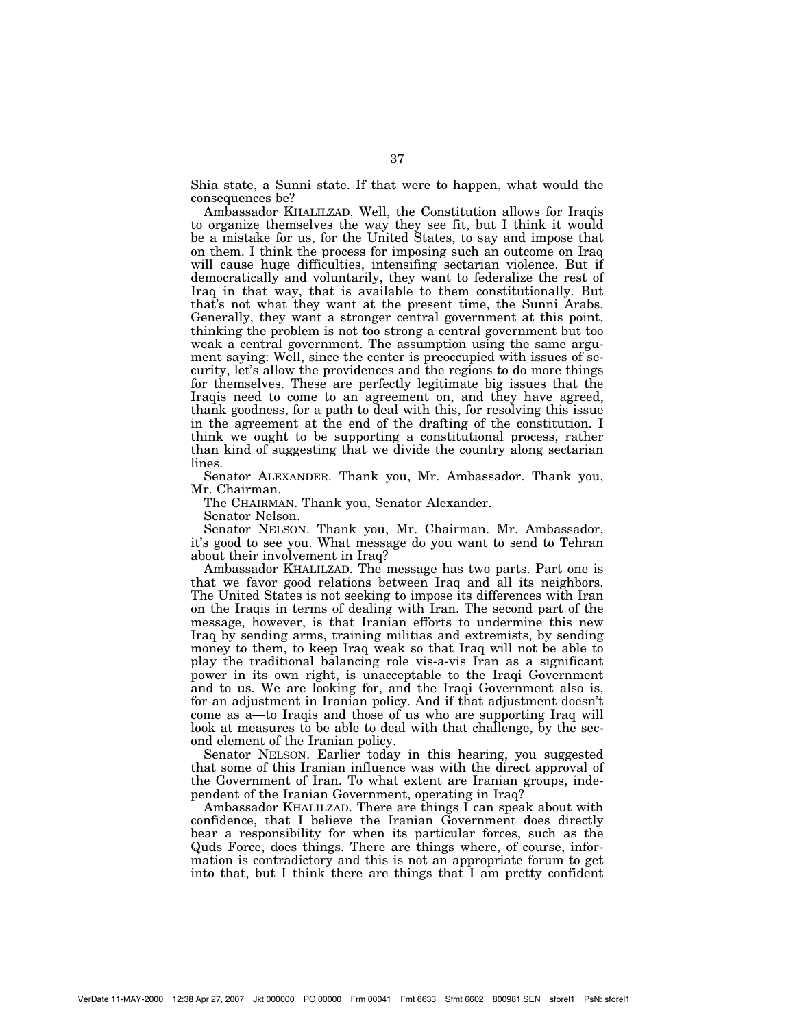Shia state, a Sunni state. If that were to happen, what would the consequences be?

Ambassador KHALILZAD. Well, the Constitution allows for Iraqis to organize themselves the way they see fit, but I think it would be a mistake for us, for the United States, to say and impose that on them. I think the process for imposing such an outcome on Iraq will cause huge difficulties, intensifing sectarian violence. But if democratically and voluntarily, they want to federalize the rest of Iraq in that way, that is available to them constitutionally. But that's not what they want at the present time, the Sunni Arabs. Generally, they want a stronger central government at this point, thinking the problem is not too strong a central government but too weak a central government. The assumption using the same argument saying: Well, since the center is preoccupied with issues of security, let's allow the providences and the regions to do more things for themselves. These are perfectly legitimate big issues that the Iraqis need to come to an agreement on, and they have agreed, thank goodness, for a path to deal with this, for resolving this issue in the agreement at the end of the drafting of the constitution. I think we ought to be supporting a constitutional process, rather than kind of suggesting that we divide the country along sectarian lines.

Senator ALEXANDER. Thank you, Mr. Ambassador. Thank you, Mr. Chairman.

The CHAIRMAN. Thank you, Senator Alexander.

Senator Nelson.

Senator NELSON. Thank you, Mr. Chairman. Mr. Ambassador, it's good to see you. What message do you want to send to Tehran about their involvement in Iraq?

Ambassador KHALILZAD. The message has two parts. Part one is that we favor good relations between Iraq and all its neighbors. The United States is not seeking to impose its differences with Iran on the Iraqis in terms of dealing with Iran. The second part of the message, however, is that Iranian efforts to undermine this new Iraq by sending arms, training militias and extremists, by sending money to them, to keep Iraq weak so that Iraq will not be able to play the traditional balancing role vis-a-vis Iran as a significant power in its own right, is unacceptable to the Iraqi Government and to us. We are looking for, and the Iraqi Government also is, for an adjustment in Iranian policy. And if that adjustment doesn't come as a—to Iraqis and those of us who are supporting Iraq will look at measures to be able to deal with that challenge, by the second element of the Iranian policy.

Senator NELSON. Earlier today in this hearing, you suggested that some of this Iranian influence was with the direct approval of the Government of Iran. To what extent are Iranian groups, independent of the Iranian Government, operating in Iraq?

Ambassador KHALILZAD. There are things I can speak about with confidence, that I believe the Iranian Government does directly bear a responsibility for when its particular forces, such as the Quds Force, does things. There are things where, of course, information is contradictory and this is not an appropriate forum to get into that, but I think there are things that I am pretty confident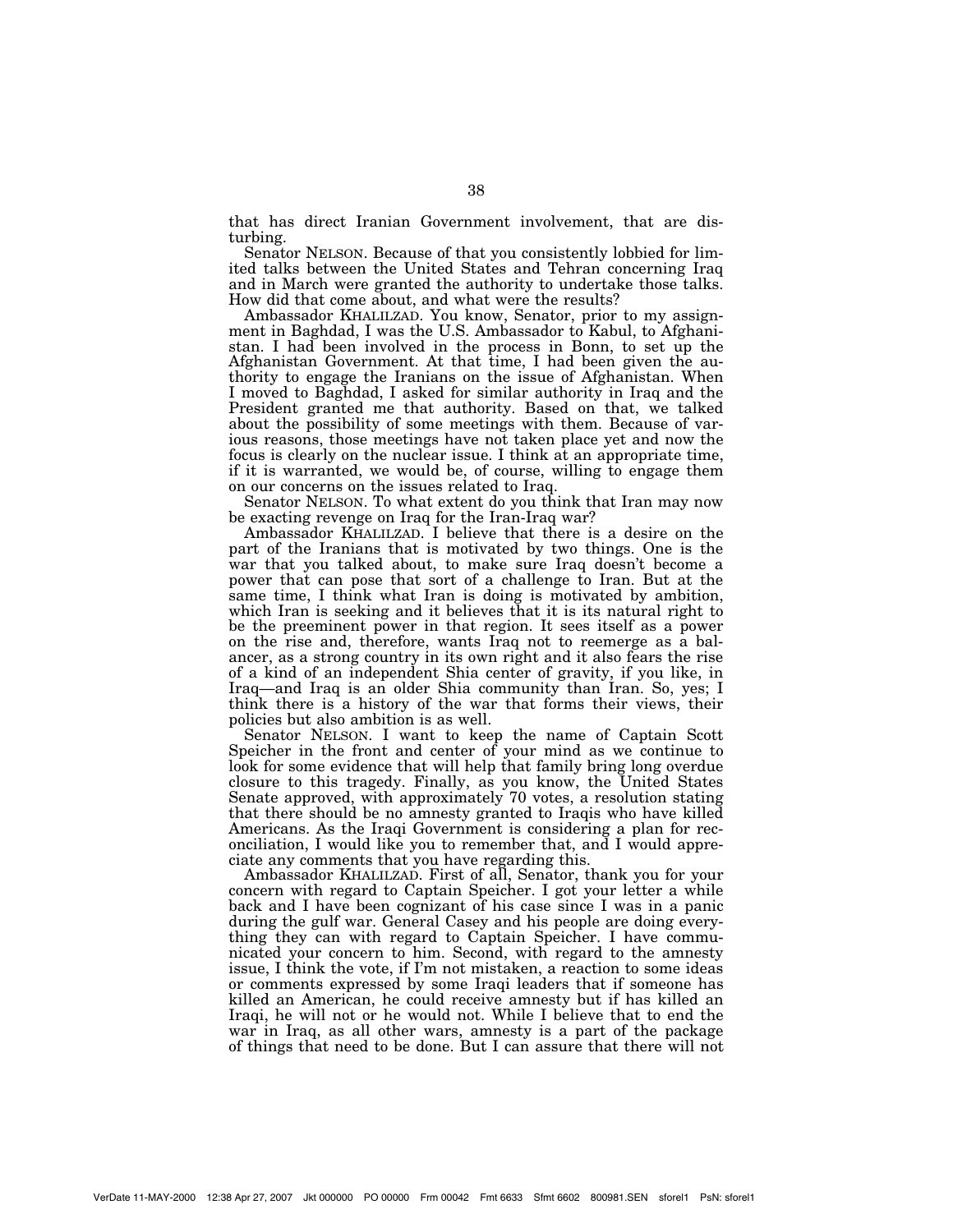that has direct Iranian Government involvement, that are disturbing.

Senator NELSON. Because of that you consistently lobbied for limited talks between the United States and Tehran concerning Iraq and in March were granted the authority to undertake those talks. How did that come about, and what were the results?

Ambassador KHALILZAD. You know, Senator, prior to my assignment in Baghdad, I was the U.S. Ambassador to Kabul, to Afghanistan. I had been involved in the process in Bonn, to set up the Afghanistan Government. At that time, I had been given the authority to engage the Iranians on the issue of Afghanistan. When I moved to Baghdad, I asked for similar authority in Iraq and the President granted me that authority. Based on that, we talked about the possibility of some meetings with them. Because of various reasons, those meetings have not taken place yet and now the focus is clearly on the nuclear issue. I think at an appropriate time, if it is warranted, we would be, of course, willing to engage them on our concerns on the issues related to Iraq.

Senator NELSON. To what extent do you think that Iran may now be exacting revenge on Iraq for the Iran-Iraq war?

Ambassador KHALILZAD. I believe that there is a desire on the part of the Iranians that is motivated by two things. One is the war that you talked about, to make sure Iraq doesn't become a power that can pose that sort of a challenge to Iran. But at the same time, I think what Iran is doing is motivated by ambition, which Iran is seeking and it believes that it is its natural right to be the preeminent power in that region. It sees itself as a power on the rise and, therefore, wants Iraq not to reemerge as a balancer, as a strong country in its own right and it also fears the rise of a kind of an independent Shia center of gravity, if you like, in Iraq—and Iraq is an older Shia community than Iran. So, yes; I think there is a history of the war that forms their views, their policies but also ambition is as well.

Senator NELSON. I want to keep the name of Captain Scott Speicher in the front and center of your mind as we continue to look for some evidence that will help that family bring long overdue closure to this tragedy. Finally, as you know, the United States Senate approved, with approximately 70 votes, a resolution stating that there should be no amnesty granted to Iraqis who have killed Americans. As the Iraqi Government is considering a plan for reconciliation, I would like you to remember that, and I would appreciate any comments that you have regarding this.

Ambassador KHALILZAD. First of all, Senator, thank you for your concern with regard to Captain Speicher. I got your letter a while back and I have been cognizant of his case since I was in a panic during the gulf war. General Casey and his people are doing everything they can with regard to Captain Speicher. I have communicated your concern to him. Second, with regard to the amnesty issue, I think the vote, if I'm not mistaken, a reaction to some ideas or comments expressed by some Iraqi leaders that if someone has killed an American, he could receive amnesty but if has killed an Iraqi, he will not or he would not. While I believe that to end the war in Iraq, as all other wars, amnesty is a part of the package of things that need to be done. But I can assure that there will not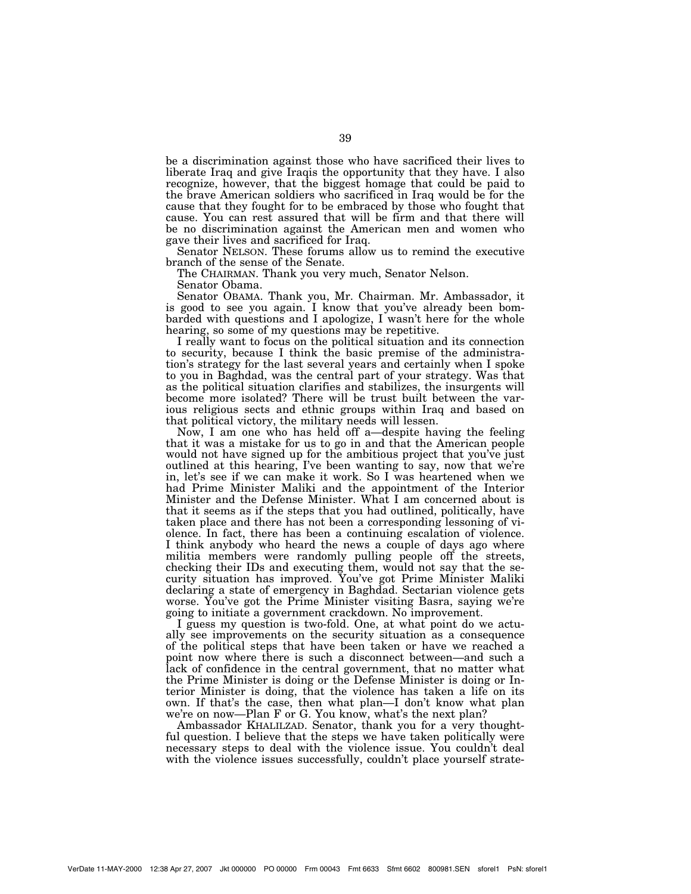be a discrimination against those who have sacrificed their lives to liberate Iraq and give Iraqis the opportunity that they have. I also recognize, however, that the biggest homage that could be paid to the brave American soldiers who sacrificed in Iraq would be for the cause that they fought for to be embraced by those who fought that cause. You can rest assured that will be firm and that there will be no discrimination against the American men and women who gave their lives and sacrificed for Iraq.

Senator NELSON. These forums allow us to remind the executive branch of the sense of the Senate.

The CHAIRMAN. Thank you very much, Senator Nelson.

Senator Obama.

Senator OBAMA. Thank you, Mr. Chairman. Mr. Ambassador, it is good to see you again. I know that you've already been bombarded with questions and I apologize, I wasn't here for the whole hearing, so some of my questions may be repetitive.

I really want to focus on the political situation and its connection to security, because I think the basic premise of the administration's strategy for the last several years and certainly when I spoke to you in Baghdad, was the central part of your strategy. Was that as the political situation clarifies and stabilizes, the insurgents will become more isolated? There will be trust built between the various religious sects and ethnic groups within Iraq and based on that political victory, the military needs will lessen.

Now, I am one who has held off a—despite having the feeling that it was a mistake for us to go in and that the American people would not have signed up for the ambitious project that you've just outlined at this hearing, I've been wanting to say, now that we're in, let's see if we can make it work. So I was heartened when we had Prime Minister Maliki and the appointment of the Interior Minister and the Defense Minister. What I am concerned about is that it seems as if the steps that you had outlined, politically, have taken place and there has not been a corresponding lessoning of violence. In fact, there has been a continuing escalation of violence. I think anybody who heard the news a couple of days ago where militia members were randomly pulling people off the streets, checking their IDs and executing them, would not say that the security situation has improved. You've got Prime Minister Maliki declaring a state of emergency in Baghdad. Sectarian violence gets worse. You've got the Prime Minister visiting Basra, saying we're going to initiate a government crackdown. No improvement.

I guess my question is two-fold. One, at what point do we actually see improvements on the security situation as a consequence of the political steps that have been taken or have we reached a point now where there is such a disconnect between—and such a lack of confidence in the central government, that no matter what the Prime Minister is doing or the Defense Minister is doing or Interior Minister is doing, that the violence has taken a life on its own. If that's the case, then what plan—I don't know what plan we're on now—Plan F or G. You know, what's the next plan?

Ambassador KHALILZAD. Senator, thank you for a very thoughtful question. I believe that the steps we have taken politically were necessary steps to deal with the violence issue. You couldn't deal with the violence issues successfully, couldn't place yourself strate-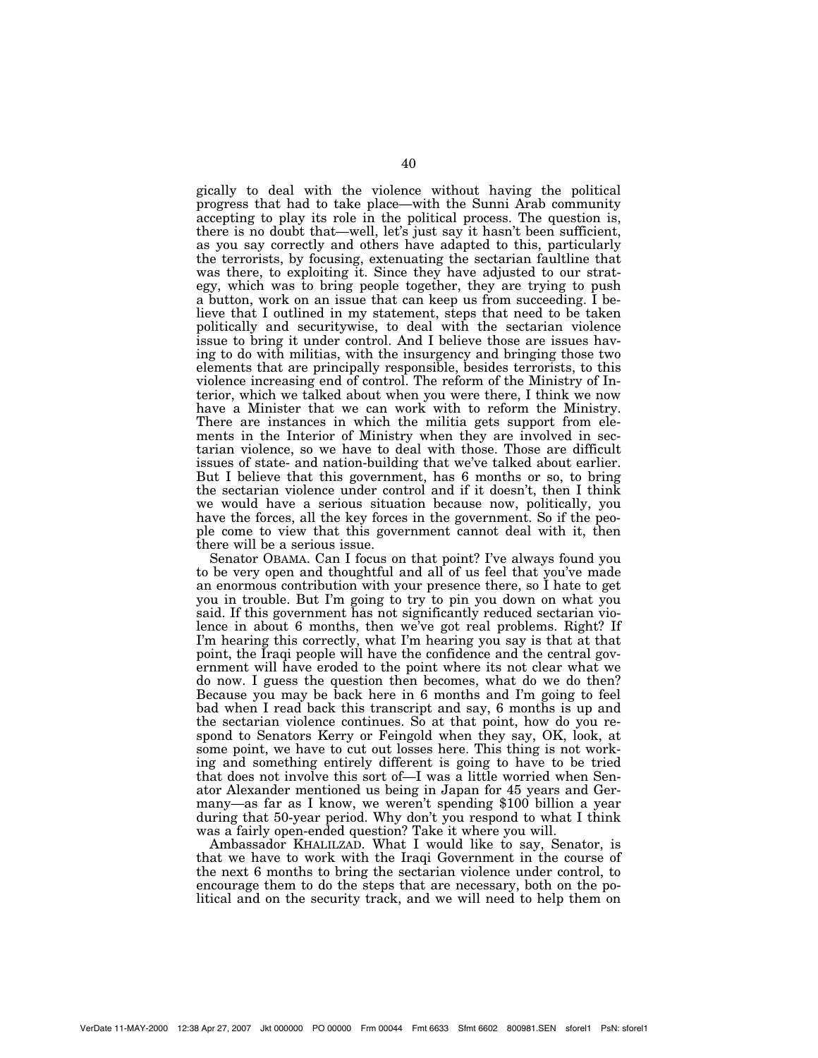gically to deal with the violence without having the political progress that had to take place—with the Sunni Arab community accepting to play its role in the political process. The question is, there is no doubt that—well, let's just say it hasn't been sufficient, as you say correctly and others have adapted to this, particularly the terrorists, by focusing, extenuating the sectarian faultline that was there, to exploiting it. Since they have adjusted to our strategy, which was to bring people together, they are trying to push a button, work on an issue that can keep us from succeeding. I believe that I outlined in my statement, steps that need to be taken politically and securitywise, to deal with the sectarian violence issue to bring it under control. And I believe those are issues having to do with militias, with the insurgency and bringing those two elements that are principally responsible, besides terrorists, to this violence increasing end of control. The reform of the Ministry of Interior, which we talked about when you were there, I think we now have a Minister that we can work with to reform the Ministry. There are instances in which the militia gets support from elements in the Interior of Ministry when they are involved in sectarian violence, so we have to deal with those. Those are difficult issues of state- and nation-building that we've talked about earlier. But I believe that this government, has 6 months or so, to bring the sectarian violence under control and if it doesn't, then I think we would have a serious situation because now, politically, you have the forces, all the key forces in the government. So if the people come to view that this government cannot deal with it, then there will be a serious issue.

Senator OBAMA. Can I focus on that point? I've always found you to be very open and thoughtful and all of us feel that you've made an enormous contribution with your presence there, so I hate to get you in trouble. But I'm going to try to pin you down on what you said. If this government has not significantly reduced sectarian violence in about 6 months, then we've got real problems. Right? If I'm hearing this correctly, what I'm hearing you say is that at that point, the Iraqi people will have the confidence and the central government will have eroded to the point where its not clear what we do now. I guess the question then becomes, what do we do then? Because you may be back here in 6 months and I'm going to feel bad when I read back this transcript and say, 6 months is up and the sectarian violence continues. So at that point, how do you respond to Senators Kerry or Feingold when they say, OK, look, at some point, we have to cut out losses here. This thing is not working and something entirely different is going to have to be tried that does not involve this sort of—I was a little worried when Senator Alexander mentioned us being in Japan for 45 years and Germany—as far as I know, we weren't spending $100 billion a year during that 50-year period. Why don't you respond to what I think was a fairly open-ended question? Take it where you will.

Ambassador KHALILZAD. What I would like to say, Senator, is that we have to work with the Iraqi Government in the course of the next 6 months to bring the sectarian violence under control, to encourage them to do the steps that are necessary, both on the political and on the security track, and we will need to help them on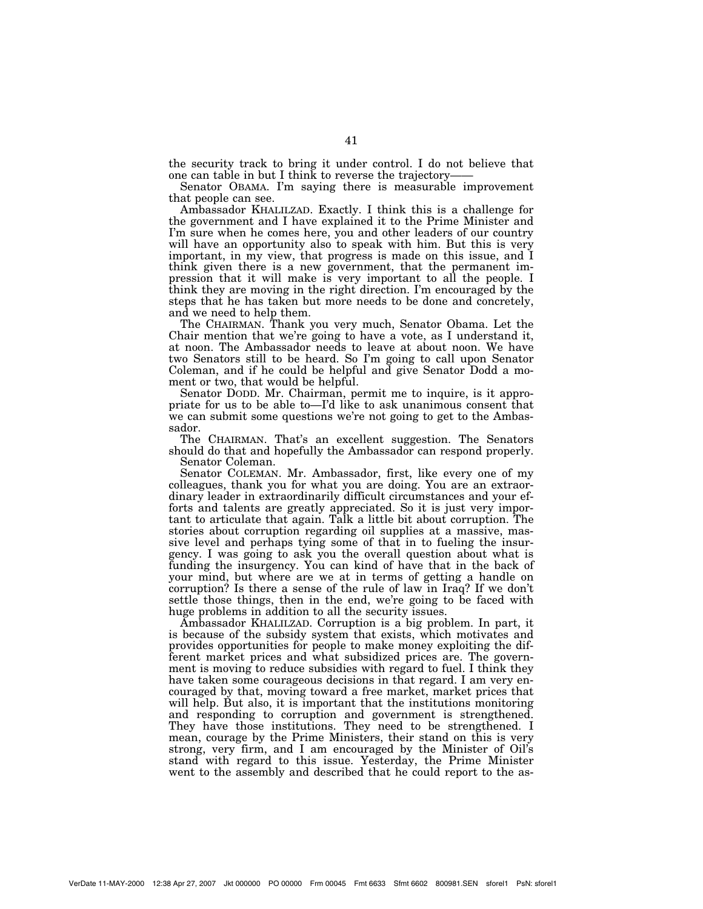the security track to bring it under control. I do not believe that one can table in but I think to reverse the trajectory——

Senator OBAMA. I'm saying there is measurable improvement that people can see.

Ambassador KHALILZAD. Exactly. I think this is a challenge for the government and I have explained it to the Prime Minister and I'm sure when he comes here, you and other leaders of our country will have an opportunity also to speak with him. But this is very important, in my view, that progress is made on this issue, and I think given there is a new government, that the permanent impression that it will make is very important to all the people. I think they are moving in the right direction. I'm encouraged by the steps that he has taken but more needs to be done and concretely, and we need to help them.

The CHAIRMAN. Thank you very much, Senator Obama. Let the Chair mention that we're going to have a vote, as I understand it, at noon. The Ambassador needs to leave at about noon. We have two Senators still to be heard. So I'm going to call upon Senator Coleman, and if he could be helpful and give Senator Dodd a moment or two, that would be helpful.

Senator DODD. Mr. Chairman, permit me to inquire, is it appropriate for us to be able to—I'd like to ask unanimous consent that we can submit some questions we're not going to get to the Ambassador.

The CHAIRMAN. That's an excellent suggestion. The Senators should do that and hopefully the Ambassador can respond properly.

Senator Coleman.

Senator COLEMAN. Mr. Ambassador, first, like every one of my colleagues, thank you for what you are doing. You are an extraordinary leader in extraordinarily difficult circumstances and your efforts and talents are greatly appreciated. So it is just very important to articulate that again. Talk a little bit about corruption. The stories about corruption regarding oil supplies at a massive, massive level and perhaps tying some of that in to fueling the insurgency. I was going to ask you the overall question about what is funding the insurgency. You can kind of have that in the back of your mind, but where are we at in terms of getting a handle on corruption? Is there a sense of the rule of law in Iraq? If we don't settle those things, then in the end, we're going to be faced with huge problems in addition to all the security issues.

Ambassador KHALILZAD. Corruption is a big problem. In part, it is because of the subsidy system that exists, which motivates and provides opportunities for people to make money exploiting the different market prices and what subsidized prices are. The government is moving to reduce subsidies with regard to fuel. I think they have taken some courageous decisions in that regard. I am very encouraged by that, moving toward a free market, market prices that will help. But also, it is important that the institutions monitoring and responding to corruption and government is strengthened. They have those institutions. They need to be strengthened. I mean, courage by the Prime Ministers, their stand on this is very strong, very firm, and I am encouraged by the Minister of Oil's stand with regard to this issue. Yesterday, the Prime Minister went to the assembly and described that he could report to the as-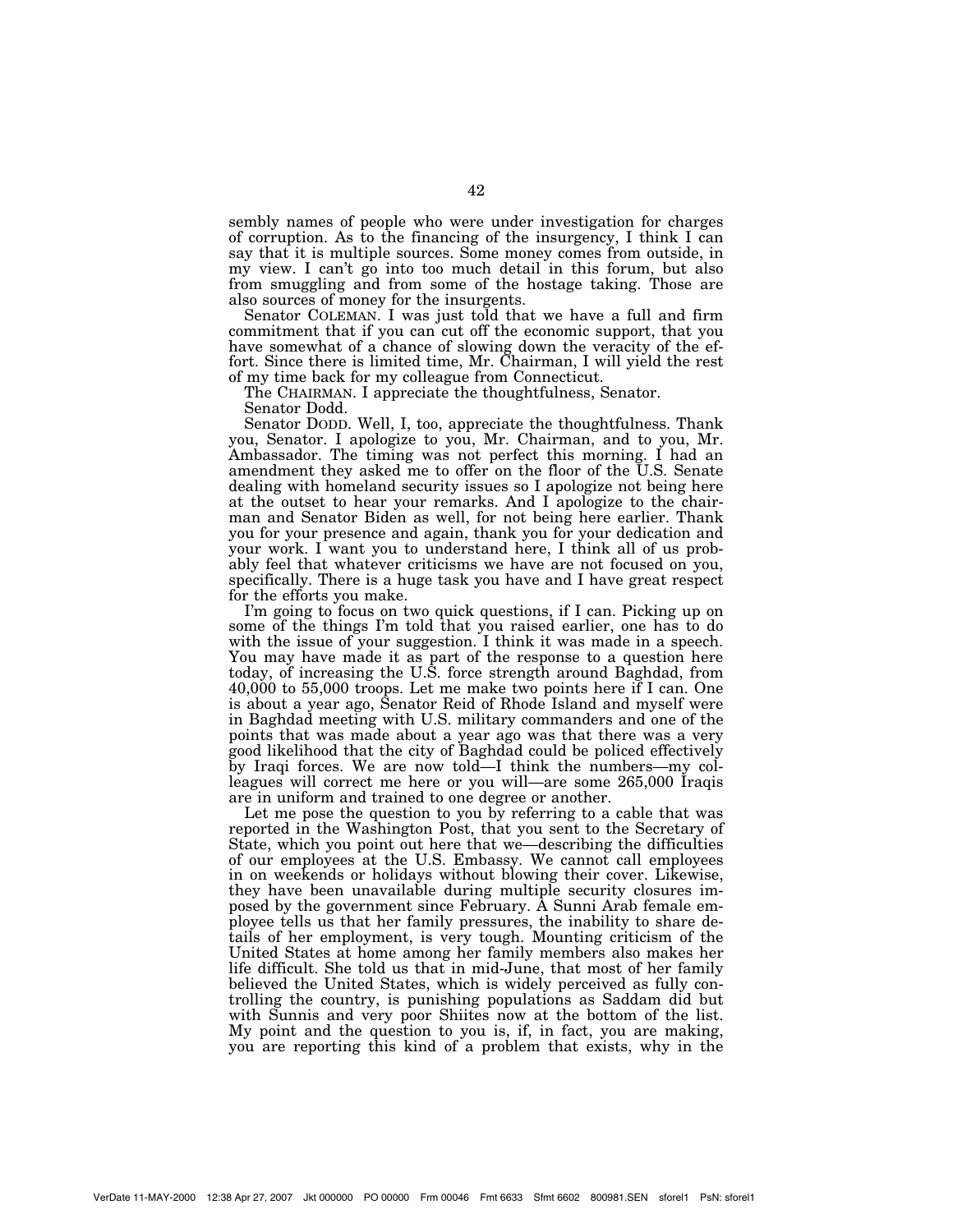sembly names of people who were under investigation for charges of corruption. As to the financing of the insurgency, I think I can say that it is multiple sources. Some money comes from outside, in my view. I can't go into too much detail in this forum, but also from smuggling and from some of the hostage taking. Those are also sources of money for the insurgents.

Senator COLEMAN. I was just told that we have a full and firm commitment that if you can cut off the economic support, that you have somewhat of a chance of slowing down the veracity of the effort. Since there is limited time, Mr. Chairman, I will yield the rest of my time back for my colleague from Connecticut.

The CHAIRMAN. I appreciate the thoughtfulness, Senator.

Senator Dodd.

Senator DODD. Well, I, too, appreciate the thoughtfulness. Thank you, Senator. I apologize to you, Mr. Chairman, and to you, Mr. Ambassador. The timing was not perfect this morning. I had an amendment they asked me to offer on the floor of the U.S. Senate dealing with homeland security issues so I apologize not being here at the outset to hear your remarks. And I apologize to the chairman and Senator Biden as well, for not being here earlier. Thank you for your presence and again, thank you for your dedication and your work. I want you to understand here, I think all of us probably feel that whatever criticisms we have are not focused on you, specifically. There is a huge task you have and I have great respect for the efforts you make.

I'm going to focus on two quick questions, if I can. Picking up on some of the things I'm told that you raised earlier, one has to do with the issue of your suggestion. I think it was made in a speech. You may have made it as part of the response to a question here today, of increasing the U.S. force strength around Baghdad, from 40,000 to 55,000 troops. Let me make two points here if I can. One is about a year ago, Senator Reid of Rhode Island and myself were in Baghdad meeting with U.S. military commanders and one of the points that was made about a year ago was that there was a very good likelihood that the city of Baghdad could be policed effectively by Iraqi forces. We are now told—I think the numbers—my colleagues will correct me here or you will—are some 265,000 Iraqis are in uniform and trained to one degree or another.

Let me pose the question to you by referring to a cable that was reported in the Washington Post, that you sent to the Secretary of State, which you point out here that we—describing the difficulties of our employees at the U.S. Embassy. We cannot call employees in on weekends or holidays without blowing their cover. Likewise, they have been unavailable during multiple security closures imposed by the government since February. A Sunni Arab female employee tells us that her family pressures, the inability to share details of her employment, is very tough. Mounting criticism of the United States at home among her family members also makes her life difficult. She told us that in mid-June, that most of her family believed the United States, which is widely perceived as fully controlling the country, is punishing populations as Saddam did but with Sunnis and very poor Shiites now at the bottom of the list. My point and the question to you is, if, in fact, you are making, you are reporting this kind of a problem that exists, why in the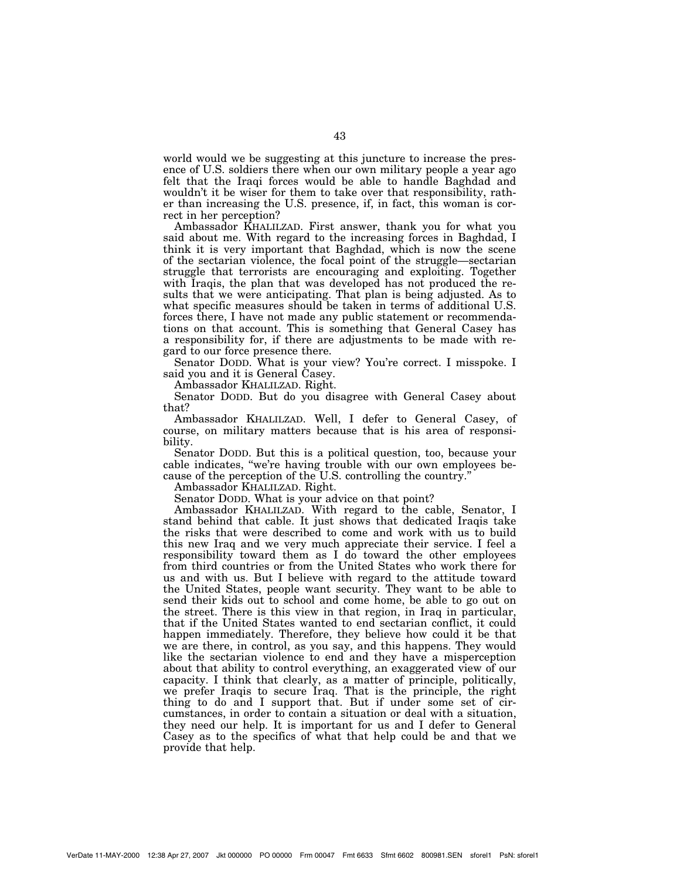world would we be suggesting at this juncture to increase the presence of U.S. soldiers there when our own military people a year ago felt that the Iraqi forces would be able to handle Baghdad and wouldn't it be wiser for them to take over that responsibility, rather than increasing the U.S. presence, if, in fact, this woman is correct in her perception?

Ambassador KHALILZAD. First answer, thank you for what you said about me. With regard to the increasing forces in Baghdad, I think it is very important that Baghdad, which is now the scene of the sectarian violence, the focal point of the struggle—sectarian struggle that terrorists are encouraging and exploiting. Together with Iraqis, the plan that was developed has not produced the results that we were anticipating. That plan is being adjusted. As to what specific measures should be taken in terms of additional U.S. forces there, I have not made any public statement or recommendations on that account. This is something that General Casey has a responsibility for, if there are adjustments to be made with regard to our force presence there.

Senator DODD. What is your view? You're correct. I misspoke. I said you and it is General Casey.

Ambassador KHALILZAD. Right.

Senator DODD. But do you disagree with General Casey about that?

Ambassador KHALILZAD. Well, I defer to General Casey, of course, on military matters because that is his area of responsibility.

Senator DODD. But this is a political question, too, because your cable indicates, "we're having trouble with our own employees because of the perception of the U.S. controlling the country."

Ambassador KHALILZAD. Right.

Senator DODD. What is your advice on that point?

Ambassador KHALILZAD. With regard to the cable, Senator, I stand behind that cable. It just shows that dedicated Iraqis take the risks that were described to come and work with us to build this new Iraq and we very much appreciate their service. I feel a responsibility toward them as I do toward the other employees from third countries or from the United States who work there for us and with us. But I believe with regard to the attitude toward the United States, people want security. They want to be able to send their kids out to school and come home, be able to go out on the street. There is this view in that region, in Iraq in particular, that if the United States wanted to end sectarian conflict, it could happen immediately. Therefore, they believe how could it be that we are there, in control, as you say, and this happens. They would like the sectarian violence to end and they have a misperception about that ability to control everything, an exaggerated view of our capacity. I think that clearly, as a matter of principle, politically, we prefer Iraqis to secure Iraq. That is the principle, the right thing to do and I support that. But if under some set of circumstances, in order to contain a situation or deal with a situation, they need our help. It is important for us and I defer to General Casey as to the specifics of what that help could be and that we provide that help.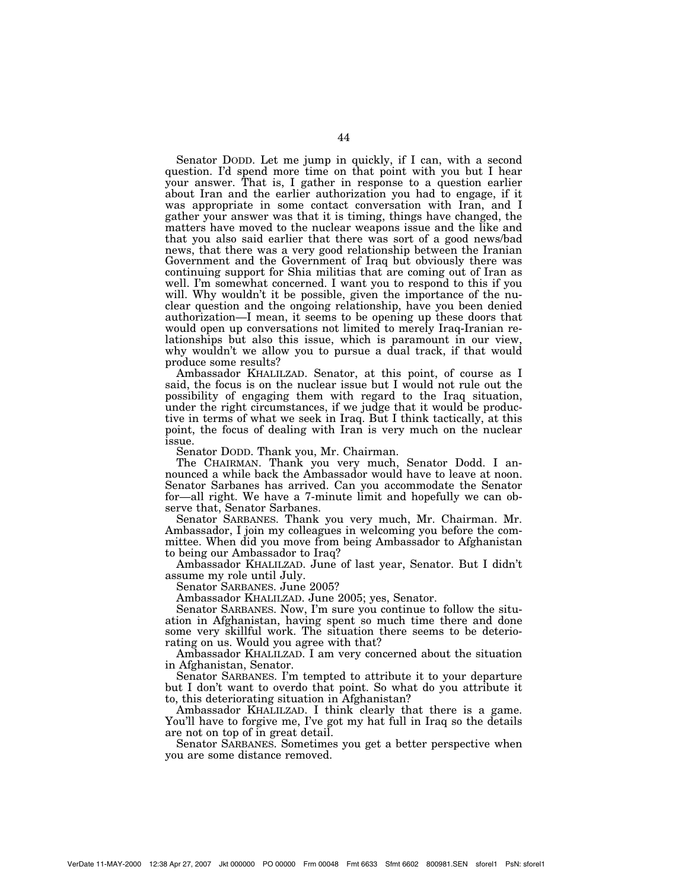Senator DODD. Let me jump in quickly, if I can, with a second question. I'd spend more time on that point with you but I hear your answer. That is, I gather in response to a question earlier about Iran and the earlier authorization you had to engage, if it was appropriate in some contact conversation with Iran, and I gather your answer was that it is timing, things have changed, the matters have moved to the nuclear weapons issue and the like and that you also said earlier that there was sort of a good news/bad news, that there was a very good relationship between the Iranian Government and the Government of Iraq but obviously there was continuing support for Shia militias that are coming out of Iran as well. I'm somewhat concerned. I want you to respond to this if you will. Why wouldn't it be possible, given the importance of the nuclear question and the ongoing relationship, have you been denied authorization—I mean, it seems to be opening up these doors that would open up conversations not limited to merely Iraq-Iranian relationships but also this issue, which is paramount in our view, why wouldn't we allow you to pursue a dual track, if that would produce some results?

Ambassador KHALILZAD. Senator, at this point, of course as I said, the focus is on the nuclear issue but I would not rule out the possibility of engaging them with regard to the Iraq situation, under the right circumstances, if we judge that it would be productive in terms of what we seek in Iraq. But I think tactically, at this point, the focus of dealing with Iran is very much on the nuclear issue.

Senator DODD. Thank you, Mr. Chairman.

The CHAIRMAN. Thank you very much, Senator Dodd. I announced a while back the Ambassador would have to leave at noon. Senator Sarbanes has arrived. Can you accommodate the Senator for—all right. We have a 7-minute limit and hopefully we can observe that, Senator Sarbanes.

Senator SARBANES. Thank you very much, Mr. Chairman. Mr. Ambassador, I join my colleagues in welcoming you before the committee. When did you move from being Ambassador to Afghanistan to being our Ambassador to Iraq?

Ambassador KHALILZAD. June of last year, Senator. But I didn't assume my role until July.

Senator SARBANES. June 2005?

Ambassador KHALILZAD. June 2005; yes, Senator.

Senator SARBANES. Now, I'm sure you continue to follow the situation in Afghanistan, having spent so much time there and done some very skillful work. The situation there seems to be deteriorating on us. Would you agree with that?

Ambassador KHALILZAD. I am very concerned about the situation in Afghanistan, Senator.

Senator SARBANES. I'm tempted to attribute it to your departure but I don't want to overdo that point. So what do you attribute it to, this deteriorating situation in Afghanistan?

Ambassador KHALILZAD. I think clearly that there is a game. You'll have to forgive me, I've got my hat full in Iraq so the details are not on top of in great detail.

Senator SARBANES. Sometimes you get a better perspective when you are some distance removed.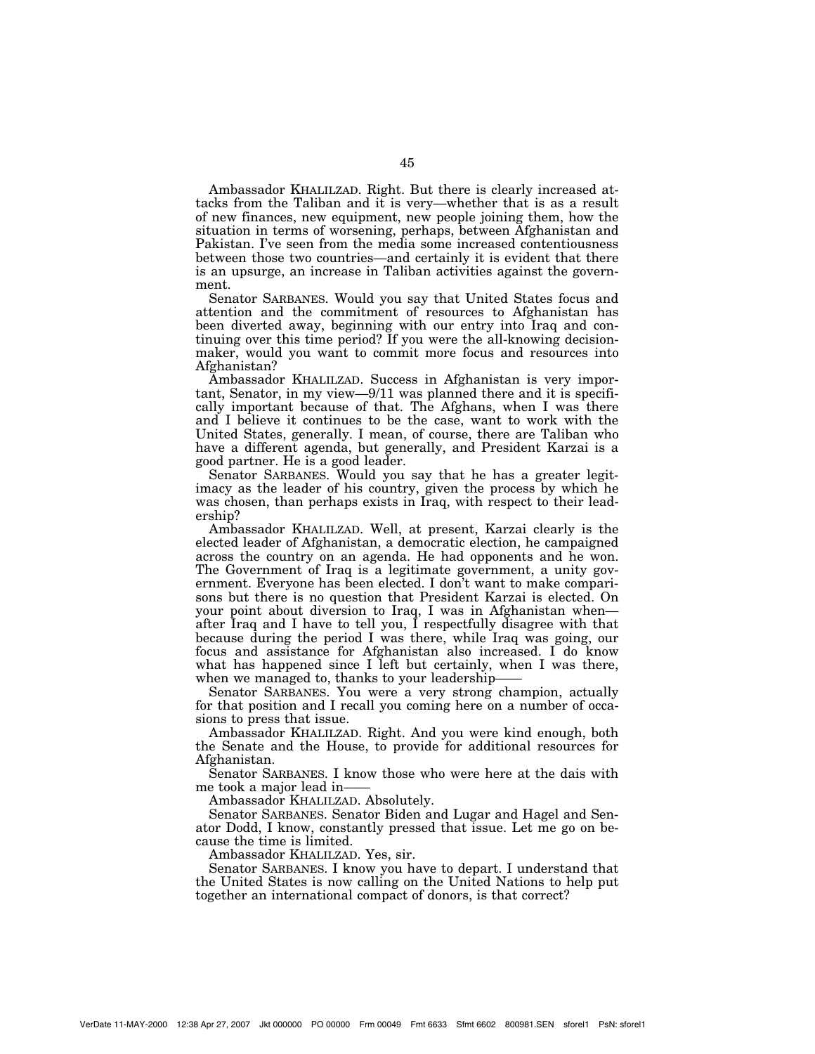Ambassador KHALILZAD. Right. But there is clearly increased attacks from the Taliban and it is very—whether that is as a result of new finances, new equipment, new people joining them, how the situation in terms of worsening, perhaps, between Afghanistan and Pakistan. I've seen from the media some increased contentiousness between those two countries—and certainly it is evident that there is an upsurge, an increase in Taliban activities against the government.

Senator SARBANES. Would you say that United States focus and attention and the commitment of resources to Afghanistan has been diverted away, beginning with our entry into Iraq and continuing over this time period? If you were the all-knowing decision-maker, would you want to commit more focus and resources into Afghanistan?

Ambassador KHALILZAD. Success in Afghanistan is very important, Senator, in my view—9/11 was planned there and it is specifically important because of that. The Afghans, when I was there and I believe it continues to be the case, want to work with the United States, generally. I mean, of course, there are Taliban who have a different agenda, but generally, and President Karzai is a good partner. He is a good leader.

Senator SARBANES. Would you say that he has a greater legitimacy as the leader of his country, given the process by which he was chosen, than perhaps exists in Iraq, with respect to their leadership?

Ambassador KHALILZAD. Well, at present, Karzai clearly is the elected leader of Afghanistan, a democratic election, he campaigned across the country on an agenda. He had opponents and he won. The Government of Iraq is a legitimate government, a unity government. Everyone has been elected. I don't want to make comparisons but there is no question that President Karzai is elected. On your point about diversion to Iraq, I was in Afghanistan when—after Iraq and I have to tell you, I respectfully disagree with that because during the period I was there, while Iraq was going, our focus and assistance for Afghanistan also increased. I do know what has happened since I left but certainly, when I was there, when we managed to, thanks to your leadership——

Senator SARBANES. You were a very strong champion, actually for that position and I recall you coming here on a number of occasions to press that issue.

Ambassador KHALILZAD. Right. And you were kind enough, both the Senate and the House, to provide for additional resources for Afghanistan.

Senator SARBANES. I know those who were here at the dais with me took a major lead in——

Ambassador KHALILZAD. Absolutely.

Senator SARBANES. Senator Biden and Lugar and Hagel and Senator Dodd, I know, constantly pressed that issue. Let me go on because the time is limited.

Ambassador KHALILZAD. Yes, sir.

Senator SARBANES. I know you have to depart. I understand that the United States is now calling on the United Nations to help put together an international compact of donors, is that correct?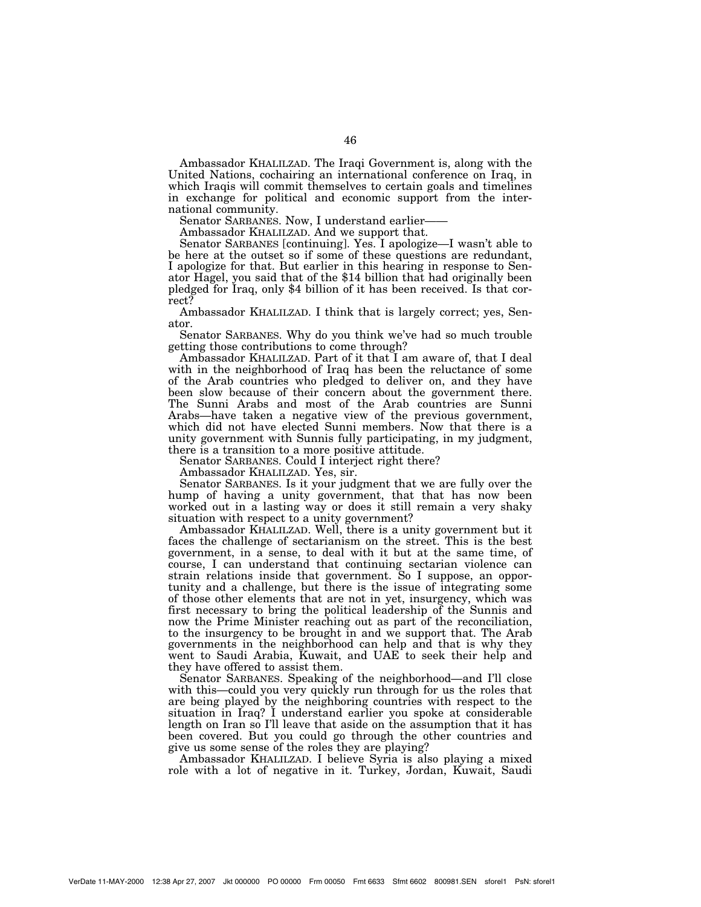Ambassador KHALILZAD. The Iraqi Government is, along with the United Nations, cochairing an international conference on Iraq, in which Iraqis will commit themselves to certain goals and timelines in exchange for political and economic support from the international community.

Senator SARBANES. Now, I understand earlier——

Ambassador KHALILZAD. And we support that.

Senator SARBANES [continuing]. Yes. I apologize—I wasn't able to be here at the outset so if some of these questions are redundant, I apologize for that. But earlier in this hearing in response to Senator Hagel, you said that of the $14 billion that had originally been pledged for Iraq, only $4 billion of it has been received. Is that correct?

Ambassador KHALILZAD. I think that is largely correct; yes, Senator.

Senator SARBANES. Why do you think we've had so much trouble getting those contributions to come through?

Ambassador KHALILZAD. Part of it that I am aware of, that I deal with in the neighborhood of Iraq has been the reluctance of some of the Arab countries who pledged to deliver on, and they have been slow because of their concern about the government there. The Sunni Arabs and most of the Arab countries are Sunni Arabs—have taken a negative view of the previous government, which did not have elected Sunni members. Now that there is a unity government with Sunnis fully participating, in my judgment, there is a transition to a more positive attitude.

Senator SARBANES. Could I interject right there?

Ambassador KHALILZAD. Yes, sir.

Senator SARBANES. Is it your judgment that we are fully over the hump of having a unity government, that that has now been worked out in a lasting way or does it still remain a very shaky situation with respect to a unity government?

Ambassador KHALILZAD. Well, there is a unity government but it faces the challenge of sectarianism on the street. This is the best government, in a sense, to deal with it but at the same time, of course, I can understand that continuing sectarian violence can strain relations inside that government. So I suppose, an opportunity and a challenge, but there is the issue of integrating some of those other elements that are not in yet, insurgency, which was first necessary to bring the political leadership of the Sunnis and now the Prime Minister reaching out as part of the reconciliation, to the insurgency to be brought in and we support that. The Arab governments in the neighborhood can help and that is why they went to Saudi Arabia, Kuwait, and UAE to seek their help and they have offered to assist them.

Senator SARBANES. Speaking of the neighborhood—and I'll close with this—could you very quickly run through for us the roles that are being played by the neighboring countries with respect to the situation in Iraq? I understand earlier you spoke at considerable length on Iran so I'll leave that aside on the assumption that it has been covered. But you could go through the other countries and give us some sense of the roles they are playing?

Ambassador KHALILZAD. I believe Syria is also playing a mixed role with a lot of negative in it. Turkey, Jordan, Kuwait, Saudi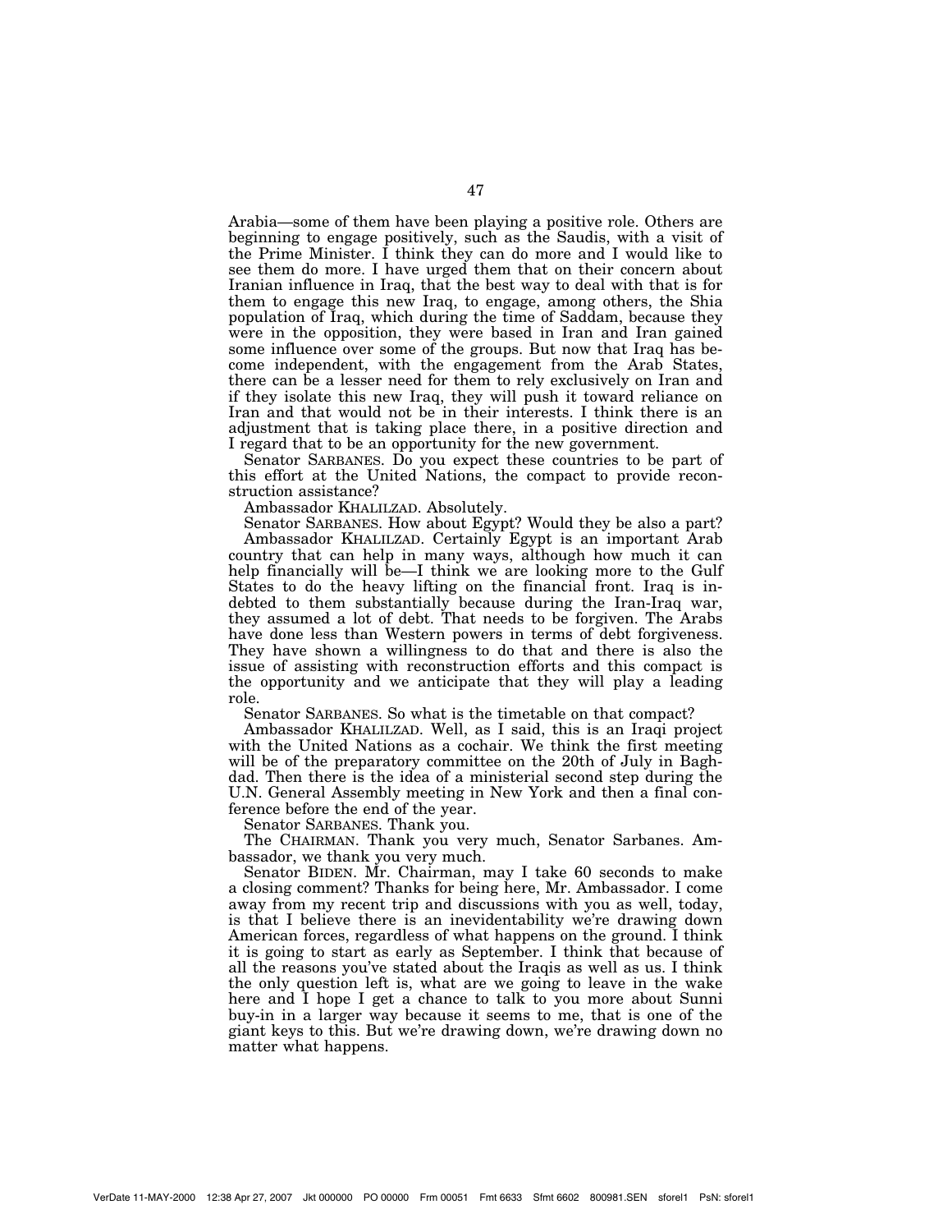Arabia—some of them have been playing a positive role. Others are beginning to engage positively, such as the Saudis, with a visit of the Prime Minister. I think they can do more and I would like to see them do more. I have urged them that on their concern about Iranian influence in Iraq, that the best way to deal with that is for them to engage this new Iraq, to engage, among others, the Shia population of Iraq, which during the time of Saddam, because they were in the opposition, they were based in Iran and Iran gained some influence over some of the groups. But now that Iraq has become independent, with the engagement from the Arab States, there can be a lesser need for them to rely exclusively on Iran and if they isolate this new Iraq, they will push it toward reliance on Iran and that would not be in their interests. I think there is an adjustment that is taking place there, in a positive direction and I regard that to be an opportunity for the new government.

Senator SARBANES. Do you expect these countries to be part of this effort at the United Nations, the compact to provide reconstruction assistance?

Ambassador KHALILZAD. Absolutely.

Senator SARBANES. How about Egypt? Would they be also a part?

Ambassador KHALILZAD. Certainly Egypt is an important Arab country that can help in many ways, although how much it can help financially will be—I think we are looking more to the Gulf States to do the heavy lifting on the financial front. Iraq is indebted to them substantially because during the Iran-Iraq war, they assumed a lot of debt. That needs to be forgiven. The Arabs have done less than Western powers in terms of debt forgiveness. They have shown a willingness to do that and there is also the issue of assisting with reconstruction efforts and this compact is the opportunity and we anticipate that they will play a leading role.

Senator SARBANES. So what is the timetable on that compact?

Ambassador KHALILZAD. Well, as I said, this is an Iraqi project with the United Nations as a cochair. We think the first meeting will be of the preparatory committee on the 20th of July in Baghdad. Then there is the idea of a ministerial second step during the U.N. General Assembly meeting in New York and then a final conference before the end of the year.

Senator SARBANES. Thank you.

The CHAIRMAN. Thank you very much, Senator Sarbanes. Ambassador, we thank you very much.

Senator BIDEN. Mr. Chairman, may I take 60 seconds to make a closing comment? Thanks for being here, Mr. Ambassador. I come away from my recent trip and discussions with you as well, today, is that I believe there is an inevidentability we're drawing down American forces, regardless of what happens on the ground. I think it is going to start as early as September. I think that because of all the reasons you've stated about the Iraqis as well as us. I think the only question left is, what are we going to leave in the wake here and I hope I get a chance to talk to you more about Sunni buy-in in a larger way because it seems to me, that is one of the giant keys to this. But we're drawing down, we're drawing down no matter what happens.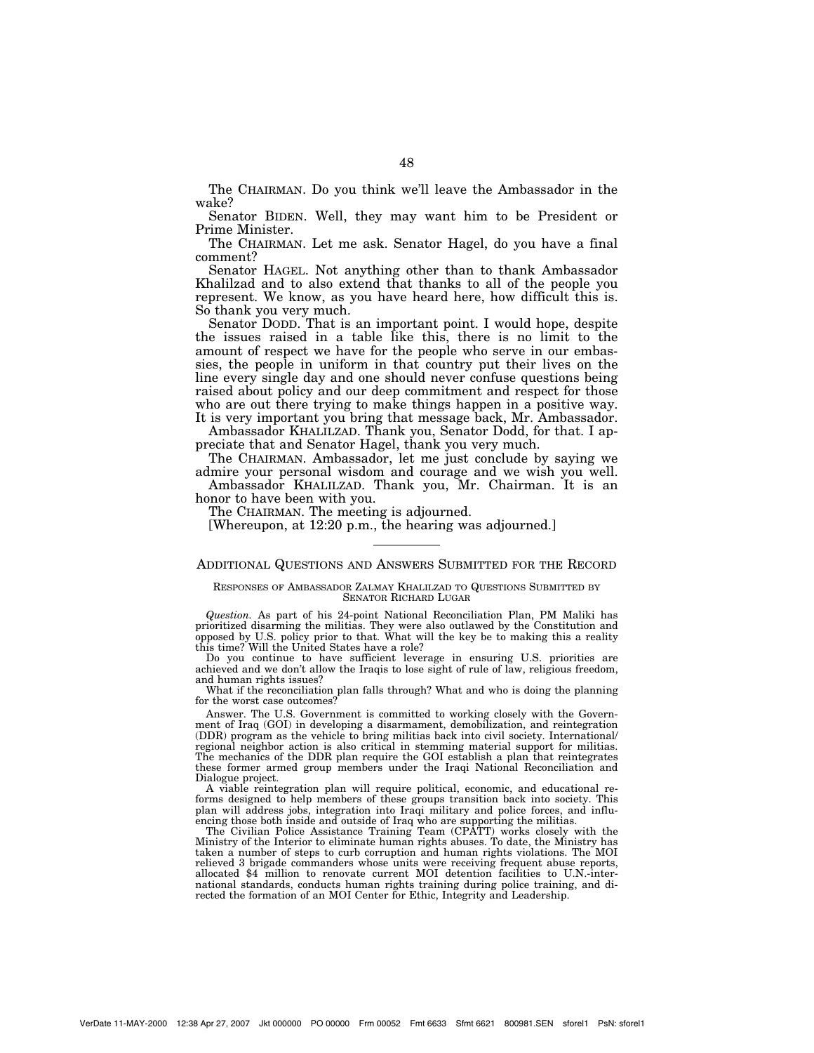The CHAIRMAN. Do you think we'll leave the Ambassador in the wake?

Senator BIDEN. Well, they may want him to be President or Prime Minister.

The CHAIRMAN. Let me ask. Senator Hagel, do you have a final comment?

Senator HAGEL. Not anything other than to thank Ambassador Khalilzad and to also extend that thanks to all of the people you represent. We know, as you have heard here, how difficult this is. So thank you very much.

Senator DODD. That is an important point. I would hope, despite the issues raised in a table like this, there is no limit to the amount of respect we have for the people who serve in our embassies, the people in uniform in that country put their lives on the line every single day and one should never confuse questions being raised about policy and our deep commitment and respect for those who are out there trying to make things happen in a positive way. It is very important you bring that message back, Mr. Ambassador.

Ambassador KHALILZAD. Thank you, Senator Dodd, for that. I appreciate that and Senator Hagel, thank you very much.

The CHAIRMAN. Ambassador, let me just conclude by saying we admire your personal wisdom and courage and we wish you well.

Ambassador KHALILZAD. Thank you, Mr. Chairman. It is an honor to have been with you.

The CHAIRMAN. The meeting is adjourned.

[Whereupon, at 12:20 p.m., the hearing was adjourned.]

---

## ADDITIONAL QUESTIONS AND ANSWERS SUBMITTED FOR THE RECORD

### RESPONSES OF AMBASSADOR ZALMAY KHALILZAD TO QUESTIONS SUBMITTED BY SENATOR RICHARD LUGAR

*Question*. As part of his 24-point National Reconciliation Plan, PM Maliki has prioritized disarming the militias. They were also outlawed by the Constitution and opposed by U.S. policy prior to that. What will the key be to making this a reality this time? Will the United States have a role?

Do you continue to have sufficient leverage in ensuring U.S. priorities are achieved and we don't allow the Iraqis to lose sight of rule of law, religious freedom, and human rights issues?

What if the reconciliation plan falls through? What and who is doing the planning for the worst case outcomes?

Answer. The U.S. Government is committed to working closely with the Government of Iraq (GOI) in developing a disarmament, demobilization, and reintegration (DDR) program as the vehicle to bring militias back into civil society. International/regional neighbor action is also critical in stemming material support for militias. The mechanics of the DDR plan require the GOI establish a plan that reintegrates these former armed group members under the Iraqi National Reconciliation and Dialogue project.

A viable reintegration plan will require political, economic, and educational reforms designed to help members of these groups transition back into society. This plan will address jobs, integration into Iraqi military and police forces, and influencing those both inside and outside of Iraq who are supporting the militias.

The Civilian Police Assistance Training Team (CPATT) works closely with the Ministry of the Interior to eliminate human rights abuses. To date, the Ministry has taken a number of steps to curb corruption and human rights violations. The MOI relieved 3 brigade commanders whose units were receiving frequent abuse reports, allocated $4 million to renovate current MOI detention facilities to U.N.-international standards, conducts human rights training during police training, and directed the formation of an MOI Center for Ethic, Integrity and Leadership.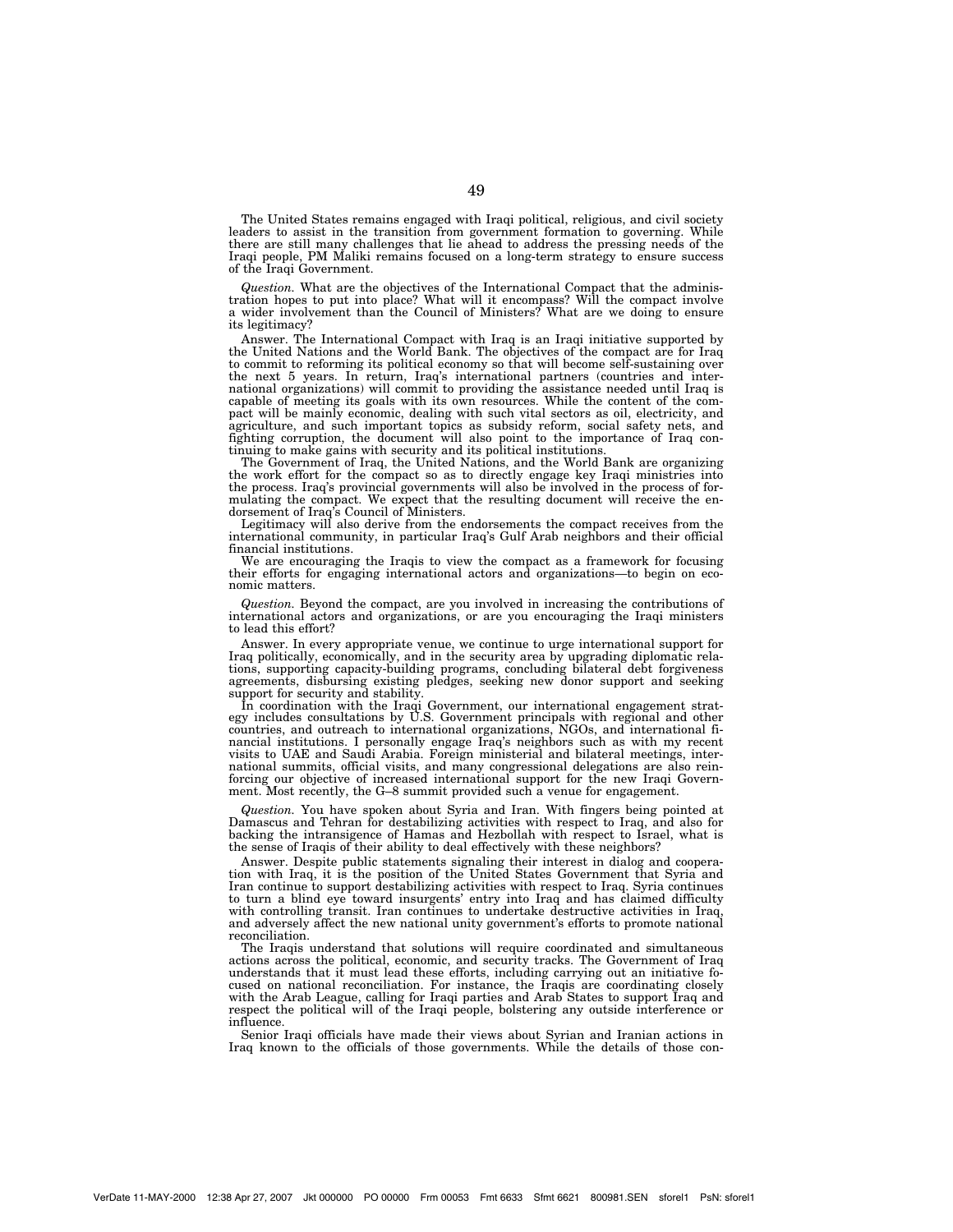The United States remains engaged with Iraqi political, religious, and civil society leaders to assist in the transition from government formation to governing. While there are still many challenges that lie ahead to address the pressing needs of the Iraqi people, PM Maliki remains focused on a long-term strategy to ensure success of the Iraqi Government.

*Question.* What are the objectives of the International Compact that the administration hopes to put into place? What will it encompass? Will the compact involve a wider involvement than the Council of Ministers? What are we doing to ensure its legitimacy?

Answer. The International Compact with Iraq is an Iraqi initiative supported by the United Nations and the World Bank. The objectives of the compact are for Iraq to commit to reforming its political economy so that will become self-sustaining over the next 5 years. In return, Iraq's international partners (countries and international organizations) will commit to providing the assistance needed until Iraq is capable of meeting its goals with its own resources. While the content of the compact will be mainly economic, dealing with such vital sectors as oil, electricity, and agriculture, and such important topics as subsidy reform, social safety nets, and fighting corruption, the document will also point to the importance of Iraq continuing to make gains with security and its political institutions.

The Government of Iraq, the United Nations, and the World Bank are organizing the work effort for the compact so as to directly engage key Iraqi ministries into the process. Iraq's provincial governments will also be involved in the process of formulating the compact. We expect that the resulting document will receive the endorsement of Iraq's Council of Ministers.

Legitimacy will also derive from the endorsements the compact receives from the international community, in particular Iraq's Gulf Arab neighbors and their official financial institutions.

We are encouraging the Iraqis to view the compact as a framework for focusing their efforts for engaging international actors and organizations—to begin on economic matters.

*Question.* Beyond the compact, are you involved in increasing the contributions of international actors and organizations, or are you encouraging the Iraqi ministers to lead this effort?

Answer. In every appropriate venue, we continue to urge international support for Iraq politically, economically, and in the security area by upgrading diplomatic relations, supporting capacity-building programs, concluding bilateral debt forgiveness agreements, disbursing existing pledges, seeking new donor support and seeking support for security and stability.

In coordination with the Iraqi Government, our international engagement strategy includes consultations by U.S. Government principals with regional and other countries, and outreach to international organizations, NGOs, and international financial institutions. I personally engage Iraq's neighbors such as with my recent visits to UAE and Saudi Arabia. Foreign ministerial and bilateral meetings, international summits, official visits, and many congressional delegations are also reinforcing our objective of increased international support for the new Iraqi Government. Most recently, the G–8 summit provided such a venue for engagement.

*Question.* You have spoken about Syria and Iran. With fingers being pointed at Damascus and Tehran for destabilizing activities with respect to Iraq, and also for backing the intransigence of Hamas and Hezbollah with respect to Israel, what is the sense of Iraqis of their ability to deal effectively with these neighbors?

Answer. Despite public statements signaling their interest in dialog and cooperation with Iraq, it is the position of the United States Government that Syria and Iran continue to support destabilizing activities with respect to Iraq. Syria continues to turn a blind eye toward insurgents' entry into Iraq and has claimed difficulty with controlling transit. Iran continues to undertake destructive activities in Iraq, and adversely affect the new national unity government's efforts to promote national reconciliation.

The Iraqis understand that solutions will require coordinated and simultaneous actions across the political, economic, and security tracks. The Government of Iraq understands that it must lead these efforts, including carrying out an initiative focused on national reconciliation. For instance, the Iraqis are coordinating closely with the Arab League, calling for Iraqi parties and Arab States to support Iraq and respect the political will of the Iraqi people, bolstering any outside interference or influence.

Senior Iraqi officials have made their views about Syrian and Iranian actions in Iraq known to the officials of those governments. While the details of those con-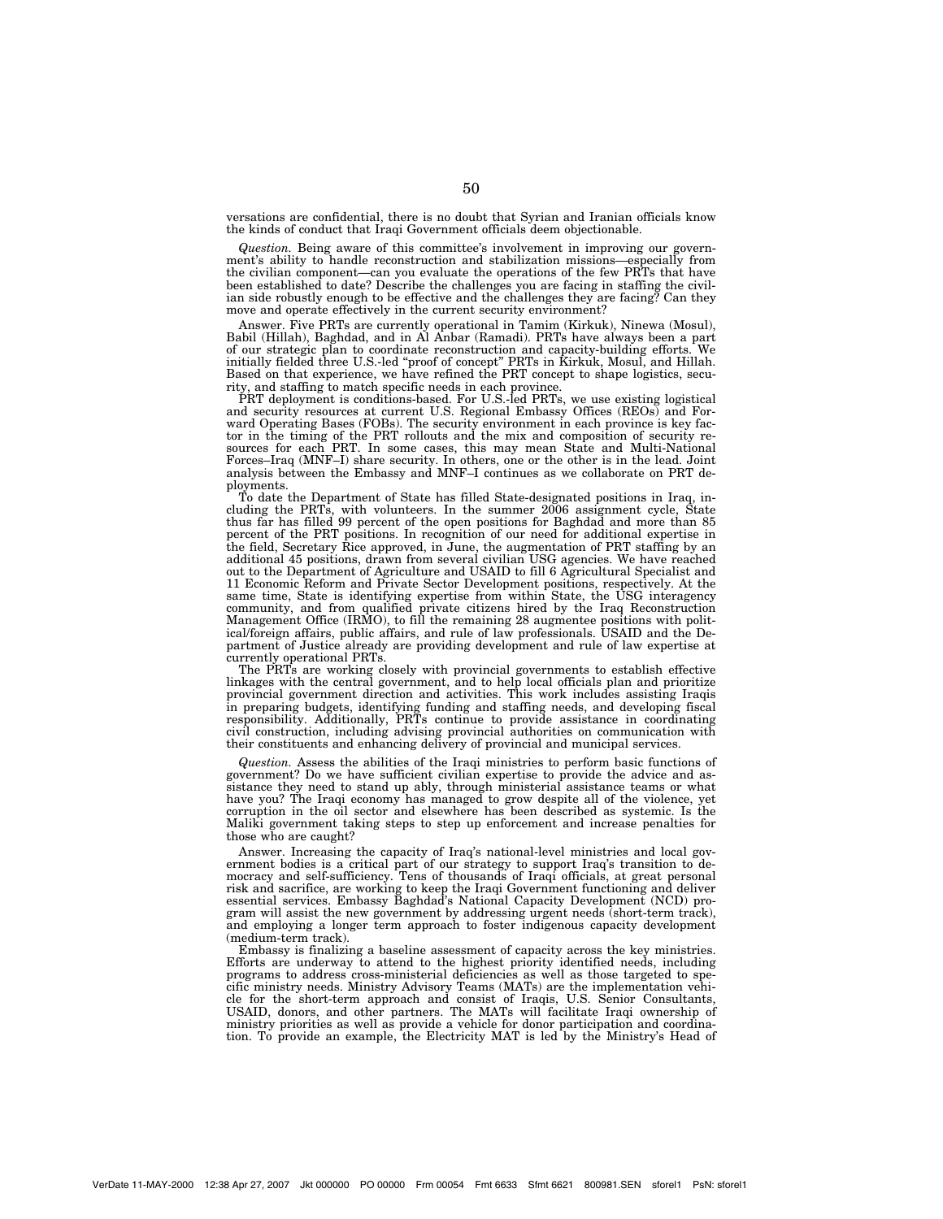versations are confidential, there is no doubt that Syrian and Iranian officials know the kinds of conduct that Iraqi Government officials deem objectionable.

*Question.* Being aware of this committee's involvement in improving our government's ability to handle reconstruction and stabilization missions—especially from the civilian component—can you evaluate the operations of the few PRTs that have been established to date? Describe the challenges you are facing in staffing the civilian side robustly enough to be effective and the challenges they are facing? Can they move and operate effectively in the current security environment?

Answer. Five PRTs are currently operational in Tamim (Kirkuk), Ninewa (Mosul), Babil (Hillah), Baghdad, and in Al Anbar (Ramadi). PRTs have always been a part of our strategic plan to coordinate reconstruction and capacity-building efforts. We initially fielded three U.S.-led "proof of concept" PRTs in Kirkuk, Mosul, and Hillah. Based on that experience, we have refined the PRT concept to shape logistics, security, and staffing to match specific needs in each province.

PRT deployment is conditions-based. For U.S.-led PRTs, we use existing logistical and security resources at current U.S. Regional Embassy Offices (REOs) and Forward Operating Bases (FOBs). The security environment in each province is key factor in the timing of the PRT rollouts and the mix and composition of security resources for each PRT. In some cases, this may mean State and Multi-National Forces–Iraq (MNF–I) share security. In others, one or the other is in the lead. Joint analysis between the Embassy and MNF–I continues as we collaborate on PRT deployments.

To date the Department of State has filled State-designated positions in Iraq, including the PRTs, with volunteers. In the summer 2006 assignment cycle, State thus far has filled 99 percent of the open positions for Baghdad and more than 85 percent of the PRT positions. In recognition of our need for additional expertise in the field, Secretary Rice approved, in June, the augmentation of PRT staffing by an additional 45 positions, drawn from several civilian USG agencies. We have reached out to the Department of Agriculture and USAID to fill 6 Agricultural Specialist and 11 Economic Reform and Private Sector Development positions, respectively. At the same time, State is identifying expertise from within State, the USG interagency community, and from qualified private citizens hired by the Iraq Reconstruction Management Office (IRMO), to fill the remaining 28 augmentee positions with political/foreign affairs, public affairs, and rule of law professionals. USAID and the Department of Justice already are providing development and rule of law expertise at currently operational PRTs.

The PRTs are working closely with provincial governments to establish effective linkages with the central government, and to help local officials plan and prioritize provincial government direction and activities. This work includes assisting Iraqis in preparing budgets, identifying funding and staffing needs, and developing fiscal responsibility. Additionally, PRTs continue to provide assistance in coordinating civil construction, including advising provincial authorities on communication with their constituents and enhancing delivery of provincial and municipal services.

*Question.* Assess the abilities of the Iraqi ministries to perform basic functions of government? Do we have sufficient civilian expertise to provide the advice and assistance they need to stand up ably, through ministerial assistance teams or what have you? The Iraqi economy has managed to grow despite all of the violence, yet corruption in the oil sector and elsewhere has been described as systemic. Is the Maliki government taking steps to step up enforcement and increase penalties for those who are caught?

Answer. Increasing the capacity of Iraq's national-level ministries and local government bodies is a critical part of our strategy to support Iraq's transition to democracy and self-sufficiency. Tens of thousands of Iraqi officials, at great personal risk and sacrifice, are working to keep the Iraqi Government functioning and deliver essential services. Embassy Baghdad's National Capacity Development (NCD) program will assist the new government by addressing urgent needs (short-term track), and employing a longer term approach to foster indigenous capacity development (medium-term track).

Embassy is finalizing a baseline assessment of capacity across the key ministries. Efforts are underway to attend to the highest priority identified needs, including programs to address cross-ministerial deficiencies as well as those targeted to specific ministry needs. Ministry Advisory Teams (MATs) are the implementation vehicle for the short-term approach and consist of Iraqis, U.S. Senior Consultants, USAID, donors, and other partners. The MATs will facilitate Iraqi ownership of ministry priorities as well as provide a vehicle for donor participation and coordination. To provide an example, the Electricity MAT is led by the Ministry's Head of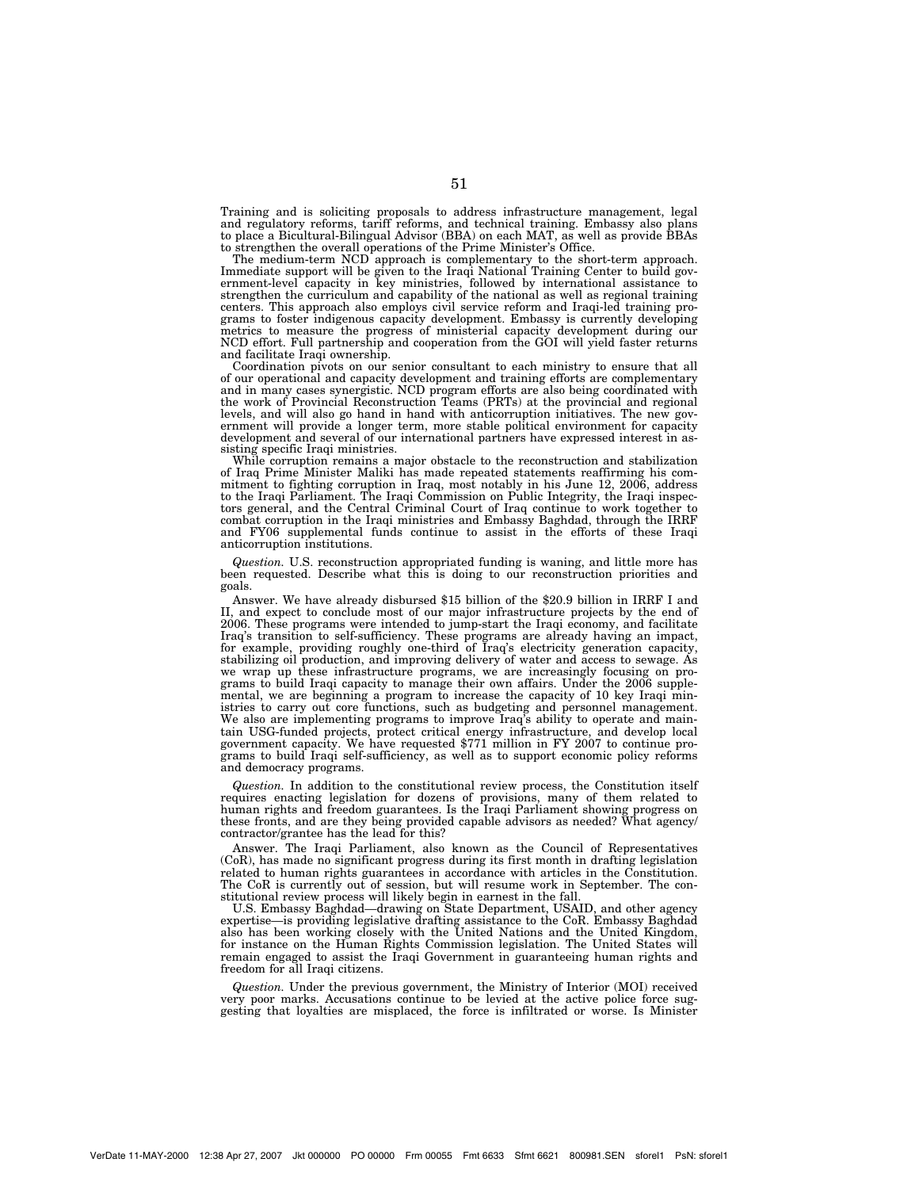Training and is soliciting proposals to address infrastructure management, legal and regulatory reforms, tariff reforms, and technical training. Embassy also plans to place a Bicultural-Bilingual Advisor (BBA) on each MAT, as well as provide BBAs to strengthen the overall operations of the Prime Minister's Office.

The medium-term NCD approach is complementary to the short-term approach. Immediate support will be given to the Iraqi National Training Center to build government-level capacity in key ministries, followed by international assistance to strengthen the curriculum and capability of the national as well as regional training centers. This approach also employs civil service reform and Iraqi-led training programs to foster indigenous capacity development. Embassy is currently developing metrics to measure the progress of ministerial capacity development during our NCD effort. Full partnership and cooperation from the GOI will yield faster returns and facilitate Iraqi ownership.

Coordination pivots on our senior consultant to each ministry to ensure that all of our operational and capacity development and training efforts are complementary and in many cases synergistic. NCD program efforts are also being coordinated with the work of Provincial Reconstruction Teams (PRTs) at the provincial and regional levels, and will also go hand in hand with anticorruption initiatives. The new government will provide a longer term, more stable political environment for capacity development and several of our international partners have expressed interest in assisting specific Iraqi ministries.

While corruption remains a major obstacle to the reconstruction and stabilization of Iraq Prime Minister Maliki has made repeated statements reaffirming his commitment to fighting corruption in Iraq, most notably in his June 12, 2006, address to the Iraqi Parliament. The Iraqi Commission on Public Integrity, the Iraqi inspectors general, and the Central Criminal Court of Iraq continue to work together to combat corruption in the Iraqi ministries and Embassy Baghdad, through the IRRF and FY06 supplemental funds continue to assist in the efforts of these Iraqi anticorruption institutions.

*Question.* U.S. reconstruction appropriated funding is waning, and little more has been requested. Describe what this is doing to our reconstruction priorities and goals.

Answer. We have already disbursed $15 billion of the $20.9 billion in IRRF I and II, and expect to conclude most of our major infrastructure projects by the end of 2006. These programs were intended to jump-start the Iraqi economy, and facilitate Iraq's transition to self-sufficiency. These programs are already having an impact, for example, providing roughly one-third of Iraq's electricity generation capacity, stabilizing oil production, and improving delivery of water and access to sewage. As we wrap up these infrastructure programs, we are increasingly focusing on programs to build Iraqi capacity to manage their own affairs. Under the 2006 supplemental, we are beginning a program to increase the capacity of 10 key Iraqi ministries to carry out core functions, such as budgeting and personnel management. We also are implementing programs to improve Iraq's ability to operate and maintain USG-funded projects, protect critical energy infrastructure, and develop local government capacity. We have requested $771 million in FY 2007 to continue programs to build Iraqi self-sufficiency, as well as to support economic policy reforms and democracy programs.

*Question.* In addition to the constitutional review process, the Constitution itself requires enacting legislation for dozens of provisions, many of them related to human rights and freedom guarantees. Is the Iraqi Parliament showing progress on these fronts, and are they being provided capable advisors as needed? What agency/contractor/grantee has the lead for this?

Answer. The Iraqi Parliament, also known as the Council of Representatives (CoR), has made no significant progress during its first month in drafting legislation related to human rights guarantees in accordance with articles in the Constitution. The CoR is currently out of session, but will resume work in September. The constitutional review process will likely begin in earnest in the fall.

U.S. Embassy Baghdad—drawing on State Department, USAID, and other agency expertise—is providing legislative drafting assistance to the CoR. Embassy Baghdad also has been working closely with the United Nations and the United Kingdom, for instance on the Human Rights Commission legislation. The United States will remain engaged to assist the Iraqi Government in guaranteeing human rights and freedom for all Iraqi citizens.

*Question.* Under the previous government, the Ministry of Interior (MOI) received very poor marks. Accusations continue to be levied at the active police force suggesting that loyalties are misplaced, the force is infiltrated or worse. Is Minister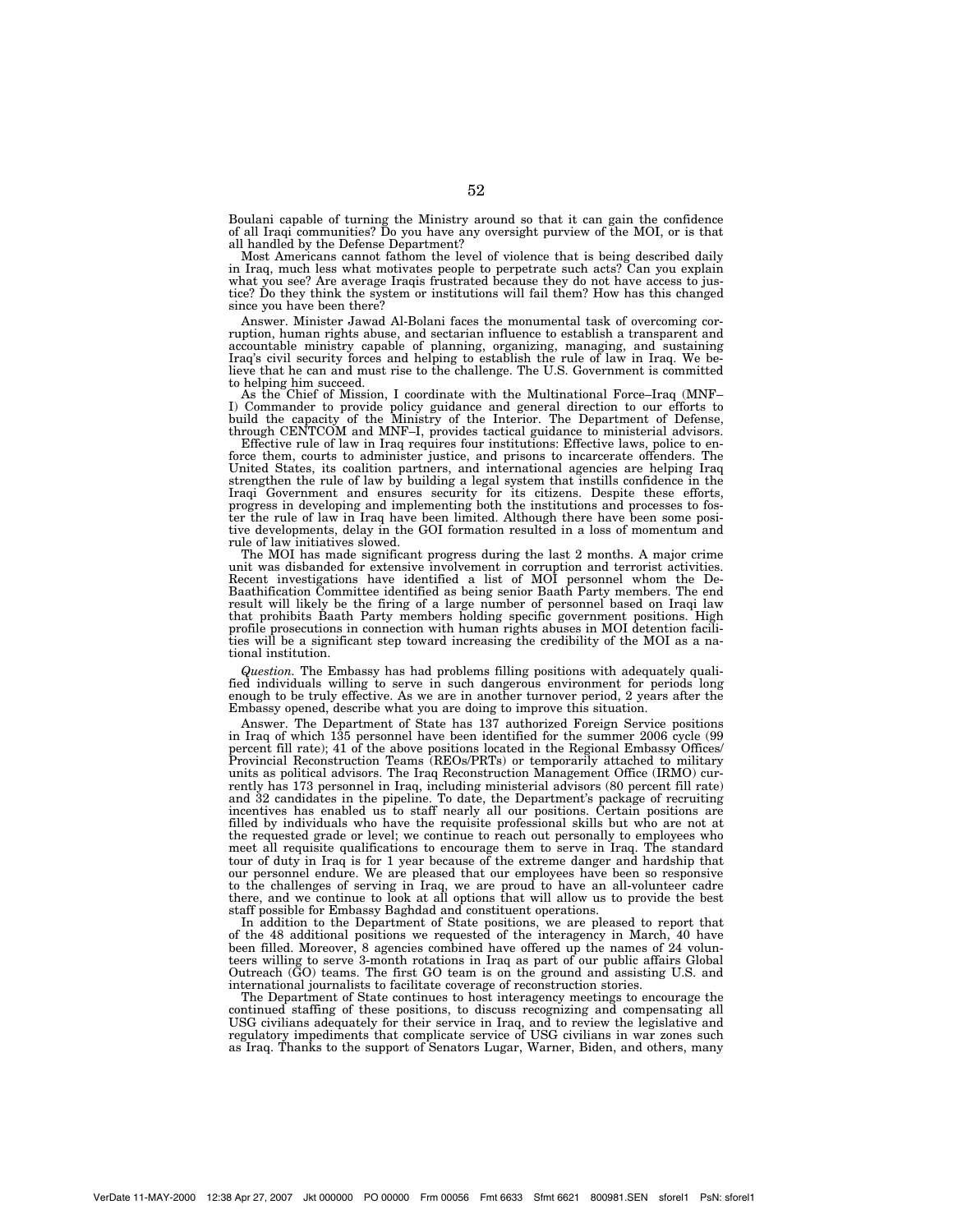Boulani capable of turning the Ministry around so that it can gain the confidence of all Iraqi communities? Do you have any oversight purview of the MOI, or is that all handled by the Defense Department?

Most Americans cannot fathom the level of violence that is being described daily in Iraq, much less what motivates people to perpetrate such acts? Can you explain what you see? Are average Iraqis frustrated because they do not have access to justice? Do they think the system or institutions will fail them? How has this changed since you have been there?

Answer. Minister Jawad Al-Bolani faces the monumental task of overcoming corruption, human rights abuse, and sectarian influence to establish a transparent and accountable ministry capable of planning, organizing, managing, and sustaining Iraq's civil security forces and helping to establish the rule of law in Iraq. We believe that he can and must rise to the challenge. The U.S. Government is committed to helping him succeed.

As the Chief of Mission, I coordinate with the Multinational Force–Iraq (MNF–I) Commander to provide policy guidance and general direction to our efforts to build the capacity of the Ministry of the Interior. The Department of Defense, through CENTCOM and MNF–I, provides tactical guidance to ministerial advisors.

Effective rule of law in Iraq requires four institutions: Effective laws, police to enforce them, courts to administer justice, and prisons to incarcerate offenders. The United States, its coalition partners, and international agencies are helping Iraq strengthen the rule of law by building a legal system that instills confidence in the Iraqi Government and ensures security for its citizens. Despite these efforts, progress in developing and implementing both the institutions and processes to foster the rule of law in Iraq have been limited. Although there have been some positive developments, delay in the GOI formation resulted in a loss of momentum and rule of law initiatives slowed.

The MOI has made significant progress during the last 2 months. A major crime unit was disbanded for extensive involvement in corruption and terrorist activities. Recent investigations have identified a list of MOI personnel whom the De-Baathification Committee identified as being senior Baath Party members. The end result will likely be the firing of a large number of personnel based on Iraqi law that prohibits Baath Party members holding specific government positions. High profile prosecutions in connection with human rights abuses in MOI detention facilities will be a significant step toward increasing the credibility of the MOI as a national institution.

*Question.* The Embassy has had problems filling positions with adequately qualified individuals willing to serve in such dangerous environment for periods long enough to be truly effective. As we are in another turnover period, 2 years after the Embassy opened, describe what you are doing to improve this situation.

Answer. The Department of State has 137 authorized Foreign Service positions in Iraq of which 135 personnel have been identified for the summer 2006 cycle (99 percent fill rate); 41 of the above positions located in the Regional Embassy Offices/ Provincial Reconstruction Teams (REOs/PRTs) or temporarily attached to military units as political advisors. The Iraq Reconstruction Management Office (IRMO) currently has 173 personnel in Iraq, including ministerial advisors (80 percent fill rate) and 32 candidates in the pipeline. To date, the Department's package of recruiting incentives has enabled us to staff nearly all our positions. Certain positions are filled by individuals who have the requisite professional skills but who are not at the requested grade or level; we continue to reach out personally to employees who meet all requisite qualifications to encourage them to serve in Iraq. The standard tour of duty in Iraq is for 1 year because of the extreme danger and hardship that our personnel endure. We are pleased that our employees have been so responsive to the challenges of serving in Iraq, we are proud to have an all-volunteer cadre there, and we continue to look at all options that will allow us to provide the best staff possible for Embassy Baghdad and constituent operations.

In addition to the Department of State positions, we are pleased to report that of the 48 additional positions we requested of the interagency in March, 40 have been filled. Moreover, 8 agencies combined have offered up the names of 24 volunteers willing to serve 3-month rotations in Iraq as part of our public affairs Global Outreach (GO) teams. The first GO team is on the ground and assisting U.S. and international journalists to facilitate coverage of reconstruction stories.

The Department of State continues to host interagency meetings to encourage the continued staffing of these positions, to discuss recognizing and compensating all USG civilians adequately for their service in Iraq, and to review the legislative and regulatory impediments that complicate service of USG civilians in war zones such as Iraq. Thanks to the support of Senators Lugar, Warner, Biden, and others, many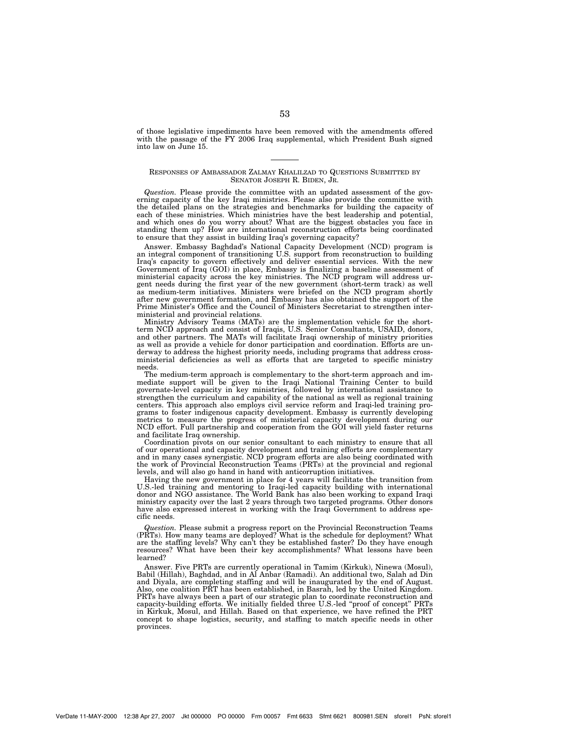of those legislative impediments have been removed with the amendments offered with the passage of the FY 2006 Iraq supplemental, which President Bush signed into law on June 15.

---

RESPONSES OF AMBASSADOR ZALMAY KHALILZAD TO QUESTIONS SUBMITTED BY SENATOR JOSEPH R. BIDEN, JR.

*Question.* Please provide the committee with an updated assessment of the governing capacity of the key Iraqi ministries. Please also provide the committee with the detailed plans on the strategies and benchmarks for building the capacity of each of these ministries. Which ministries have the best leadership and potential, and which ones do you worry about? What are the biggest obstacles you face in standing them up? How are international reconstruction efforts being coordinated to ensure that they assist in building Iraq's governing capacity?

Answer. Embassy Baghdad's National Capacity Development (NCD) program is an integral component of transitioning U.S. support from reconstruction to building Iraq's capacity to govern effectively and deliver essential services. With the new Government of Iraq (GOI) in place, Embassy is finalizing a baseline assessment of ministerial capacity across the key ministries. The NCD program will address urgent needs during the first year of the new government (short-term track) as well as medium-term initiatives. Ministers were briefed on the NCD program shortly after new government formation, and Embassy has also obtained the support of the Prime Minister's Office and the Council of Ministers Secretariat to strengthen interministerial and provincial relations.

Ministry Advisory Teams (MATs) are the implementation vehicle for the short-term NCD approach and consist of Iraqis, U.S. Senior Consultants, USAID, donors, and other partners. The MATs will facilitate Iraqi ownership of ministry priorities as well as provide a vehicle for donor participation and coordination. Efforts are underway to address the highest priority needs, including programs that address cross-ministerial deficiencies as well as efforts that are targeted to specific ministry needs.

The medium-term approach is complementary to the short-term approach and immediate support will be given to the Iraqi National Training Center to build governate-level capacity in key ministries, followed by international assistance to strengthen the curriculum and capability of the national as well as regional training centers. This approach also employs civil service reform and Iraqi-led training programs to foster indigenous capacity development. Embassy is currently developing metrics to measure the progress of ministerial capacity development during our NCD effort. Full partnership and cooperation from the GOI will yield faster returns and facilitate Iraq ownership.

Coordination pivots on our senior consultant to each ministry to ensure that all of our operational and capacity development and training efforts are complementary and in many cases synergistic. NCD program efforts are also being coordinated with the work of Provincial Reconstruction Teams (PRTs) at the provincial and regional levels, and will also go hand in hand with anticorruption initiatives.

Having the new government in place for 4 years will facilitate the transition from U.S.-led training and mentoring to Iraqi-led capacity building with international donor and NGO assistance. The World Bank has also been working to expand Iraqi ministry capacity over the last 2 years through two targeted programs. Other donors have also expressed interest in working with the Iraqi Government to address specific needs.

*Question.* Please submit a progress report on the Provincial Reconstruction Teams (PRTs). How many teams are deployed? What is the schedule for deployment? What are the staffing levels? Why can't they be established faster? Do they have enough resources? What have been their key accomplishments? What lessons have been learned?

Answer. Five PRTs are currently operational in Tamim (Kirkuk), Ninewa (Mosul), Babil (Hillah), Baghdad, and in Al Anbar (Ramadi). An additional two, Salah ad Din and Diyala, are completing staffing and will be inaugurated by the end of August. Also, one coalition PRT has been established, in Basrah, led by the United Kingdom. PRTs have always been a part of our strategic plan to coordinate reconstruction and capacity-building efforts. We initially fielded three U.S.-led "proof of concept" PRTs in Kirkuk, Mosul, and Hillah. Based on that experience, we have refined the PRT concept to shape logistics, security, and staffing to match specific needs in other provinces.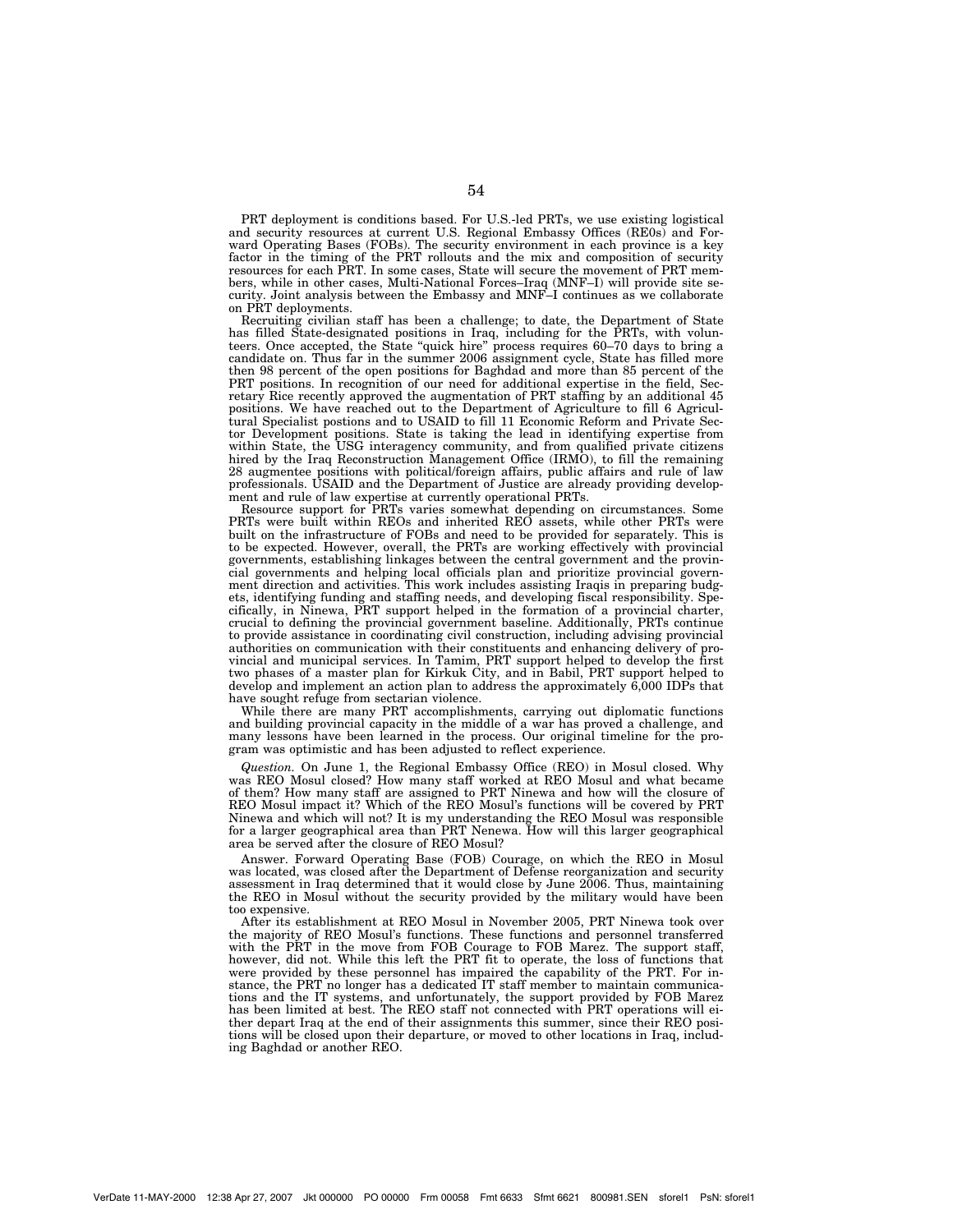PRT deployment is conditions based. For U.S.-led PRTs, we use existing logistical and security resources at current U.S. Regional Embassy Offices (RE0s) and Forward Operating Bases (FOBs). The security environment in each province is a key factor in the timing of the PRT rollouts and the mix and composition of security resources for each PRT. In some cases, State will secure the movement of PRT members, while in other cases, Multi-National Forces–Iraq (MNF–I) will provide site security. Joint analysis between the Embassy and MNF–I continues as we collaborate on PRT deployments.

Recruiting civilian staff has been a challenge; to date, the Department of State has filled State-designated positions in Iraq, including for the PRTs, with volunteers. Once accepted, the State "quick hire" process requires 60–70 days to bring a candidate on. Thus far in the summer 2006 assignment cycle, State has filled more then 98 percent of the open positions for Baghdad and more than 85 percent of the PRT positions. In recognition of our need for additional expertise in the field, Secretary Rice recently approved the augmentation of PRT staffing by an additional 45 positions. We have reached out to the Department of Agriculture to fill 6 Agricultural Specialist postions and to USAID to fill 11 Economic Reform and Private Sector Development positions. State is taking the lead in identifying expertise from within State, the USG interagency community, and from qualified private citizens hired by the Iraq Reconstruction Management Office (IRMO), to fill the remaining 28 augmentee positions with political/foreign affairs, public affairs and rule of law professionals. USAID and the Department of Justice are already providing development and rule of law expertise at currently operational PRTs.

Resource support for PRTs varies somewhat depending on circumstances. Some PRTs were built within REOs and inherited REO assets, while other PRTs were built on the infrastructure of FOBs and need to be provided for separately. This is to be expected. However, overall, the PRTs are working effectively with provincial governments, establishing linkages between the central government and the provincial governments and helping local officials plan and prioritize provincial government direction and activities. This work includes assisting Iraqis in preparing budgets, identifying funding and staffing needs, and developing fiscal responsibility. Specifically, in Ninewa, PRT support helped in the formation of a provincial charter, crucial to defining the provincial government baseline. Additionally, PRTs continue to provide assistance in coordinating civil construction, including advising provincial authorities on communication with their constituents and enhancing delivery of provincial and municipal services. In Tamim, PRT support helped to develop the first two phases of a master plan for Kirkuk City, and in Babil, PRT support helped to develop and implement an action plan to address the approximately 6,000 IDPs that have sought refuge from sectarian violence.

While there are many PRT accomplishments, carrying out diplomatic functions and building provincial capacity in the middle of a war has proved a challenge, and many lessons have been learned in the process. Our original timeline for the program was optimistic and has been adjusted to reflect experience.

*Question.* On June 1, the Regional Embassy Office (REO) in Mosul closed. Why was REO Mosul closed? How many staff worked at REO Mosul and what became of them? How many staff are assigned to PRT Ninewa and how will the closure of REO Mosul impact it? Which of the REO Mosul's functions will be covered by PRT Ninewa and which will not? It is my understanding the REO Mosul was responsible for a larger geographical area than PRT Nenewa. How will this larger geographical area be served after the closure of REO Mosul?

Answer. Forward Operating Base (FOB) Courage, on which the REO in Mosul was located, was closed after the Department of Defense reorganization and security assessment in Iraq determined that it would close by June 2006. Thus, maintaining the REO in Mosul without the security provided by the military would have been too expensive.

After its establishment at REO Mosul in November 2005, PRT Ninewa took over the majority of REO Mosul's functions. These functions and personnel transferred with the PRT in the move from FOB Courage to FOB Marez. The support staff, however, did not. While this left the PRT fit to operate, the loss of functions that were provided by these personnel has impaired the capability of the PRT. For instance, the PRT no longer has a dedicated IT staff member to maintain communications and the IT systems, and unfortunately, the support provided by FOB Marez has been limited at best. The REO staff not connected with PRT operations will either depart Iraq at the end of their assignments this summer, since their REO positions will be closed upon their departure, or moved to other locations in Iraq, including Baghdad or another REO.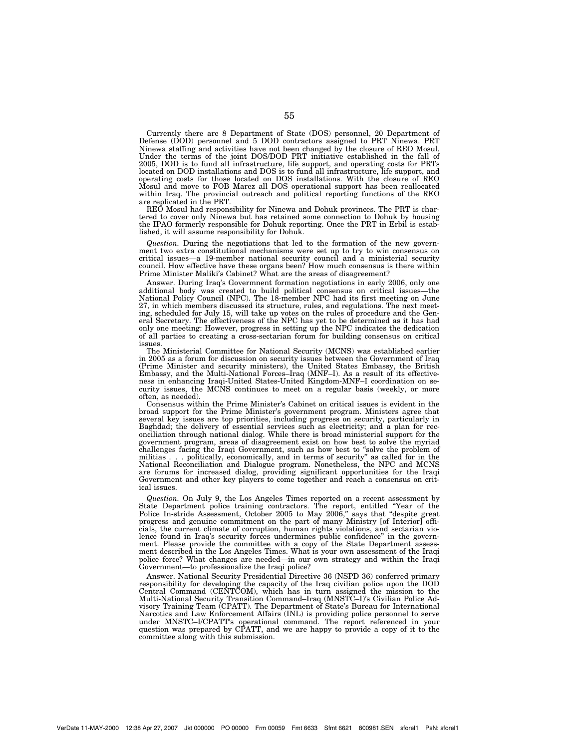Currently there are 8 Department of State (DOS) personnel, 20 Department of Defense (DOD) personnel and 5 DOD contractors assigned to PRT Ninewa. PRT Ninewa staffing and activities have not been changed by the closure of REO Mosul. Under the terms of the joint DOS/DOD PRT initiative established in the fall of 2005, DOD is to fund all infrastructure, life support, and operating costs for PRTs located on DOD installations and DOS is to fund all infrastructure, life support, and operating costs for those located on DOS installations. With the closure of REO Mosul and move to FOB Marez all DOS operational support has been reallocated within Iraq. The provincial outreach and political reporting functions of the REO are replicated in the PRT.

REO Mosul had responsibility for Ninewa and Dohuk provinces. The PRT is chartered to cover only Ninewa but has retained some connection to Dohuk by housing the IPAO formerly responsible for Dohuk reporting. Once the PRT in Erbil is established, it will assume responsibility for Dohuk.

*Question.* During the negotiations that led to the formation of the new government two extra constitutional mechanisms were set up to try to win consensus on critical issues—a 19-member national security council and a ministerial security council. How effective have these organs been? How much consensus is there within Prime Minister Maliki's Cabinet? What are the areas of disagreement?

Answer. During Iraq's Govermnent formation negotiations in early 2006, only one additional body was created to build political consensus on critical issues—the National Policy Council (NPC). The 18-member NPC had its first meeting on June 27, in which members discussed its structure, rules, and regulations. The next meeting, scheduled for July 15, will take up votes on the rules of procedure and the General Secretary. The effectiveness of the NPC has yet to be determined as it has had only one meeting: However, progress in setting up the NPC indicates the dedication of all parties to creating a cross-sectarian forum for building consensus on critical issues.

The Ministerial Committee for National Security (MCNS) was established earlier in 2005 as a forum for discussion on security issues between the Government of Iraq (Prime Minister and security ministers), the United States Embassy, the British Embassy, and the Multi-National Forces–Iraq (MNF–I). As a result of its effectiveness in enhancing Iraqi-United States-United Kingdom-MNF–I coordination on security issues, the MCNS continues to meet on a regular basis (weekly, or more often, as needed).

Consensus within the Prime Minister's Cabinet on critical issues is evident in the broad support for the Prime Minister's government program. Ministers agree that several key issues are top priorities, including progress on security, particularly in Baghdad; the delivery of essential services such as electricity; and a plan for reconciliation through national dialog. While there is broad ministerial support for the government program, areas of disagreement exist on how best to solve the myriad challenges facing the Iraqi Government, such as how best to "solve the problem of militias . . . politically, economically, and in terms of security" as called for in the National Reconciliation and Dialogue program. Nonetheless, the NPC and MCNS are forums for increased dialog, providing significant opportunities for the Iraqi Government and other key players to come together and reach a consensus on critical issues.

*Question.* On July 9, the Los Angeles Times reported on a recent assessment by State Department police training contractors. The report, entitled "Year of the Police In-stride Assessment, October 2005 to May 2006," says that "despite great progress and genuine commitment on the part of many Ministry [of Interior] officials, the current climate of corruption, human rights violations, and sectarian violence found in Iraq's security forces undermines public confidence" in the government. Please provide the committee with a copy of the State Department assessment described in the Los Angeles Times. What is your own assessment of the Iraqi police force? What changes are needed—in our own strategy and within the Iraqi Government—to professionalize the Iraqi police?

Answer. National Security Presidential Directive 36 (NSPD 36) conferred primary responsibility for developing the capacity of the Iraq civilian police upon the DOD Central Command (CENTCOM), which has in turn assigned the mission to the Multi-National Security Transition Command–Iraq (MNSTC–I)'s Civilian Police Advisory Training Team (CPATT). The Department of State's Bureau for International Narcotics and Law Enforcement Affairs (INL) is providing police personnel to serve under MNSTC–I/CPATT's operational command. The report referenced in your question was prepared by CPATT, and we are happy to provide a copy of it to the committee along with this submission.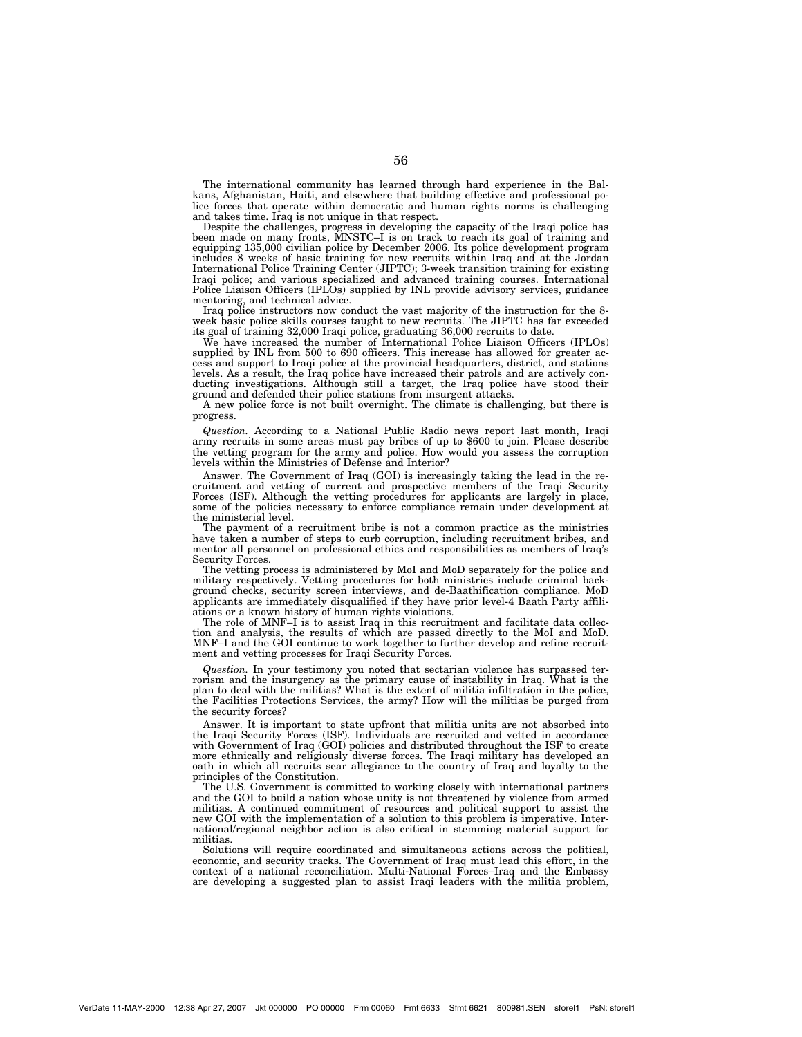The international community has learned through hard experience in the Balkans, Afghanistan, Haiti, and elsewhere that building effective and professional police forces that operate within democratic and human rights norms is challenging and takes time. Iraq is not unique in that respect.

Despite the challenges, progress in developing the capacity of the Iraqi police has been made on many fronts, MNSTC–I is on track to reach its goal of training and equipping 135,000 civilian police by December 2006. Its police development program includes 8 weeks of basic training for new recruits within Iraq and at the Jordan International Police Training Center (JIPTC); 3-week transition training for existing Iraqi police; and various specialized and advanced training courses. International Police Liaison Officers (IPLOs) supplied by INL provide advisory services, guidance mentoring, and technical advice.

Iraq police instructors now conduct the vast majority of the instruction for the 8-week basic police skills courses taught to new recruits. The JIPTC has far exceeded its goal of training 32,000 Iraqi police, graduating 36,000 recruits to date.

We have increased the number of International Police Liaison Officers (IPLOs) supplied by INL from 500 to 690 officers. This increase has allowed for greater access and support to Iraqi police at the provincial headquarters, district, and stations levels. As a result, the Iraq police have increased their patrols and are actively conducting investigations. Although still a target, the Iraq police have stood their ground and defended their police stations from insurgent attacks.

A new police force is not built overnight. The climate is challenging, but there is progress.

*Question.* According to a National Public Radio news report last month, Iraqi army recruits in some areas must pay bribes of up to $600 to join. Please describe the vetting program for the army and police. How would you assess the corruption levels within the Ministries of Defense and Interior?

Answer. The Government of Iraq (GOI) is increasingly taking the lead in the recruitment and vetting of current and prospective members of the Iraqi Security Forces (ISF). Although the vetting procedures for applicants are largely in place, some of the policies necessary to enforce compliance remain under development at the ministerial level.

The payment of a recruitment bribe is not a common practice as the ministries have taken a number of steps to curb corruption, including recruitment bribes, and mentor all personnel on professional ethics and responsibilities as members of Iraq's Security Forces.

The vetting process is administered by MoI and MoD separately for the police and military respectively. Vetting procedures for both ministries include criminal background checks, security screen interviews, and de-Baathification compliance. MoD applicants are immediately disqualified if they have prior level-4 Baath Party affiliations or a known history of human rights violations.

The role of MNF–I is to assist Iraq in this recruitment and facilitate data collection and analysis, the results of which are passed directly to the MoI and MoD. MNF–I and the GOI continue to work together to further develop and refine recruitment and vetting processes for Iraqi Security Forces.

*Question.* In your testimony you noted that sectarian violence has surpassed terrorism and the insurgency as the primary cause of instability in Iraq. What is the plan to deal with the militias? What is the extent of militia infiltration in the police, the Facilities Protections Services, the army? How will the militias be purged from the security forces?

Answer. It is important to state upfront that militia units are not absorbed into the Iraqi Security Forces (ISF). Individuals are recruited and vetted in accordance with Government of Iraq (GOI) policies and distributed throughout the ISF to create more ethnically and religiously diverse forces. The Iraqi military has developed an oath in which all recruits sear allegiance to the country of Iraq and loyalty to the principles of the Constitution.

The U.S. Government is committed to working closely with international partners and the GOI to build a nation whose unity is not threatened by violence from armed militias. A continued commitment of resources and political support to assist the new GOI with the implementation of a solution to this problem is imperative. International/regional neighbor action is also critical in stemming material support for militias.

Solutions will require coordinated and simultaneous actions across the political, economic, and security tracks. The Government of Iraq must lead this effort, in the context of a national reconciliation. Multi-National Forces–Iraq and the Embassy are developing a suggested plan to assist Iraqi leaders with the militia problem,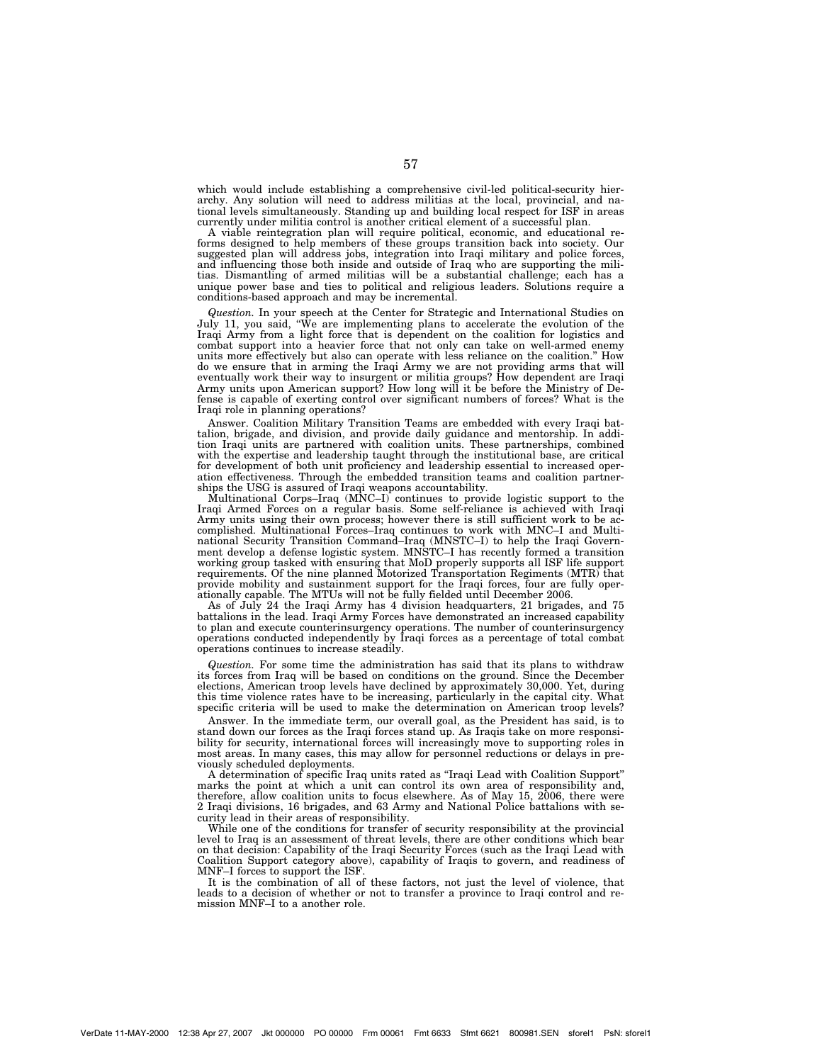which would include establishing a comprehensive civil-led political-security hierarchy. Any solution will need to address militias at the local, provincial, and national levels simultaneously. Standing up and building local respect for ISF in areas currently under militia control is another critical element of a successful plan.

A viable reintegration plan will require political, economic, and educational reforms designed to help members of these groups transition back into society. Our suggested plan will address jobs, integration into Iraqi military and police forces, and influencing those both inside and outside of Iraq who are supporting the militias. Dismantling of armed militias will be a substantial challenge; each has a unique power base and ties to political and religious leaders. Solutions require a conditions-based approach and may be incremental.

*Question.* In your speech at the Center for Strategic and International Studies on July 11, you said, "We are implementing plans to accelerate the evolution of the Iraqi Army from a light force that is dependent on the coalition for logistics and combat support into a heavier force that not only can take on well-armed enemy units more effectively but also can operate with less reliance on the coalition." How do we ensure that in arming the Iraqi Army we are not providing arms that will eventually work their way to insurgent or militia groups? How dependent are Iraqi Army units upon American support? How long will it be before the Ministry of Defense is capable of exerting control over significant numbers of forces? What is the Iraqi role in planning operations?

Answer. Coalition Military Transition Teams are embedded with every Iraqi battalion, brigade, and division, and provide daily guidance and mentorship. In addition Iraqi units are partnered with coalition units. These partnerships, combined with the expertise and leadership taught through the institutional base, are critical for development of both unit proficiency and leadership essential to increased operation effectiveness. Through the embedded transition teams and coalition partnerships the USG is assured of Iraqi weapons accountability.

Multinational Corps–Iraq (MNC–I) continues to provide logistic support to the Iraqi Armed Forces on a regular basis. Some self-reliance is achieved with Iraqi Army units using their own process; however there is still sufficient work to be accomplished. Multinational Forces–Iraq continues to work with MNC–I and Multinational Security Transition Command–Iraq (MNSTC–I) to help the Iraqi Government develop a defense logistic system. MNSTC–I has recently formed a transition working group tasked with ensuring that MoD properly supports all ISF life support requirements. Of the nine planned Motorized Transportation Regiments (MTR) that provide mobility and sustainment support for the Iraqi forces, four are fully operationally capable. The MTUs will not be fully fielded until December 2006.

As of July 24 the Iraqi Army has 4 division headquarters, 21 brigades, and 75 battalions in the lead. Iraqi Army Forces have demonstrated an increased capability to plan and execute counterinsurgency operations. The number of counterinsurgency operations conducted independently by Iraqi forces as a percentage of total combat operations continues to increase steadily.

*Question.* For some time the administration has said that its plans to withdraw its forces from Iraq will be based on conditions on the ground. Since the December elections, American troop levels have declined by approximately 30,000. Yet, during this time violence rates have to be increasing, particularly in the capital city. What specific criteria will be used to make the determination on American troop levels?

Answer. In the immediate term, our overall goal, as the President has said, is to stand down our forces as the Iraqi forces stand up. As Iraqis take on more responsibility for security, international forces will increasingly move to supporting roles in most areas. In many cases, this may allow for personnel reductions or delays in previously scheduled deployments.

A determination of specific Iraq units rated as "Iraqi Lead with Coalition Support" marks the point at which a unit can control its own area of responsibility and, therefore, allow coalition units to focus elsewhere. As of May 15, 2006, there were 2 Iraqi divisions, 16 brigades, and 63 Army and National Police battalions with security lead in their areas of responsibility.

While one of the conditions for transfer of security responsibility at the provincial level to Iraq is an assessment of threat levels, there are other conditions which bear on that decision: Capability of the Iraqi Security Forces (such as the Iraqi Lead with Coalition Support category above), capability of Iraqis to govern, and readiness of MNF–I forces to support the ISF.

It is the combination of all of these factors, not just the level of violence, that leads to a decision of whether or not to transfer a province to Iraqi control and remission MNF–I to a another role.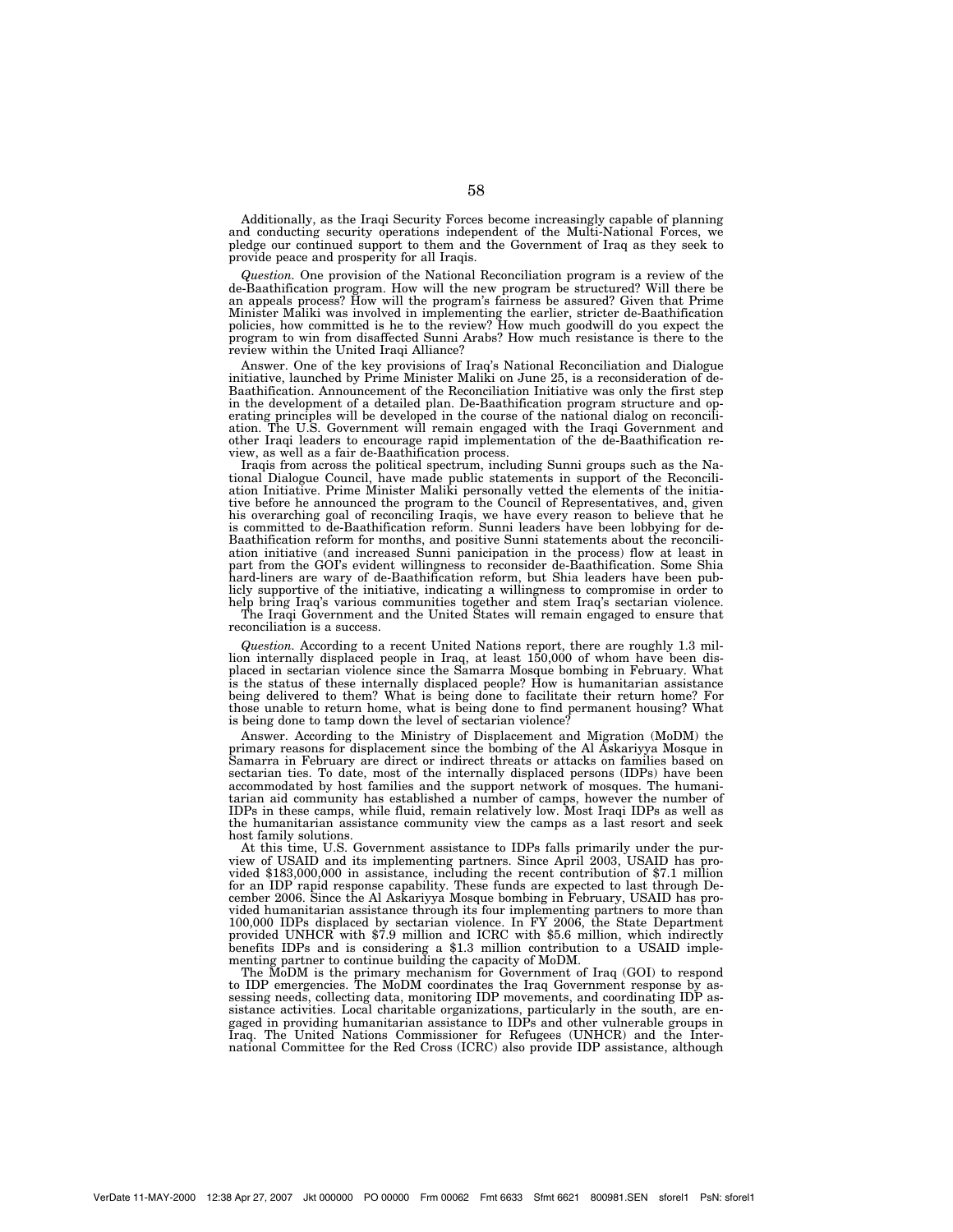Additionally, as the Iraqi Security Forces become increasingly capable of planning and conducting security operations independent of the Multi-National Forces, we pledge our continued support to them and the Government of Iraq as they seek to provide peace and prosperity for all Iraqis.

*Question.* One provision of the National Reconciliation program is a review of the de-Baathification program. How will the new program be structured? Will there be an appeals process? How will the program's fairness be assured? Given that Prime Minister Maliki was involved in implementing the earlier, stricter de-Baathification policies, how committed is he to the review? How much goodwill do you expect the program to win from disaffected Sunni Arabs? How much resistance is there to the review within the United Iraqi Alliance?

Answer. One of the key provisions of Iraq's National Reconciliation and Dialogue initiative, launched by Prime Minister Maliki on June 25, is a reconsideration of de-Baathification. Announcement of the Reconciliation Initiative was only the first step in the development of a detailed plan. De-Baathification program structure and operating principles will be developed in the course of the national dialog on reconciliation. The U.S. Government will remain engaged with the Iraqi Government and other Iraqi leaders to encourage rapid implementation of the de-Baathification review, as well as a fair de-Baathification process.

Iraqis from across the political spectrum, including Sunni groups such as the National Dialogue Council, have made public statements in support of the Reconciliation Initiative. Prime Minister Maliki personally vetted the elements of the initiative before he announced the program to the Council of Representatives, and, given his overarching goal of reconciling Iraqis, we have every reason to believe that he is committed to de-Baathification reform. Sunni leaders have been lobbying for de-Baathification reform for months, and positive Sunni statements about the reconciliation initiative (and increased Sunni panicipation in the process) flow at least in part from the GOI's evident willingness to reconsider de-Baathification. Some Shia hard-liners are wary of de-Baathification reform, but Shia leaders have been publicly supportive of the initiative, indicating a willingness to compromise in order to help bring Iraq's various communities together and stem Iraq's sectarian violence.

The Iraqi Government and the United States will remain engaged to ensure that reconciliation is a success.

*Question.* According to a recent United Nations report, there are roughly 1.3 million internally displaced people in Iraq, at least 150,000 of whom have been displaced in sectarian violence since the Samarra Mosque bombing in February. What is the status of these internally displaced people? How is humanitarian assistance being delivered to them? What is being done to facilitate their return home? For those unable to return home, what is being done to find permanent housing? What is being done to tamp down the level of sectarian violence?

Answer. According to the Ministry of Displacement and Migration (MoDM) the primary reasons for displacement since the bombing of the Al Askariyya Mosque in Samarra in February are direct or indirect threats or attacks on families based on sectarian ties. To date, most of the internally displaced persons (IDPs) have been accommodated by host families and the support network of mosques. The humanitarian aid community has established a number of camps, however the number of IDPs in these camps, while fluid, remain relatively low. Most Iraqi IDPs as well as the humanitarian assistance community view the camps as a last resort and seek host family solutions.

At this time, U.S. Government assistance to IDPs falls primarily under the purview of USAID and its implementing partners. Since April 2003, USAID has provided $183,000,000 in assistance, including the recent contribution of $7.1 million for an IDP rapid response capability. These funds are expected to last through December 2006. Since the Al Askariyya Mosque bombing in February, USAID has provided humanitarian assistance through its four implementing partners to more than 100,000 IDPs displaced by sectarian violence. In FY 2006, the State Department provided UNHCR with $7.9 million and ICRC with $5.6 million, which indirectly benefits IDPs and is considering a $1.3 million contribution to a USAID implementing partner to continue building the capacity of MoDM.

The MoDM is the primary mechanism for Government of Iraq (GOI) to respond to IDP emergencies. The MoDM coordinates the Iraq Government response by assessing needs, collecting data, monitoring IDP movements, and coordinating IDP assistance activities. Local charitable organizations, particularly in the south, are engaged in providing humanitarian assistance to IDPs and other vulnerable groups in Iraq. The United Nations Commissioner for Refugees (UNHCR) and the International Committee for the Red Cross (ICRC) also provide IDP assistance, although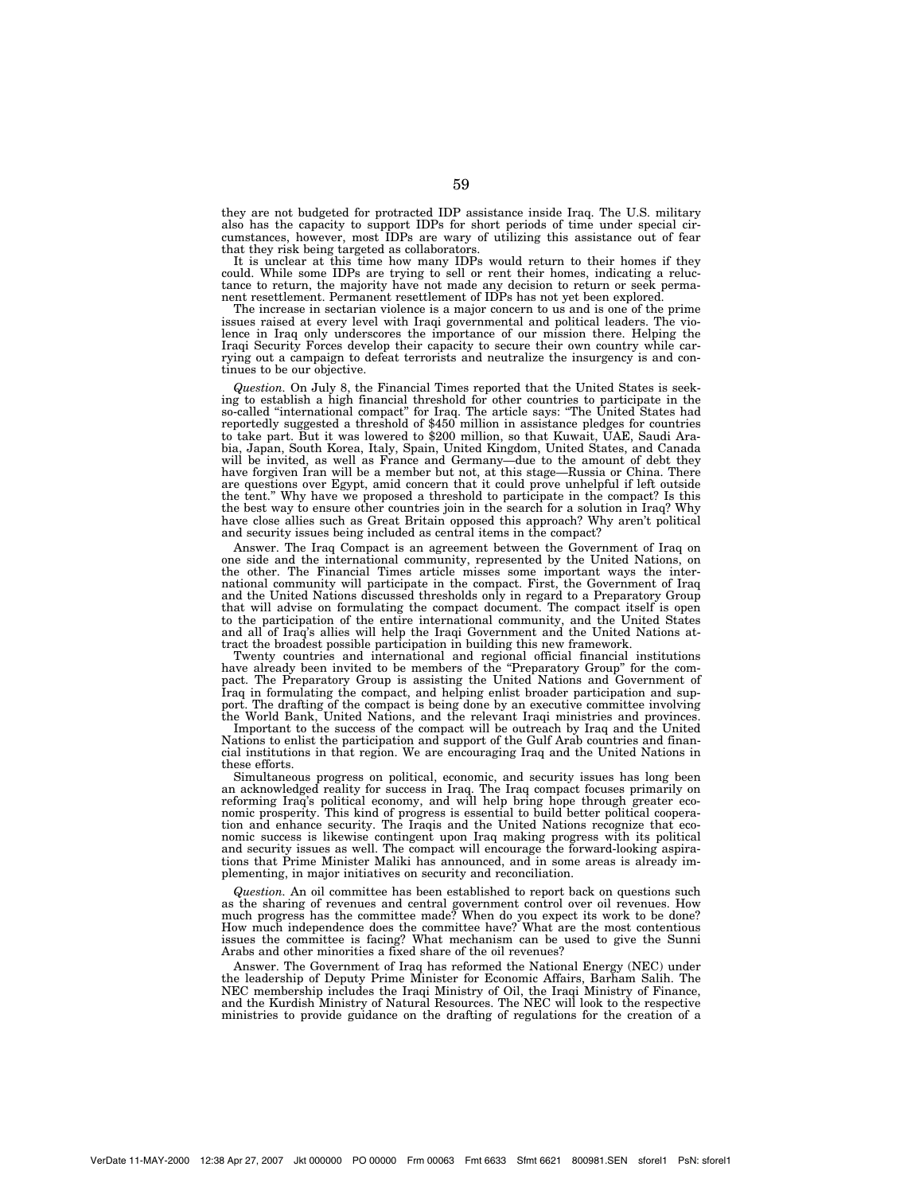they are not budgeted for protracted IDP assistance inside Iraq. The U.S. military also has the capacity to support IDPs for short periods of time under special circumstances, however, most IDPs are wary of utilizing this assistance out of fear that they risk being targeted as collaborators.

It is unclear at this time how many IDPs would return to their homes if they could. While some IDPs are trying to sell or rent their homes, indicating a reluctance to return, the majority have not made any decision to return or seek permanent resettlement. Permanent resettlement of IDPs has not yet been explored.

The increase in sectarian violence is a major concern to us and is one of the prime issues raised at every level with Iraqi governmental and political leaders. The violence in Iraq only underscores the importance of our mission there. Helping the Iraqi Security Forces develop their capacity to secure their own country while carrying out a campaign to defeat terrorists and neutralize the insurgency is and continues to be our objective.

*Question.* On July 8, the Financial Times reported that the United States is seeking to establish a high financial threshold for other countries to participate in the so-called "international compact" for Iraq. The article says: "The United States had reportedly suggested a threshold of $450 million in assistance pledges for countries to take part. But it was lowered to $200 million, so that Kuwait, UAE, Saudi Arabia, Japan, South Korea, Italy, Spain, United Kingdom, United States, and Canada will be invited, as well as France and Germany—due to the amount of debt they have forgiven Iran will be a member but not, at this stage—Russia or China. There are questions over Egypt, amid concern that it could prove unhelpful if left outside the tent." Why have we proposed a threshold to participate in the compact? Is this the best way to ensure other countries join in the search for a solution in Iraq? Why have close allies such as Great Britain opposed this approach? Why aren't political and security issues being included as central items in the compact?

Answer. The Iraq Compact is an agreement between the Government of Iraq on one side and the international community, represented by the United Nations, on the other. The Financial Times article misses some important ways the international community will participate in the compact. First, the Government of Iraq and the United Nations discussed thresholds only in regard to a Preparatory Group that will advise on formulating the compact document. The compact itself is open to the participation of the entire international community, and the United States and all of Iraq's allies will help the Iraqi Government and the United Nations attract the broadest possible participation in building this new framework.

Twenty countries and international and regional official financial institutions have already been invited to be members of the "Preparatory Group" for the compact. The Preparatory Group is assisting the United Nations and Government of Iraq in formulating the compact, and helping enlist broader participation and support. The drafting of the compact is being done by an executive committee involving the World Bank, United Nations, and the relevant Iraqi ministries and provinces.

Important to the success of the compact will be outreach by Iraq and the United Nations to enlist the participation and support of the Gulf Arab countries and financial institutions in that region. We are encouraging Iraq and the United Nations in these efforts.

Simultaneous progress on political, economic, and security issues has long been an acknowledged reality for success in Iraq. The Iraq compact focuses primarily on reforming Iraq's political economy, and will help bring hope through greater economic prosperity. This kind of progress is essential to build better political cooperation and enhance security. The Iraqis and the United Nations recognize that economic success is likewise contingent upon Iraq making progress with its political and security issues as well. The compact will encourage the forward-looking aspirations that Prime Minister Maliki has announced, and in some areas is already implementing, in major initiatives on security and reconciliation.

*Question.* An oil committee has been established to report back on questions such as the sharing of revenues and central government control over oil revenues. How much progress has the committee made? When do you expect its work to be done? How much independence does the committee have? What are the most contentious issues the committee is facing? What mechanism can be used to give the Sunni Arabs and other minorities a fixed share of the oil revenues?

Answer. The Government of Iraq has reformed the National Energy (NEC) under the leadership of Deputy Prime Minister for Economic Affairs, Barham Salih. The NEC membership includes the Iraqi Ministry of Oil, the Iraqi Ministry of Finance, and the Kurdish Ministry of Natural Resources. The NEC will look to the respective ministries to provide guidance on the drafting of regulations for the creation of a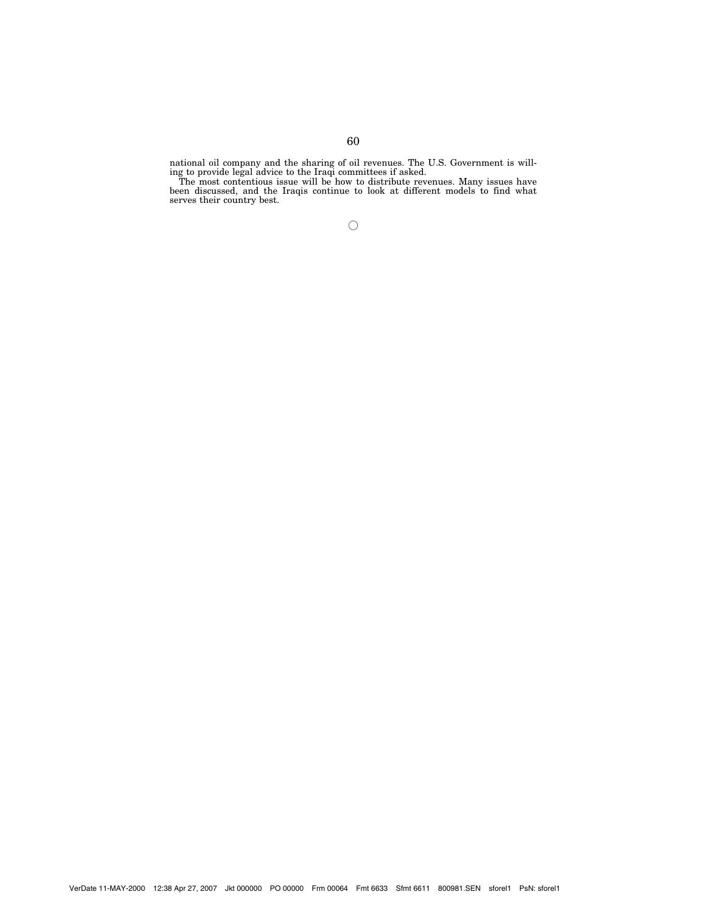national oil company and the sharing of oil revenues. The U.S. Government is willing to provide legal advice to the Iraqi committees if asked.

The most contentious issue will be how to distribute revenues. Many issues have been discussed, and the Iraqis continue to look at different models to find what serves their country best.

○